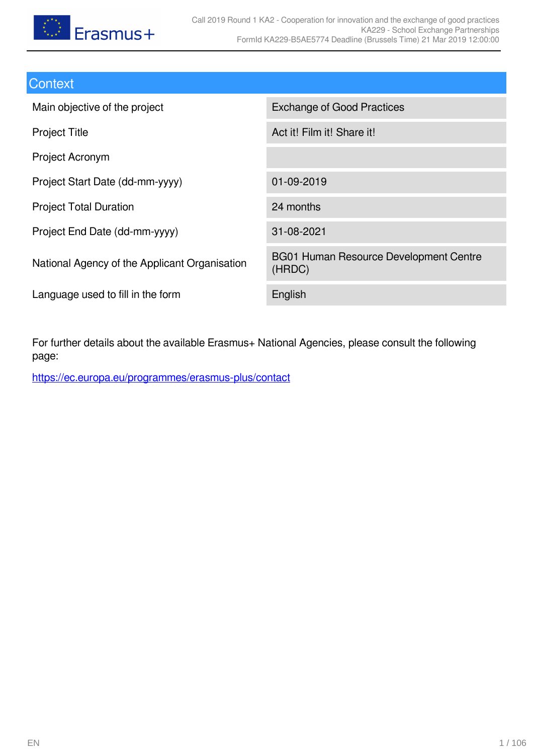## Context

| | |
|---|---|
| Main objective of the project | Exchange of Good Practices |
| Project Title | Act it! Film it! Share it! |
| Project Acronym | |
| Project Start Date (dd-mm-yyyy) | 01-09-2019 |
| Project Total Duration | 24 months |
| Project End Date (dd-mm-yyyy) | 31-08-2021 |
| National Agency of the Applicant Organisation | BG01 Human Resource Development Centre (HRDC) |
| Language used to fill in the form | English |

For further details about the available Erasmus+ National Agencies, please consult the following page:

https://ec.europa.eu/programmes/erasmus-plus/contact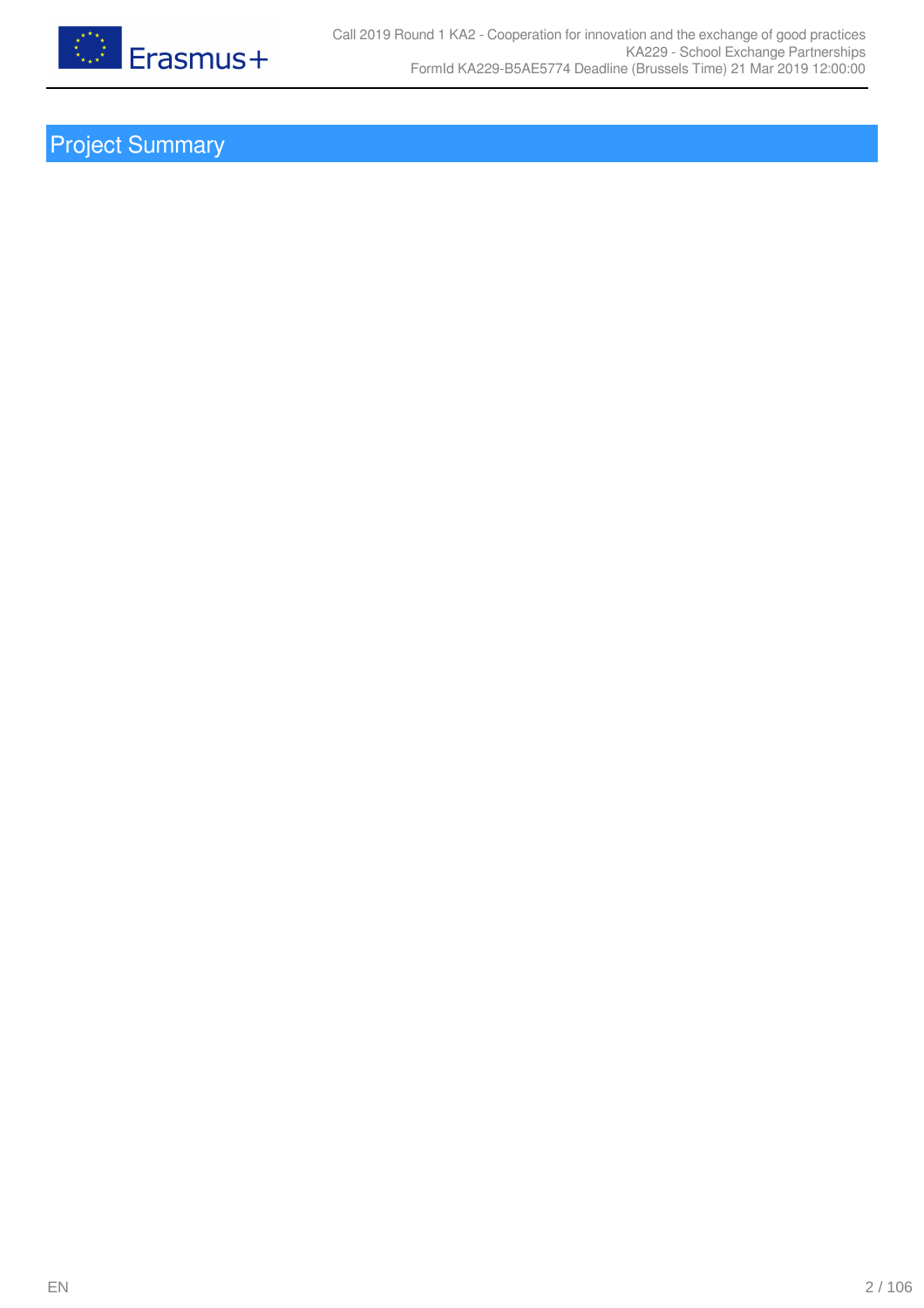# Project Summary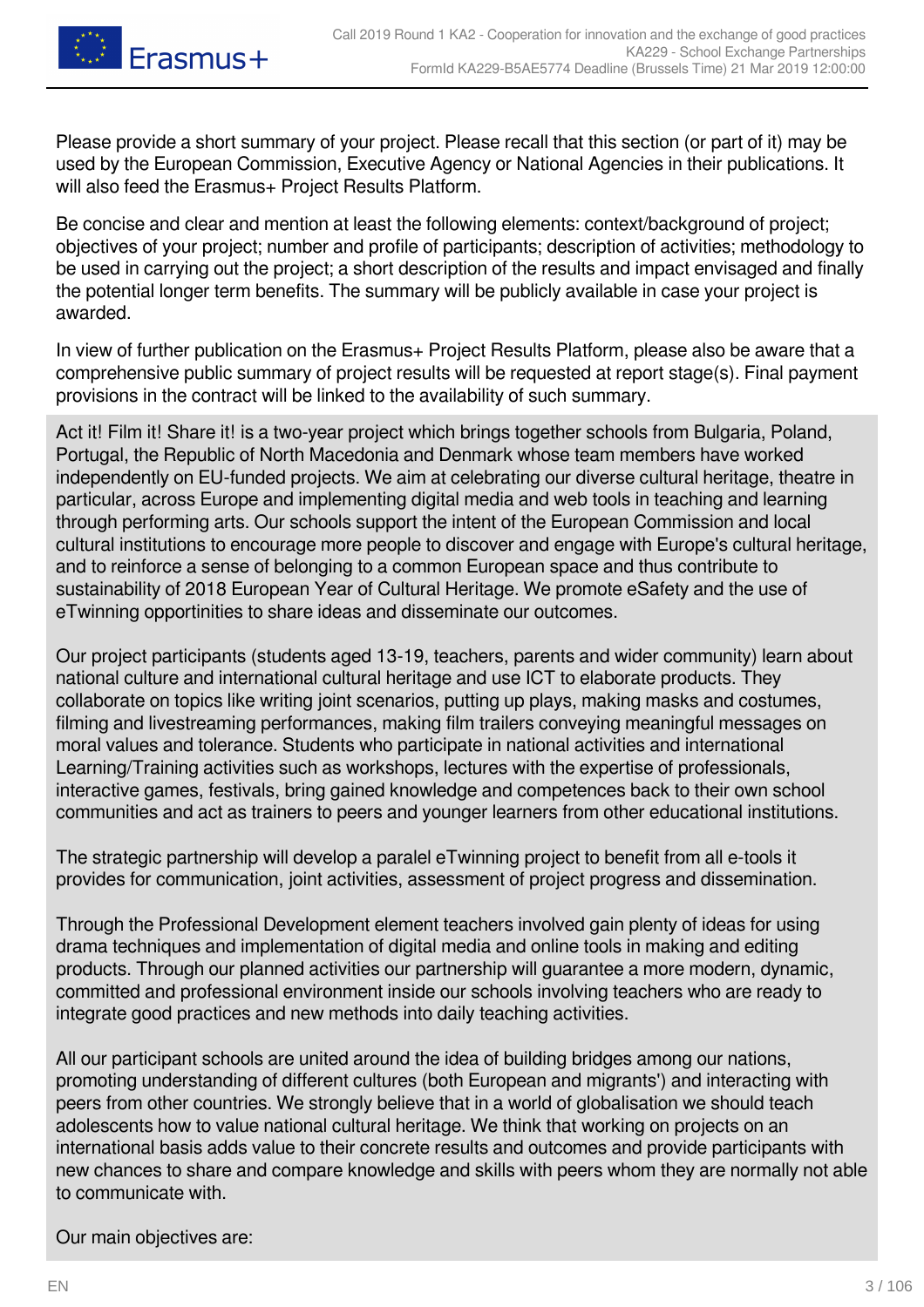Please provide a short summary of your project. Please recall that this section (or part of it) may be used by the European Commission, Executive Agency or National Agencies in their publications. It will also feed the Erasmus+ Project Results Platform.

Be concise and clear and mention at least the following elements: context/background of project; objectives of your project; number and profile of participants; description of activities; methodology to be used in carrying out the project; a short description of the results and impact envisaged and finally the potential longer term benefits. The summary will be publicly available in case your project is awarded.

In view of further publication on the Erasmus+ Project Results Platform, please also be aware that a comprehensive public summary of project results will be requested at report stage(s). Final payment provisions in the contract will be linked to the availability of such summary.

Act it! Film it! Share it! is a two-year project which brings together schools from Bulgaria, Poland, Portugal, the Republic of North Macedonia and Denmark whose team members have worked independently on EU-funded projects. We aim at celebrating our diverse cultural heritage, theatre in particular, across Europe and implementing digital media and web tools in teaching and learning through performing arts. Our schools support the intent of the European Commission and local cultural institutions to encourage more people to discover and engage with Europe's cultural heritage, and to reinforce a sense of belonging to a common European space and thus contribute to sustainability of 2018 European Year of Cultural Heritage. We promote eSafety and the use of eTwinning opportunities to share ideas and disseminate our outcomes.

Our project participants (students aged 13-19, teachers, parents and wider community) learn about national culture and international cultural heritage and use ICT to elaborate products. They collaborate on topics like writing joint scenarios, putting up plays, making masks and costumes, filming and livestreaming performances, making film trailers conveying meaningful messages on moral values and tolerance. Students who participate in national activities and international Learning/Training activities such as workshops, lectures with the expertise of professionals, interactive games, festivals, bring gained knowledge and competences back to their own school communities and act as trainers to peers and younger learners from other educational institutions.

The strategic partnership will develop a paralel eTwinning project to benefit from all e-tools it provides for communication, joint activities, assessment of project progress and dissemination.

Through the Professional Development element teachers involved gain plenty of ideas for using drama techniques and implementation of digital media and online tools in making and editing products. Through our planned activities our partnership will guarantee a more modern, dynamic, committed and professional environment inside our schools involving teachers who are ready to integrate good practices and new methods into daily teaching activities.

All our participant schools are united around the idea of building bridges among our nations, promoting understanding of different cultures (both European and migrants') and interacting with peers from other countries. We strongly believe that in a world of globalisation we should teach adolescents how to value national cultural heritage. We think that working on projects on an international basis adds value to their concrete results and outcomes and provide participants with new chances to share and compare knowledge and skills with peers whom they are normally not able to communicate with.

Our main objectives are: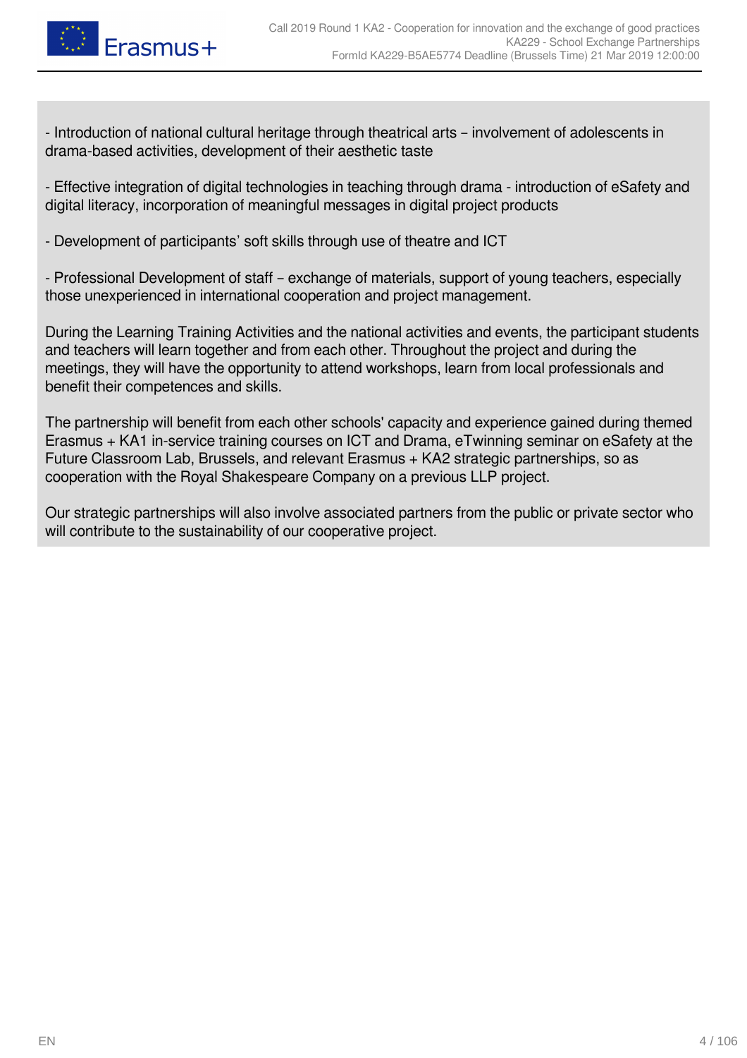- Introduction of national cultural heritage through theatrical arts – involvement of adolescents in drama-based activities, development of their aesthetic taste

- Effective integration of digital technologies in teaching through drama - introduction of eSafety and digital literacy, incorporation of meaningful messages in digital project products

- Development of participants' soft skills through use of theatre and ICT

- Professional Development of staff – exchange of materials, support of young teachers, especially those unexperienced in international cooperation and project management.

During the Learning Training Activities and the national activities and events, the participant students and teachers will learn together and from each other. Throughout the project and during the meetings, they will have the opportunity to attend workshops, learn from local professionals and benefit their competences and skills.

The partnership will benefit from each other schools' capacity and experience gained during themed Erasmus + KA1 in-service training courses on ICT and Drama, eTwinning seminar on eSafety at the Future Classroom Lab, Brussels, and relevant Erasmus + KA2 strategic partnerships, so as cooperation with the Royal Shakespeare Company on a previous LLP project.

Our strategic partnerships will also involve associated partners from the public or private sector who will contribute to the sustainability of our cooperative project.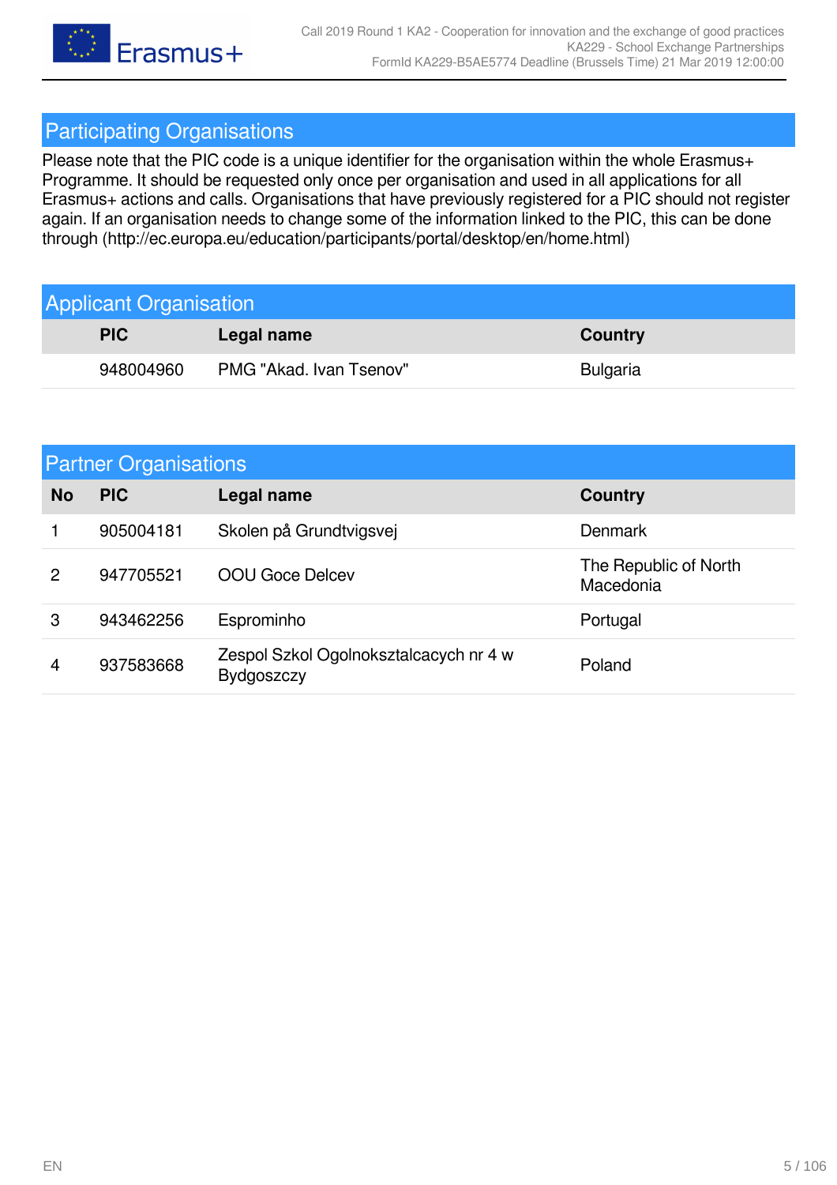## Participating Organisations

Please note that the PIC code is a unique identifier for the organisation within the whole Erasmus+ Programme. It should be requested only once per organisation and used in all applications for all Erasmus+ actions and calls. Organisations that have previously registered for a PIC should not register again. If an organisation needs to change some of the information linked to the PIC, this can be done through (http://ec.europa.eu/education/participants/portal/desktop/en/home.html)

### Applicant Organisation

| PIC | Legal name | Country |
|---|---|---|
| 948004960 | PMG "Akad. Ivan Tsenov" | Bulgaria |

### Partner Organisations

| No | PIC | Legal name | Country |
|---|---|---|---|
| 1 | 905004181 | Skolen på Grundtvigsvej | Denmark |
| 2 | 947705521 | OOU Goce Delcev | The Republic of North Macedonia |
| 3 | 943462256 | Esprominho | Portugal |
| 4 | 937583668 | Zespol Szkol Ogolnoksztalcacych nr 4 w Bydgoszczy | Poland |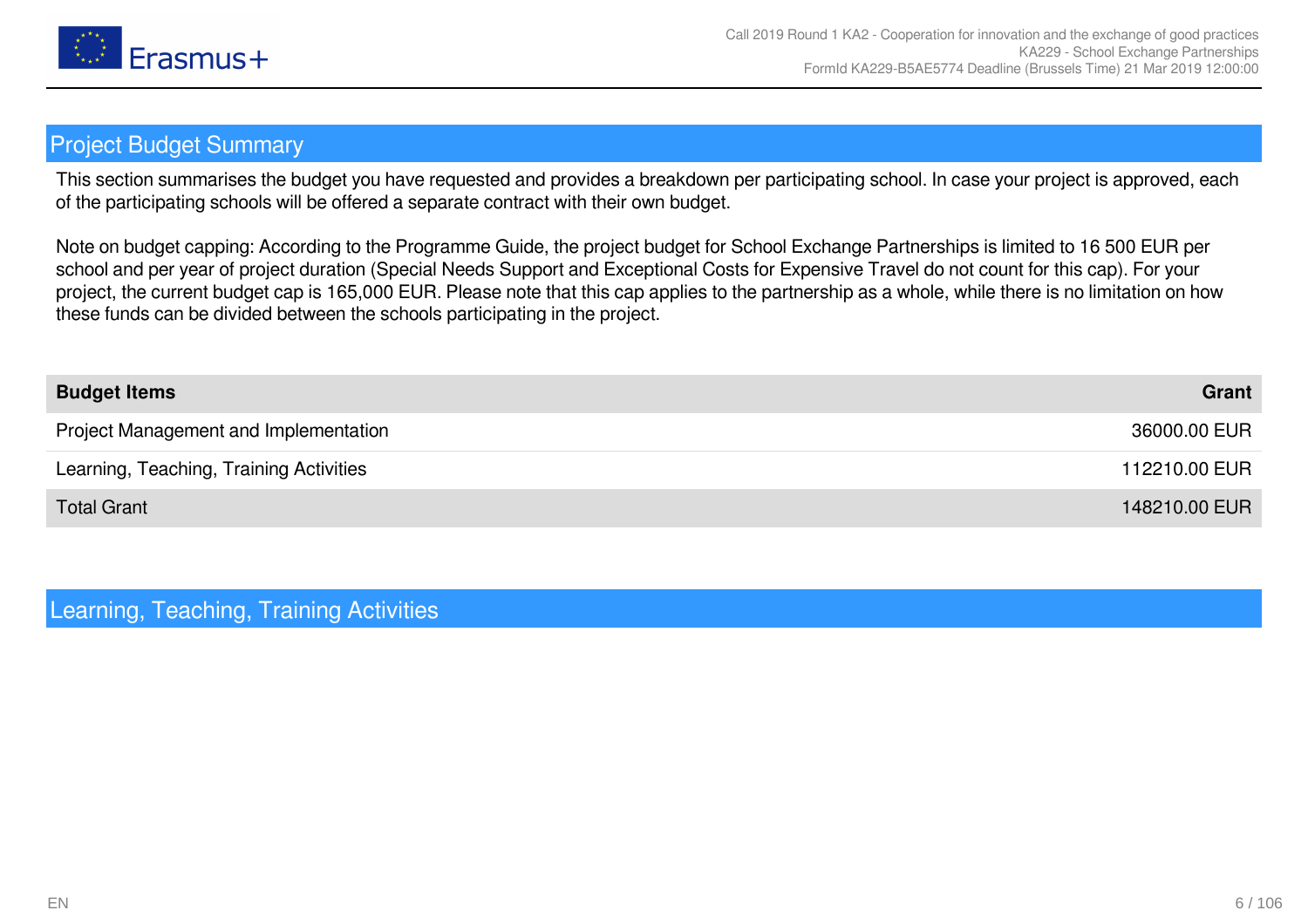## Project Budget Summary

This section summarises the budget you have requested and provides a breakdown per participating school. In case your project is approved, each of the participating schools will be offered a separate contract with their own budget.

Note on budget capping: According to the Programme Guide, the project budget for School Exchange Partnerships is limited to 16 500 EUR per school and per year of project duration (Special Needs Support and Exceptional Costs for Expensive Travel do not count for this cap). For your project, the current budget cap is 165,000 EUR. Please note that this cap applies to the partnership as a whole, while there is no limitation on how these funds can be divided between the schools participating in the project.

| **Budget Items** | **Grant** |
|---|---|
| Project Management and Implementation | 36000.00 EUR |
| Learning, Teaching, Training Activities | 112210.00 EUR |
| Total Grant | 148210.00 EUR |

## Learning, Teaching, Training Activities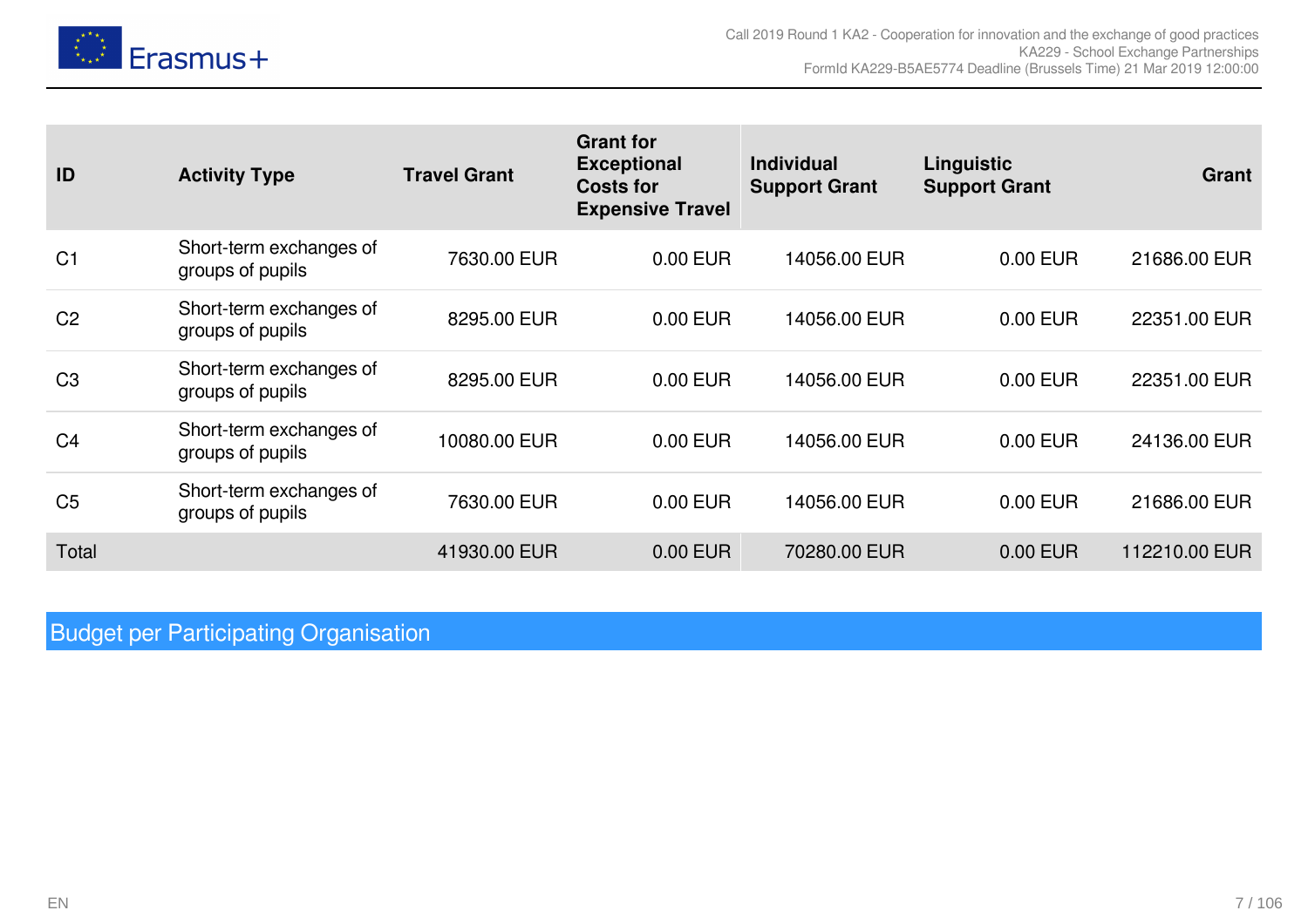| ID | Activity Type | Travel Grant | Grant for Exceptional Costs for Expensive Travel | Individual Support Grant | Linguistic Support Grant | Grant |
|---|---|---|---|---|---|---|
| C1 | Short-term exchanges of groups of pupils | 7630.00 EUR | 0.00 EUR | 14056.00 EUR | 0.00 EUR | 21686.00 EUR |
| C2 | Short-term exchanges of groups of pupils | 8295.00 EUR | 0.00 EUR | 14056.00 EUR | 0.00 EUR | 22351.00 EUR |
| C3 | Short-term exchanges of groups of pupils | 8295.00 EUR | 0.00 EUR | 14056.00 EUR | 0.00 EUR | 22351.00 EUR |
| C4 | Short-term exchanges of groups of pupils | 10080.00 EUR | 0.00 EUR | 14056.00 EUR | 0.00 EUR | 24136.00 EUR |
| C5 | Short-term exchanges of groups of pupils | 7630.00 EUR | 0.00 EUR | 14056.00 EUR | 0.00 EUR | 21686.00 EUR |
| Total | | 41930.00 EUR | 0.00 EUR | 70280.00 EUR | 0.00 EUR | 112210.00 EUR |

## Budget per Participating Organisation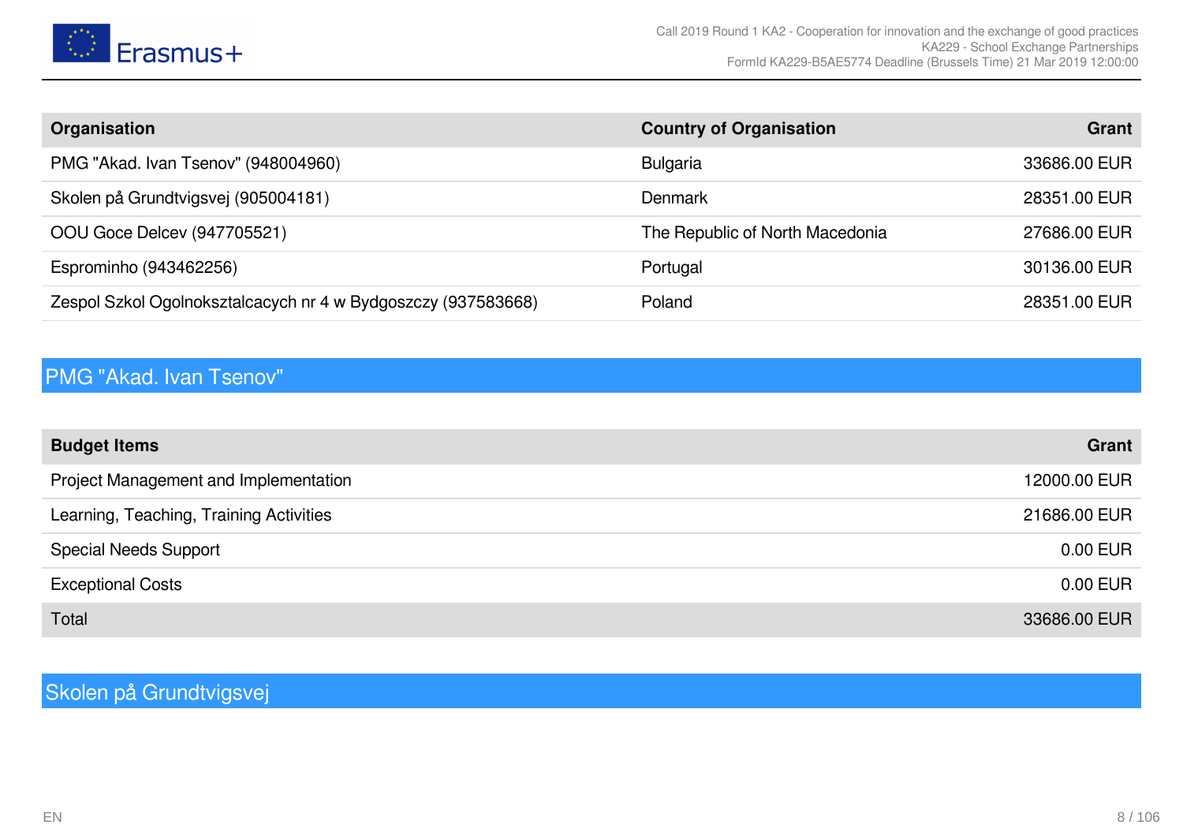| Organisation | Country of Organisation | Grant |
|---|---|---|
| PMG "Akad. Ivan Tsenov" (948004960) | Bulgaria | 33686.00 EUR |
| Skolen på Grundtvigsvej (905004181) | Denmark | 28351.00 EUR |
| OOU Goce Delcev (947705521) | The Republic of North Macedonia | 27686.00 EUR |
| Esprominho (943462256) | Portugal | 30136.00 EUR |
| Zespol Szkol Ogolnokszta lcacych nr 4 w Bydgoszczy (937583668) | Poland | 28351.00 EUR |

## PMG "Akad. Ivan Tsenov"

| Budget Items | Grant |
|---|---|
| Project Management and Implementation | 12000.00 EUR |
| Learning, Teaching, Training Activities | 21686.00 EUR |
| Special Needs Support | 0.00 EUR |
| Exceptional Costs | 0.00 EUR |
| Total | 33686.00 EUR |

## Skolen på Grundtvigsvej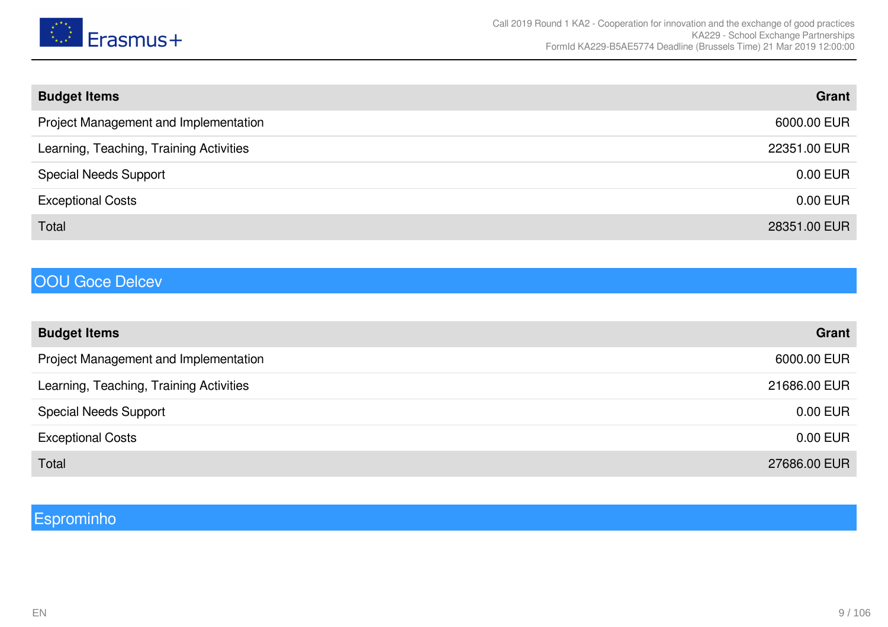| Budget Items | Grant |
|---|---|
| Project Management and Implementation | 6000.00 EUR |
| Learning, Teaching, Training Activities | 22351.00 EUR |
| Special Needs Support | 0.00 EUR |
| Exceptional Costs | 0.00 EUR |
| Total | 28351.00 EUR |

## OOU Goce Delcev

| Budget Items | Grant |
|---|---|
| Project Management and Implementation | 6000.00 EUR |
| Learning, Teaching, Training Activities | 21686.00 EUR |
| Special Needs Support | 0.00 EUR |
| Exceptional Costs | 0.00 EUR |
| Total | 27686.00 EUR |

## Esprominho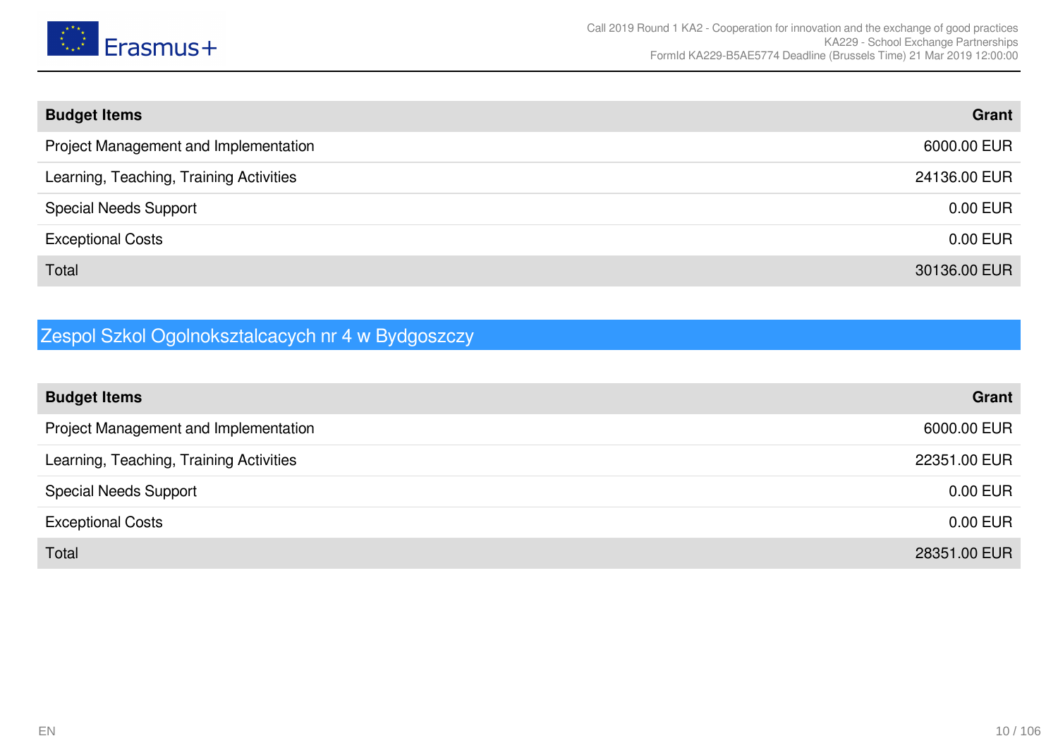| Budget Items | Grant |
|---|---|
| Project Management and Implementation | 6000.00 EUR |
| Learning, Teaching, Training Activities | 24136.00 EUR |
| Special Needs Support | 0.00 EUR |
| Exceptional Costs | 0.00 EUR |
| Total | 30136.00 EUR |

## Zespol Szkol Ogolnoksztalcacych nr 4 w Bydgoszczy

| Budget Items | Grant |
|---|---|
| Project Management and Implementation | 6000.00 EUR |
| Learning, Teaching, Training Activities | 22351.00 EUR |
| Special Needs Support | 0.00 EUR |
| Exceptional Costs | 0.00 EUR |
| Total | 28351.00 EUR |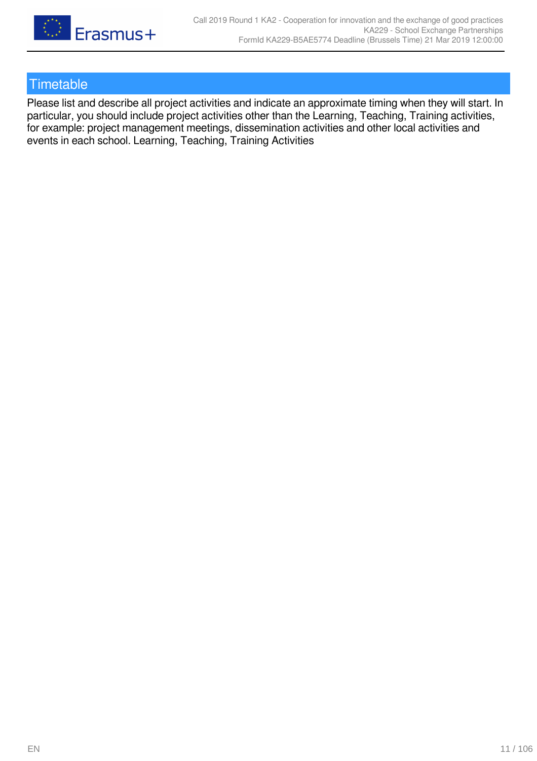## Timetable

Please list and describe all project activities and indicate an approximate timing when they will start. In particular, you should include project activities other than the Learning, Teaching, Training activities, for example: project management meetings, dissemination activities and other local activities and events in each school. Learning, Teaching, Training Activities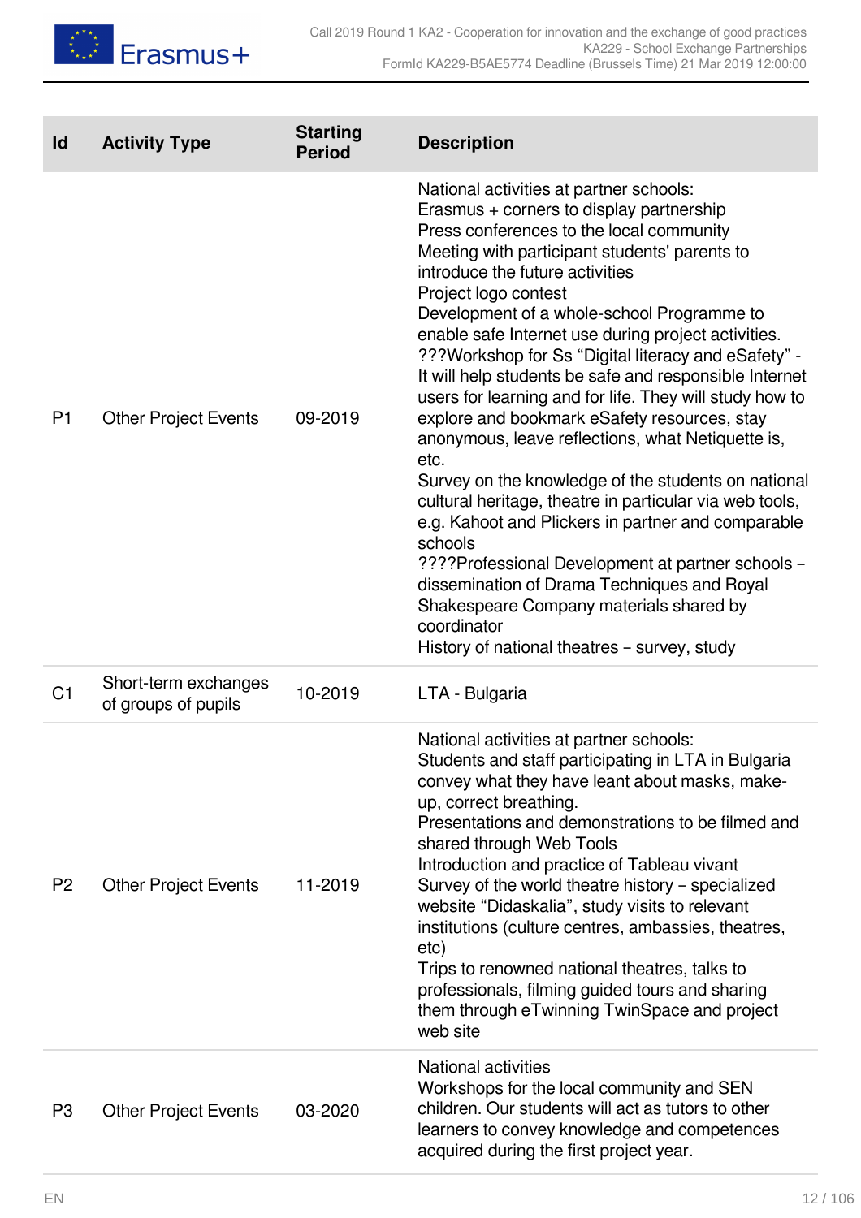| Id | Activity Type | Starting Period | Description |
|---|---|---|---|
| P1 | Other Project Events | 09-2019 | National activities at partner schools:<br>Erasmus + corners to display partnership<br>Press conferences to the local community<br>Meeting with participant students' parents to introduce the future activities<br>Project logo contest<br>Development of a whole-school Programme to enable safe Internet use during project activities.<br>???Workshop for Ss “Digital literacy and eSafety” - It will help students be safe and responsible Internet users for learning and for life. They will study how to explore and bookmark eSafety resources, stay anonymous, leave reflections, what Netiquette is, etc.<br>Survey on the knowledge of the students on national cultural heritage, theatre in particular via web tools, e.g. Kahoot and Plickers in partner and comparable schools<br>????Professional Development at partner schools – dissemination of Drama Techniques and Royal Shakespeare Company materials shared by coordinator<br>History of national theatres – survey, study |
| C1 | Short-term exchanges of groups of pupils | 10-2019 | LTA - Bulgaria |
| P2 | Other Project Events | 11-2019 | National activities at partner schools:<br>Students and staff participating in LTA in Bulgaria convey what they have leant about masks, make-up, correct breathing.<br>Presentations and demonstrations to be filmed and shared through Web Tools<br>Introduction and practice of Tableau vivant<br>Survey of the world theatre history – specialized website “Didaskalia”, study visits to relevant institutions (culture centres, ambassies, theatres, etc)<br>Trips to renowned national theatres, talks to professionals, filming guided tours and sharing them through eTwinning TwinSpace and project web site |
| P3 | Other Project Events | 03-2020 | National activities<br>Workshops for the local community and SEN children. Our students will act as tutors to other learners to convey knowledge and competences acquired during the first project year. |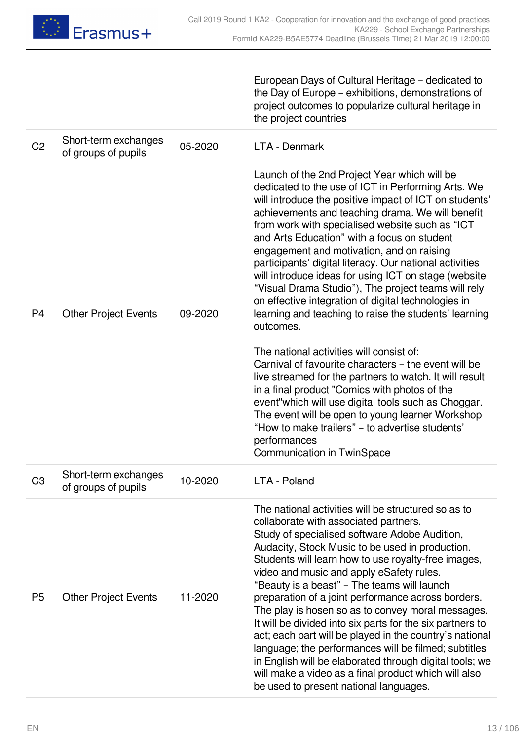| | | | |
|---|---|---|---|
| | | | European Days of Cultural Heritage – dedicated to the Day of Europe – exhibitions, demonstrations of project outcomes to popularize cultural heritage in the project countries |
| C2 | Short-term exchanges of groups of pupils | 05-2020 | LTA - Denmark |
| P4 | Other Project Events | 09-2020 | Launch of the 2nd Project Year which will be dedicated to the use of ICT in Performing Arts. We will introduce the positive impact of ICT on students' achievements and teaching drama. We will benefit from work with specialised website such as "ICT and Arts Education" with a focus on student engagement and motivation, and on raising participants' digital literacy. Our national activities will introduce ideas for using ICT on stage (website "Visual Drama Studio"), The project teams will rely on effective integration of digital technologies in learning and teaching to raise the students' learning outcomes.<br><br>The national activities will consist of:<br>Carnival of favourite characters – the event will be live streamed for the partners to watch. It will result in a final product "Comics with photos of the event"which will use digital tools such as Choggar. The event will be open to young learner Workshop "How to make trailers" – to advertise students' performances<br>Communication in TwinSpace |
| C3 | Short-term exchanges of groups of pupils | 10-2020 | LTA - Poland |
| P5 | Other Project Events | 11-2020 | The national activities will be structured so as to collaborate with associated partners.<br>Study of specialised software Adobe Audition, Audacity, Stock Music to be used in production. Students will learn how to use royalty-free images, video and music and apply eSafety rules.<br>"Beauty is a beast" – The teams will launch preparation of a joint performance across borders. The play is hosen so as to convey moral messages. It will be divided into six parts for the six partners to act; each part will be played in the country's national language; the performances will be filmed; subtitles in English will be elaborated through digital tools; we will make a video as a final product which will also be used to present national languages. |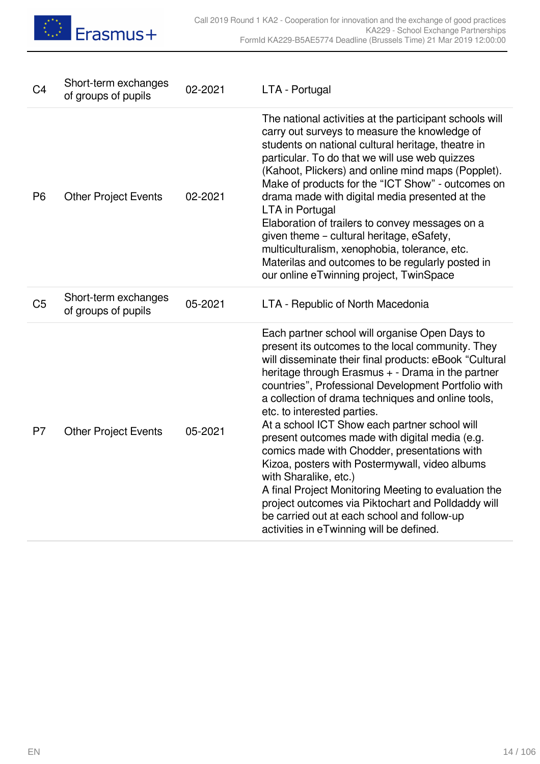| | | | |
|---|---|---|---|
| C4 | Short-term exchanges of groups of pupils | 02-2021 | LTA - Portugal |
| P6 | Other Project Events | 02-2021 | The national activities at the participant schools will carry out surveys to measure the knowledge of students on national cultural heritage, theatre in particular. To do that we will use web quizzes (Kahoot, Plickers) and online mind maps (Popplet).<br>Make of products for the "ICT Show" - outcomes on drama made with digital media presented at the LTA in Portugal<br>Elaboration of trailers to convey messages on a given theme – cultural heritage, eSafety, multiculturalism, xenophobia, tolerance, etc.<br>Materilas and outcomes to be regularly posted in our online eTwinning project, TwinSpace |
| C5 | Short-term exchanges of groups of pupils | 05-2021 | LTA - Republic of North Macedonia |
| P7 | Other Project Events | 05-2021 | Each partner school will organise Open Days to present its outcomes to the local community. They will disseminate their final products: eBook "Cultural heritage through Erasmus + - Drama in the partner countries", Professional Development Portfolio with a collection of drama techniques and online tools, etc. to interested parties.<br>At a school ICT Show each partner school will present outcomes made with digital media (e.g. comics made with Chodder, presentations with Kizoa, posters with Postermywall, video albums with Sharalike, etc.)<br>A final Project Monitoring Meeting to evaluation the project outcomes via Piktochart and Polldaddy will be carried out at each school and follow-up activities in eTwinning will be defined. |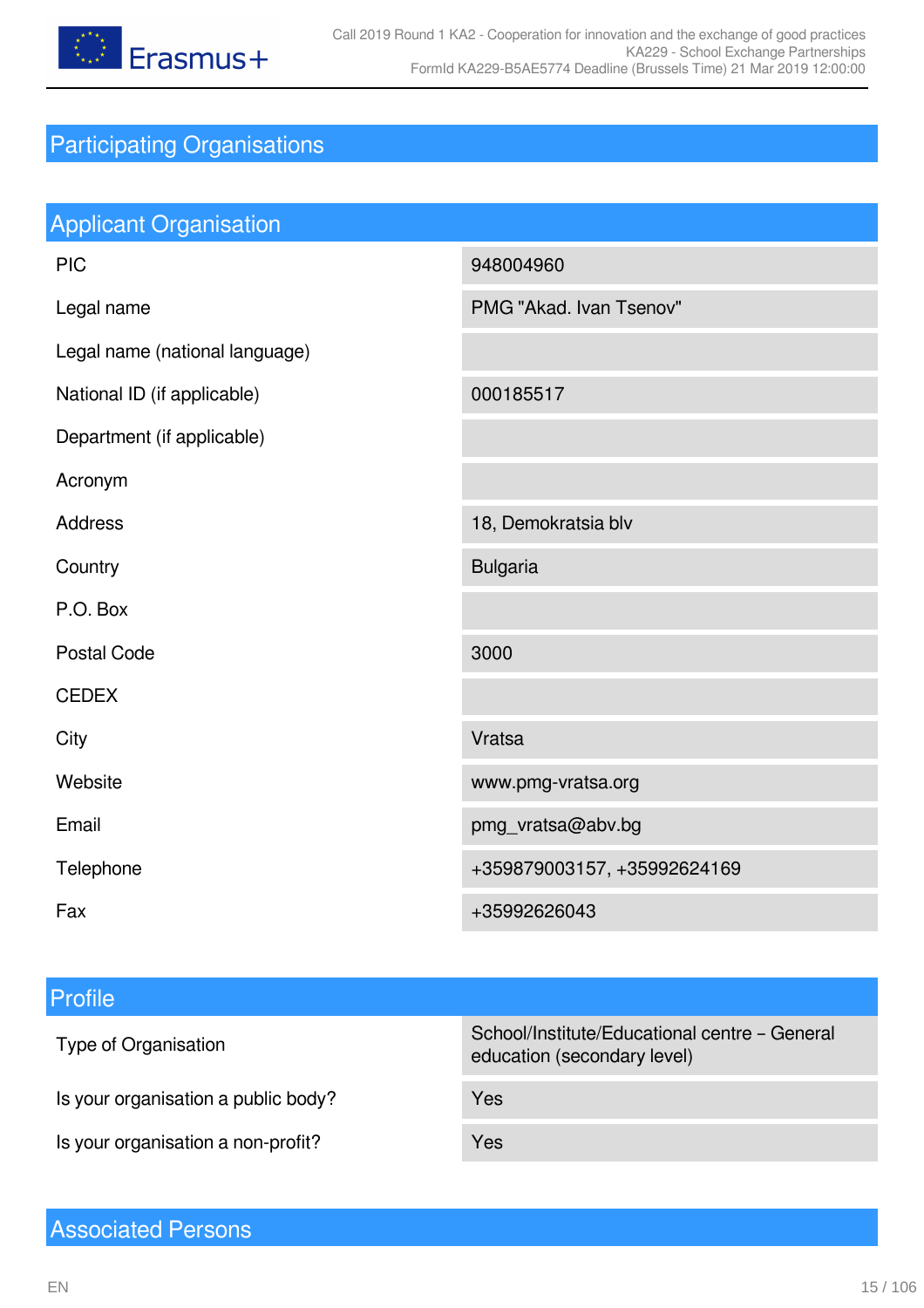# Participating Organisations

## Applicant Organisation

| | |
|---|---|
| PIC | 948004960 |
| Legal name | PMG "Akad. Ivan Tsenov" |
| Legal name (national language) | |
| National ID (if applicable) | 000185517 |
| Department (if applicable) | |
| Acronym | |
| Address | 18, Demokratsia blv |
| Country | Bulgaria |
| P.O. Box | |
| Postal Code | 3000 |
| CEDEX | |
| City | Vratsa |
| Website | www.pmg-vratsa.org |
| Email | pmg_vratsa@abv.bg |
| Telephone | +359879003157, +35992624169 |
| Fax | +35992626043 |

## Profile

| | |
|---|---|
| Type of Organisation | School/Institute/Educational centre – General education (secondary level) |
| Is your organisation a public body? | Yes |
| Is your organisation a non-profit? | Yes |

## Associated Persons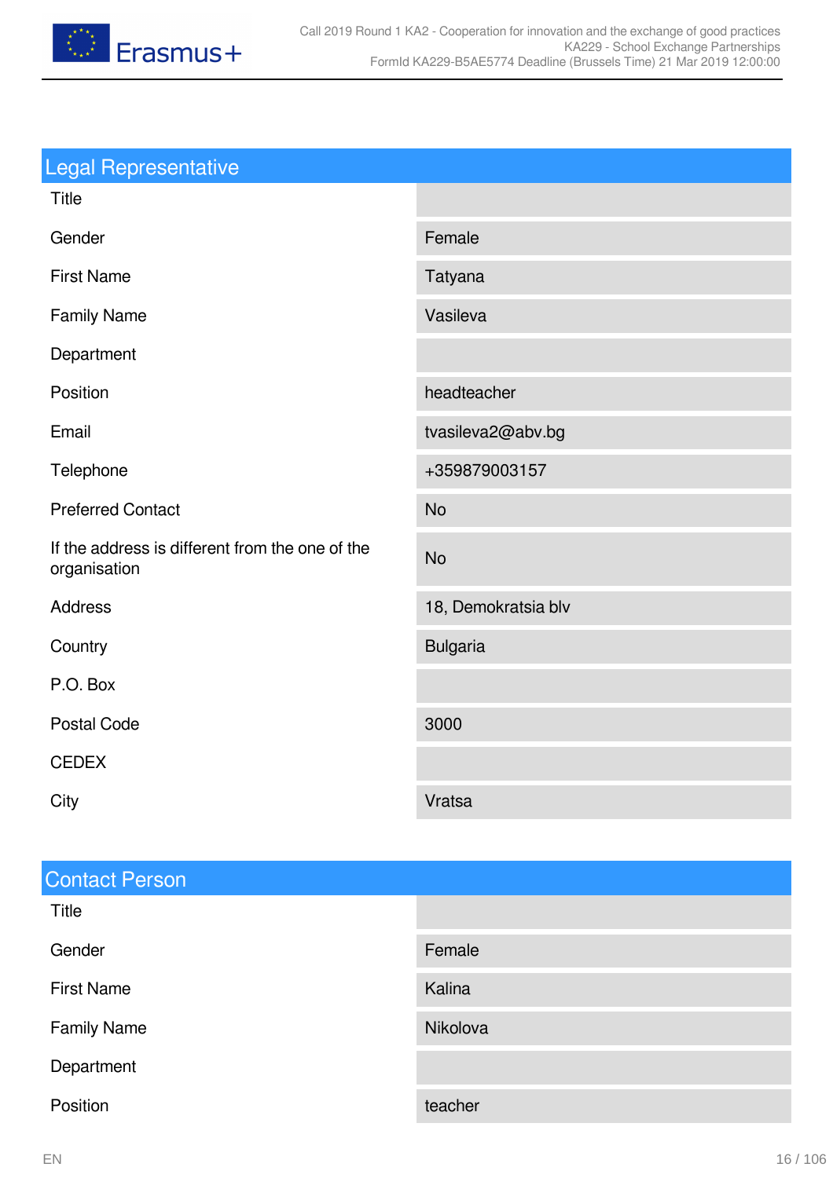## Legal Representative

| | |
|---|---|
| Title | |
| Gender | Female |
| First Name | Tatyana |
| Family Name | Vasileva |
| Department | |
| Position | headteacher |
| Email | tvasileva2@abv.bg |
| Telephone | +359879003157 |
| Preferred Contact | No |
| If the address is different from the one of the organisation | No |
| Address | 18, Demokratsia blv |
| Country | Bulgaria |
| P.O. Box | |
| Postal Code | 3000 |
| CEDEX | |
| City | Vratsa |

## Contact Person

| | |
|---|---|
| Title | |
| Gender | Female |
| First Name | Kalina |
| Family Name | Nikolova |
| Department | |
| Position | teacher |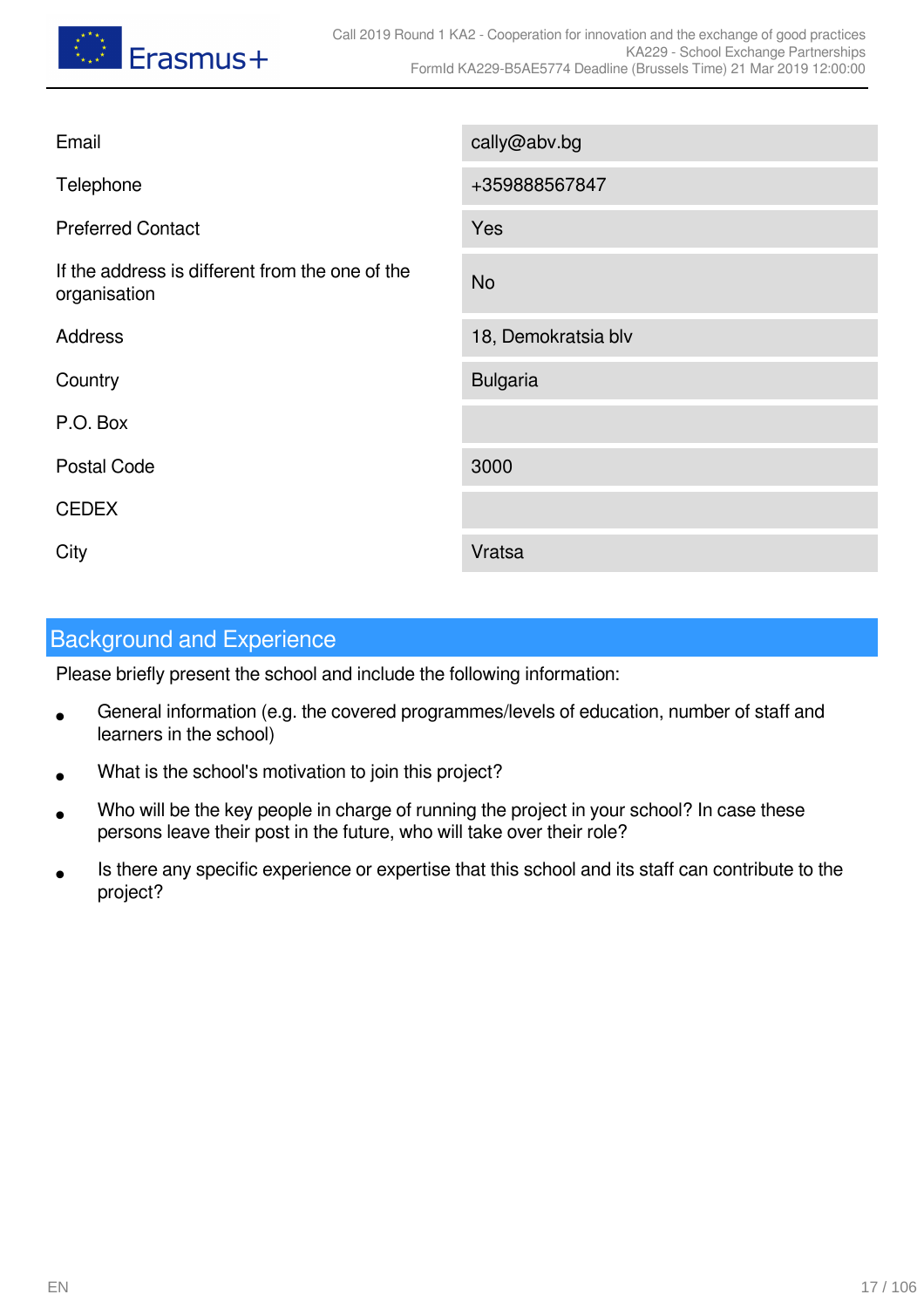| | |
|---|---|
| Email | cally@abv.bg |
| Telephone | +359888567847 |
| Preferred Contact | Yes |
| If the address is different from the one of the organisation | No |
| Address | 18, Demokratsia blv |
| Country | Bulgaria |
| P.O. Box | |
| Postal Code | 3000 |
| CEDEX | |
| City | Vratsa |

## Background and Experience

Please briefly present the school and include the following information:

- General information (e.g. the covered programmes/levels of education, number of staff and learners in the school)
- What is the school's motivation to join this project?
- Who will be the key people in charge of running the project in your school? In case these persons leave their post in the future, who will take over their role?
- Is there any specific experience or expertise that this school and its staff can contribute to the project?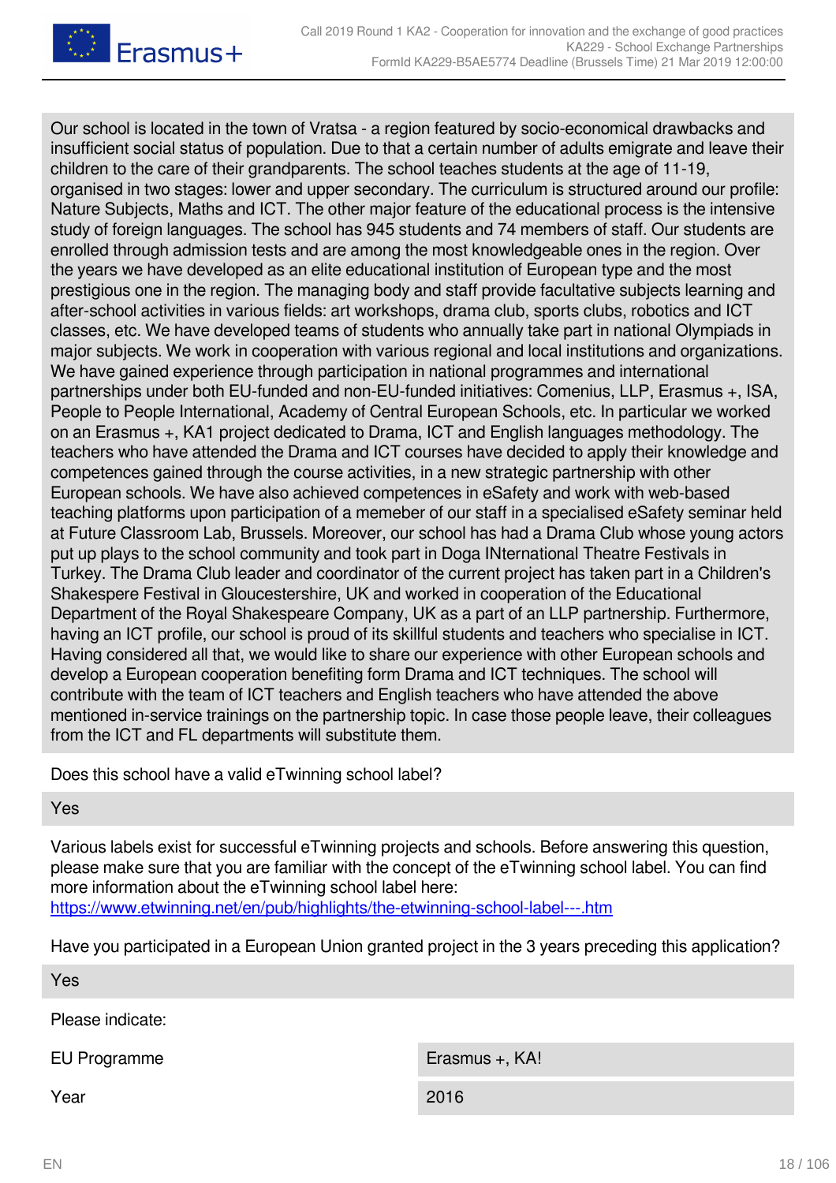Our school is located in the town of Vratsa - a region featured by socio-economical drawbacks and insufficient social status of population. Due to that a certain number of adults emigrate and leave their children to the care of their grandparents. The school teaches students at the age of 11-19, organised in two stages: lower and upper secondary. The curriculum is structured around our profile: Nature Subjects, Maths and ICT. The other major feature of the educational process is the intensive study of foreign languages. The school has 945 students and 74 members of staff. Our students are enrolled through admission tests and are among the most knowledgeable ones in the region. Over the years we have developed as an elite educational institution of European type and the most prestigious one in the region. The managing body and staff provide facultative subjects learning and after-school activities in various fields: art workshops, drama club, sports clubs, robotics and ICT classes, etc. We have developed teams of students who annually take part in national Olympiads in major subjects. We work in cooperation with various regional and local institutions and organizations. We have gained experience through participation in national programmes and international partnerships under both EU-funded and non-EU-funded initiatives: Comenius, LLP, Erasmus +, ISA, People to People International, Academy of Central European Schools, etc. In particular we worked on an Erasmus +, KA1 project dedicated to Drama, ICT and English languages methodology. The teachers who have attended the Drama and ICT courses have decided to apply their knowledge and competences gained through the course activities, in a new strategic partnership with other European schools. We have also achieved competences in eSafety and work with web-based teaching platforms upon participation of a memeber of our staff in a specialised eSafety seminar held at Future Classroom Lab, Brussels. Moreover, our school has had a Drama Club whose young actors put up plays to the school community and took part in Doga INternational Theatre Festivals in Turkey. The Drama Club leader and coordinator of the current project has taken part in a Children's Shakespere Festival in Gloucestershire, UK and worked in cooperation of the Educational Department of the Royal Shakespeare Company, UK as a part of an LLP partnership. Furthermore, having an ICT profile, our school is proud of its skillful students and teachers who specialise in ICT. Having considered all that, we would like to share our experience with other European schools and develop a European cooperation benefiting form Drama and ICT techniques. The school will contribute with the team of ICT teachers and English teachers who have attended the above mentioned in-service trainings on the partnership topic. In case those people leave, their colleagues from the ICT and FL departments will substitute them.

Does this school have a valid eTwinning school label?

Yes

Various labels exist for successful eTwinning projects and schools. Before answering this question, please make sure that you are familiar with the concept of the eTwinning school label. You can find more information about the eTwinning school label here:
https://www.etwinning.net/en/pub/highlights/the-etwinning-school-label---.htm

Have you participated in a European Union granted project in the 3 years preceding this application?

Yes

Please indicate:

| EU Programme | Erasmus +, KA! |
|---|---|
| Year | 2016 |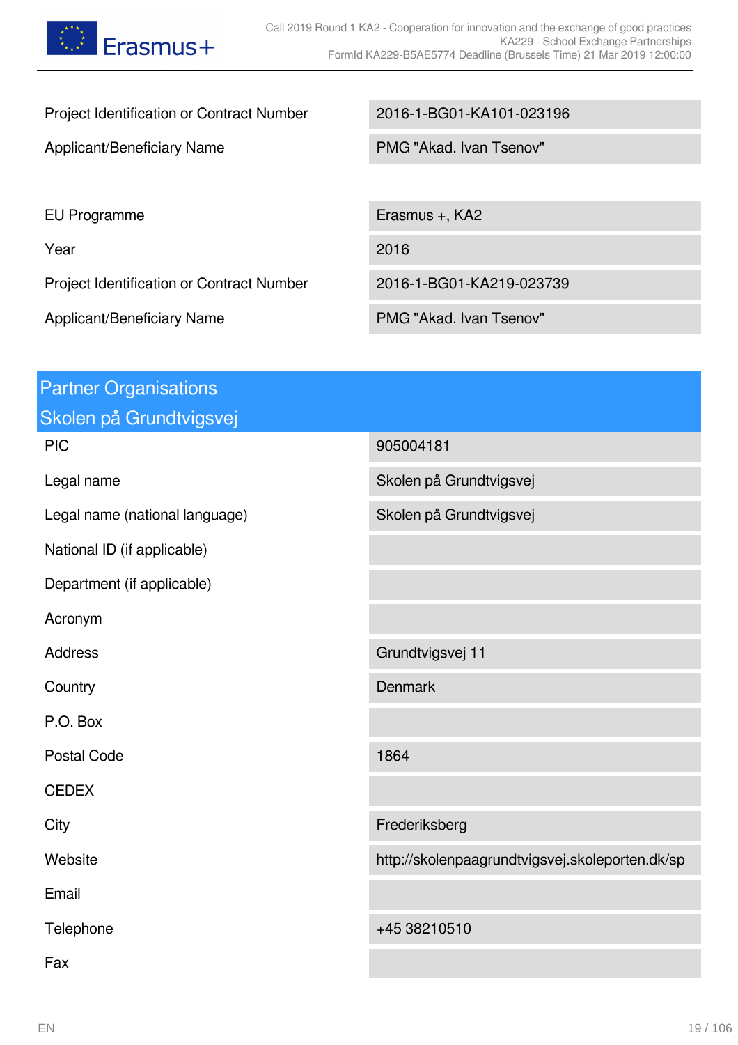| | |
|---|---|
| Project Identification or Contract Number | 2016-1-BG01-KA101-023196 |
| Applicant/Beneficiary Name | PMG "Akad. Ivan Tsenov" |

| | |
|---|---|
| EU Programme | Erasmus +, KA2 |
| Year | 2016 |
| Project Identification or Contract Number | 2016-1-BG01-KA219-023739 |
| Applicant/Beneficiary Name | PMG "Akad. Ivan Tsenov" |

## Partner Organisations

### Skolen på Grundtvigsvej

| | |
|---|---|
| PIC | 905004181 |
| Legal name | Skolen på Grundtvigsvej |
| Legal name (national language) | Skolen på Grundtvigsvej |
| National ID (if applicable) | |
| Department (if applicable) | |
| Acronym | |
| Address | Grundtvigsvej 11 |
| Country | Denmark |
| P.O. Box | |
| Postal Code | 1864 |
| CEDEX | |
| City | Frederiksberg |
| Website | http://skolenpaagrundtvigsvej.skoleporten.dk/sp |
| Email | |
| Telephone | +45 38210510 |
| Fax | |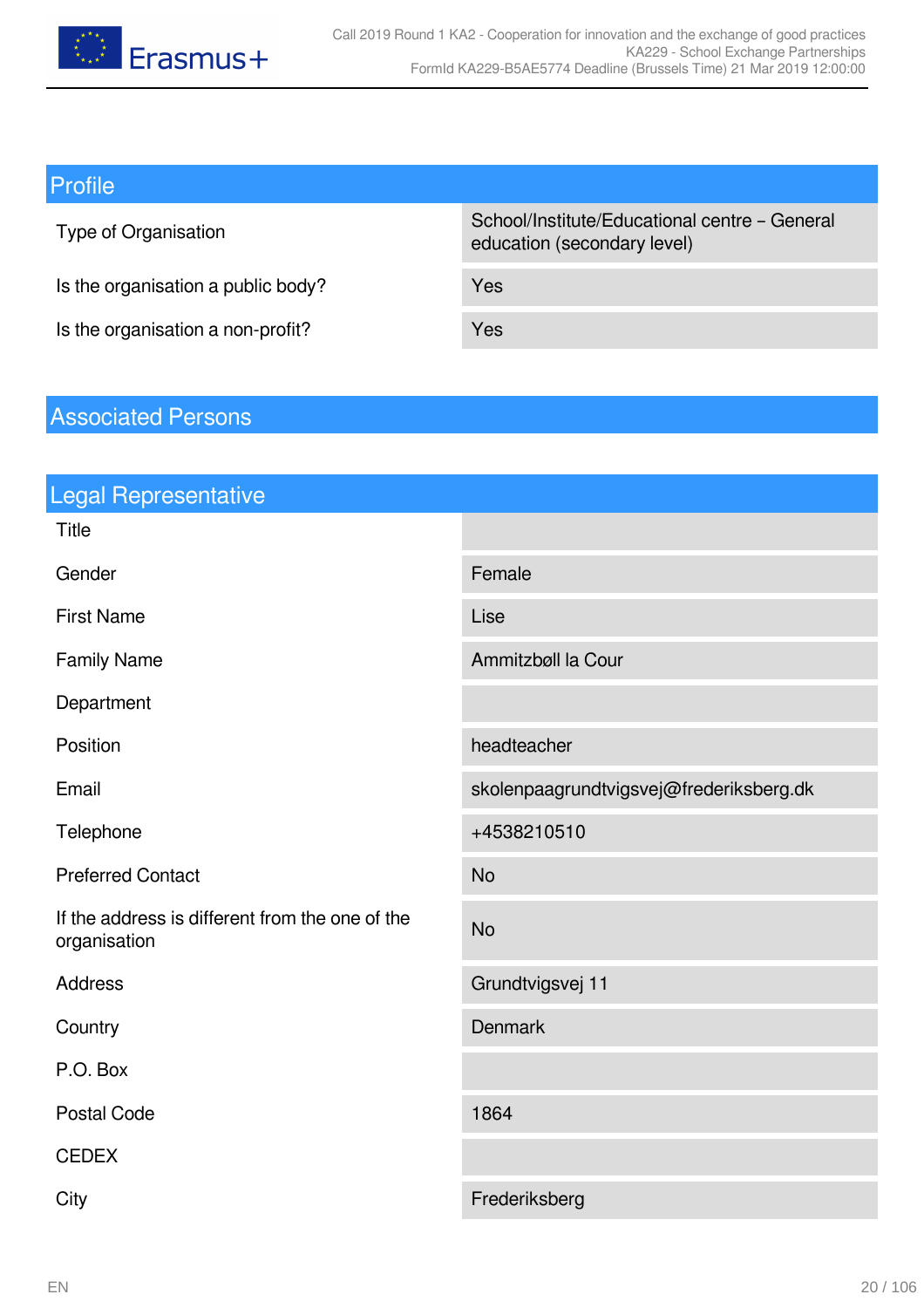## Profile

| | |
|---|---|
| Type of Organisation | School/Institute/Educational centre – General education (secondary level) |
| Is the organisation a public body? | Yes |
| Is the organisation a non-profit? | Yes |

## Associated Persons

## Legal Representative

| | |
|---|---|
| Title | |
| Gender | Female |
| First Name | Lise |
| Family Name | Ammitzbøll la Cour |
| Department | |
| Position | headteacher |
| Email | skolenpaagrundtvigsvej@frederiksberg.dk |
| Telephone | +4538210510 |
| Preferred Contact | No |
| If the address is different from the one of the organisation | No |
| Address | Grundtvigsvej 11 |
| Country | Denmark |
| P.O. Box | |
| Postal Code | 1864 |
| CEDEX | |
| City | Frederiksberg |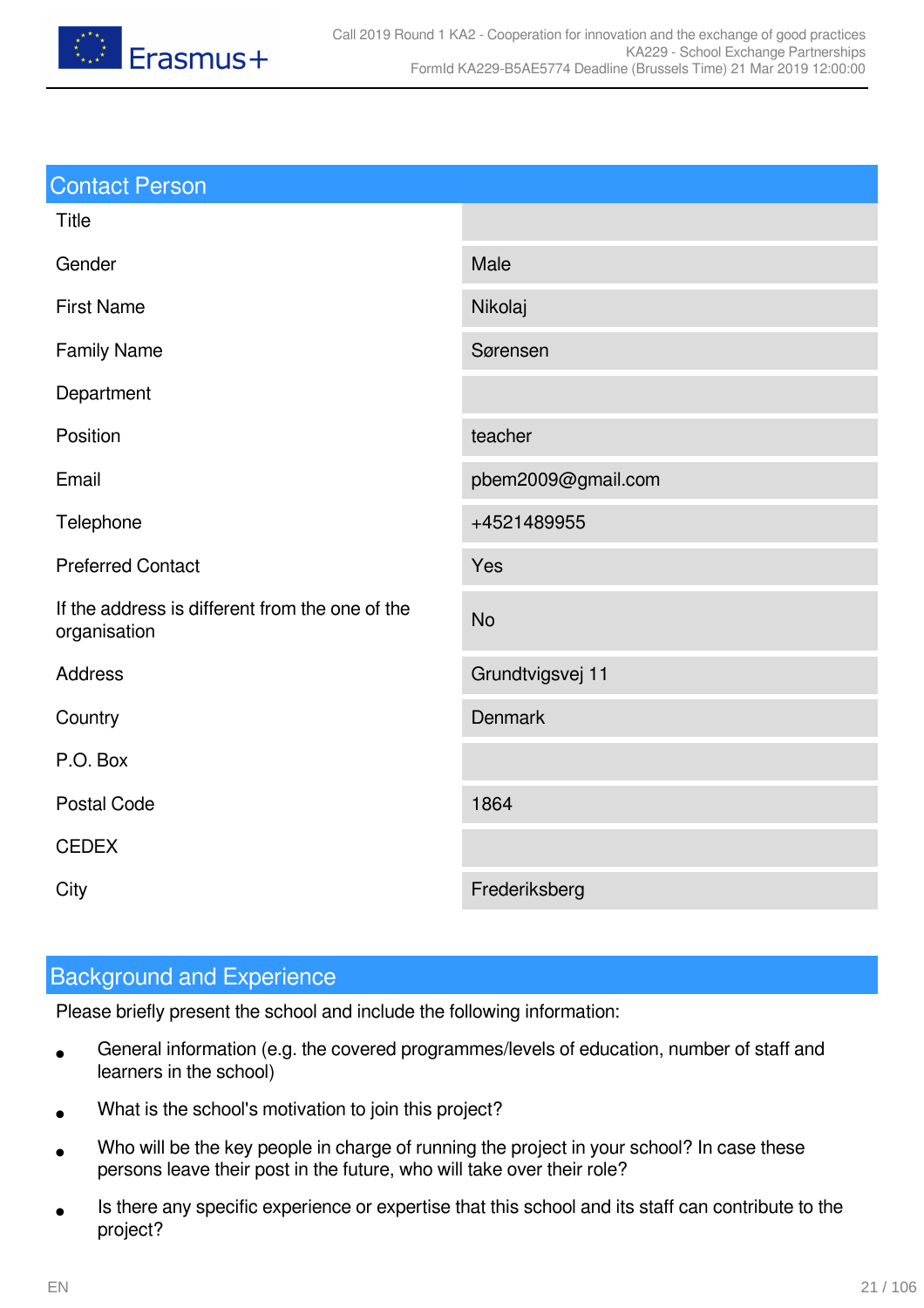## Contact Person

| | |
|---|---|
| Title | |
| Gender | Male |
| First Name | Nikolaj |
| Family Name | Sørensen |
| Department | |
| Position | teacher |
| Email | pbem2009@gmail.com |
| Telephone | +4521489955 |
| Preferred Contact | Yes |
| If the address is different from the one of the organisation | No |
| Address | Grundtvigsvej 11 |
| Country | Denmark |
| P.O. Box | |
| Postal Code | 1864 |
| CEDEX | |
| City | Frederiksberg |

## Background and Experience

Please briefly present the school and include the following information:

- General information (e.g. the covered programmes/levels of education, number of staff and learners in the school)
- What is the school's motivation to join this project?
- Who will be the key people in charge of running the project in your school? In case these persons leave their post in the future, who will take over their role?
- Is there any specific experience or expertise that this school and its staff can contribute to the project?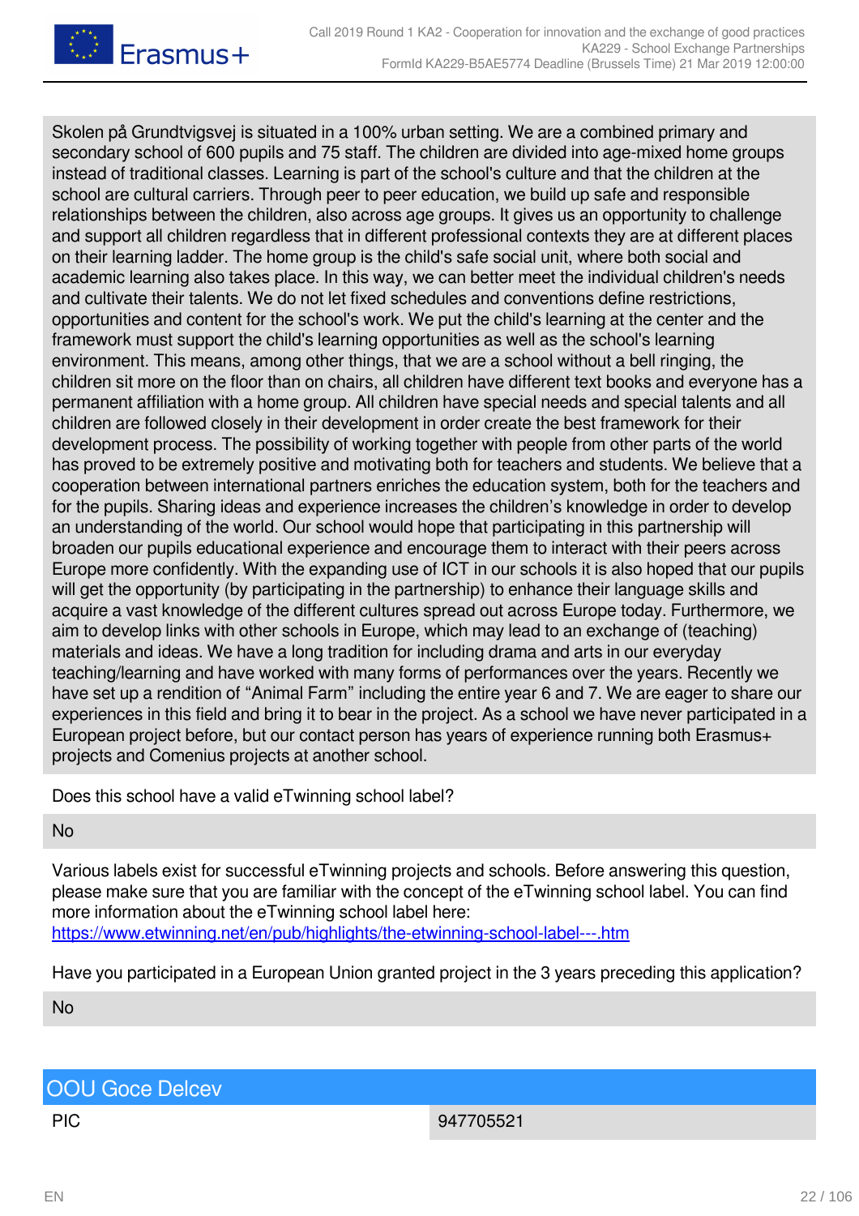Skolen på Grundtvigsvej is situated in a 100% urban setting. We are a combined primary and secondary school of 600 pupils and 75 staff. The children are divided into age-mixed home groups instead of traditional classes. Learning is part of the school's culture and that the children at the school are cultural carriers. Through peer to peer education, we build up safe and responsible relationships between the children, also across age groups. It gives us an opportunity to challenge and support all children regardless that in different professional contexts they are at different places on their learning ladder. The home group is the child's safe social unit, where both social and academic learning also takes place. In this way, we can better meet the individual children's needs and cultivate their talents. We do not let fixed schedules and conventions define restrictions, opportunities and content for the school's work. We put the child's learning at the center and the framework must support the child's learning opportunities as well as the school's learning environment. This means, among other things, that we are a school without a bell ringing, the children sit more on the floor than on chairs, all children have different text books and everyone has a permanent affiliation with a home group. All children have special needs and special talents and all children are followed closely in their development in order create the best framework for their development process. The possibility of working together with people from other parts of the world has proved to be extremely positive and motivating both for teachers and students. We believe that a cooperation between international partners enriches the education system, both for the teachers and for the pupils. Sharing ideas and experience increases the children’s knowledge in order to develop an understanding of the world. Our school would hope that participating in this partnership will broaden our pupils educational experience and encourage them to interact with their peers across Europe more confidently. With the expanding use of ICT in our schools it is also hoped that our pupils will get the opportunity (by participating in the partnership) to enhance their language skills and acquire a vast knowledge of the different cultures spread out across Europe today. Furthermore, we aim to develop links with other schools in Europe, which may lead to an exchange of (teaching) materials and ideas. We have a long tradition for including drama and arts in our everyday teaching/learning and have worked with many forms of performances over the years. Recently we have set up a rendition of “Animal Farm” including the entire year 6 and 7. We are eager to share our experiences in this field and bring it to bear in the project. As a school we have never participated in a European project before, but our contact person has years of experience running both Erasmus+ projects and Comenius projects at another school.

Does this school have a valid eTwinning school label?

No

Various labels exist for successful eTwinning projects and schools. Before answering this question, please make sure that you are familiar with the concept of the eTwinning school label. You can find more information about the eTwinning school label here:
https://www.etwinning.net/en/pub/highlights/the-etwinning-school-label---.htm

Have you participated in a European Union granted project in the 3 years preceding this application?

No

## OOU Goce Delcev

| PIC | 947705521 |
|---|---|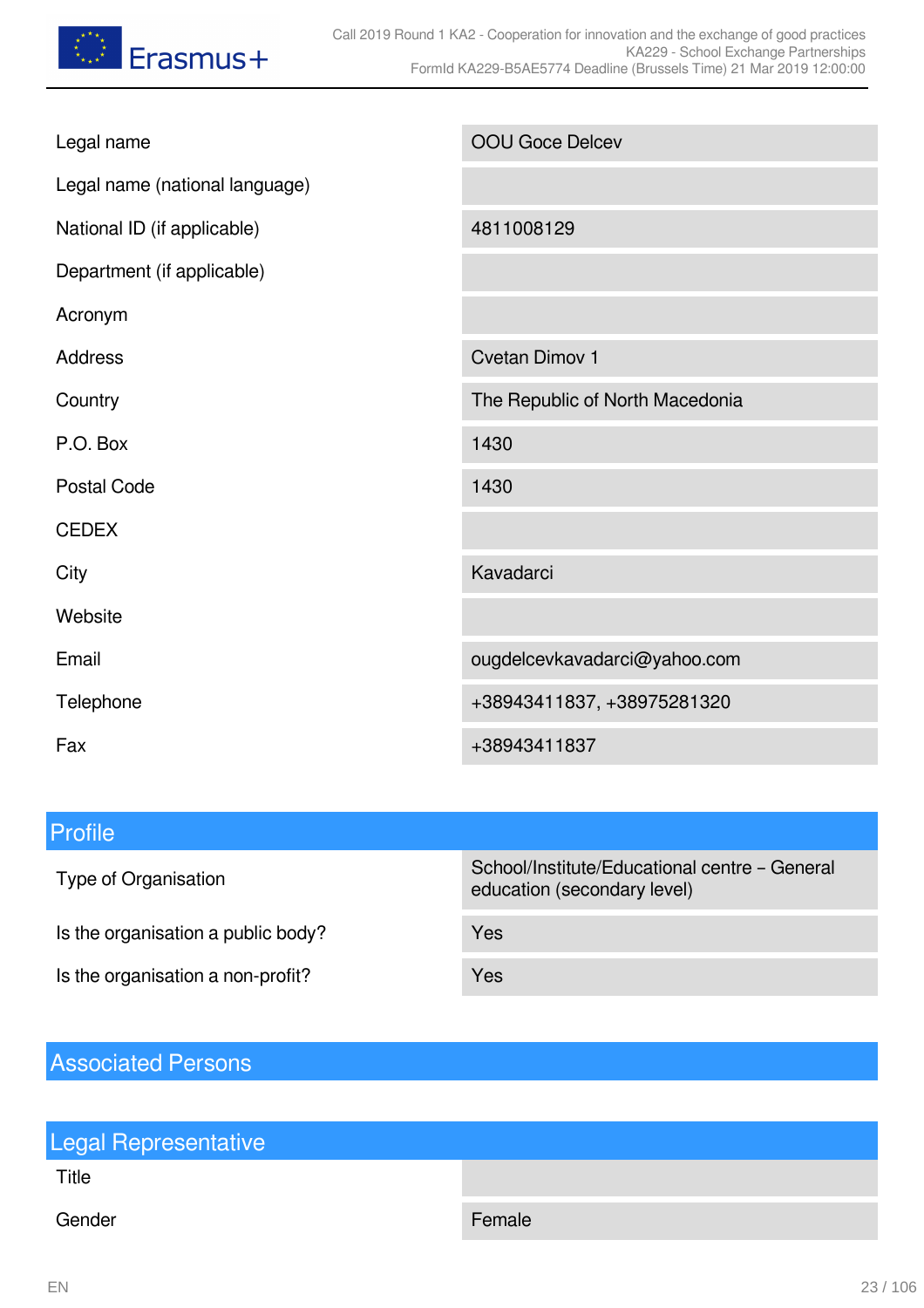| | |
|---|---|
| Legal name | OOU Goce Delcev |
| Legal name (national language) | |
| National ID (if applicable) | 4811008129 |
| Department (if applicable) | |
| Acronym | |
| Address | Cvetan Dimov 1 |
| Country | The Republic of North Macedonia |
| P.O. Box | 1430 |
| Postal Code | 1430 |
| CEDEX | |
| City | Kavadarci |
| Website | |
| Email | ougdelcevkavadarci@yahoo.com |
| Telephone | +38943411837, +38975281320 |
| Fax | +38943411837 |

## Profile

| | |
|---|---|
| Type of Organisation | School/Institute/Educational centre – General education (secondary level) |
| Is the organisation a public body? | Yes |
| Is the organisation a non-profit? | Yes |

## Associated Persons

## Legal Representative

| | |
|---|---|
| Title | |
| Gender | Female |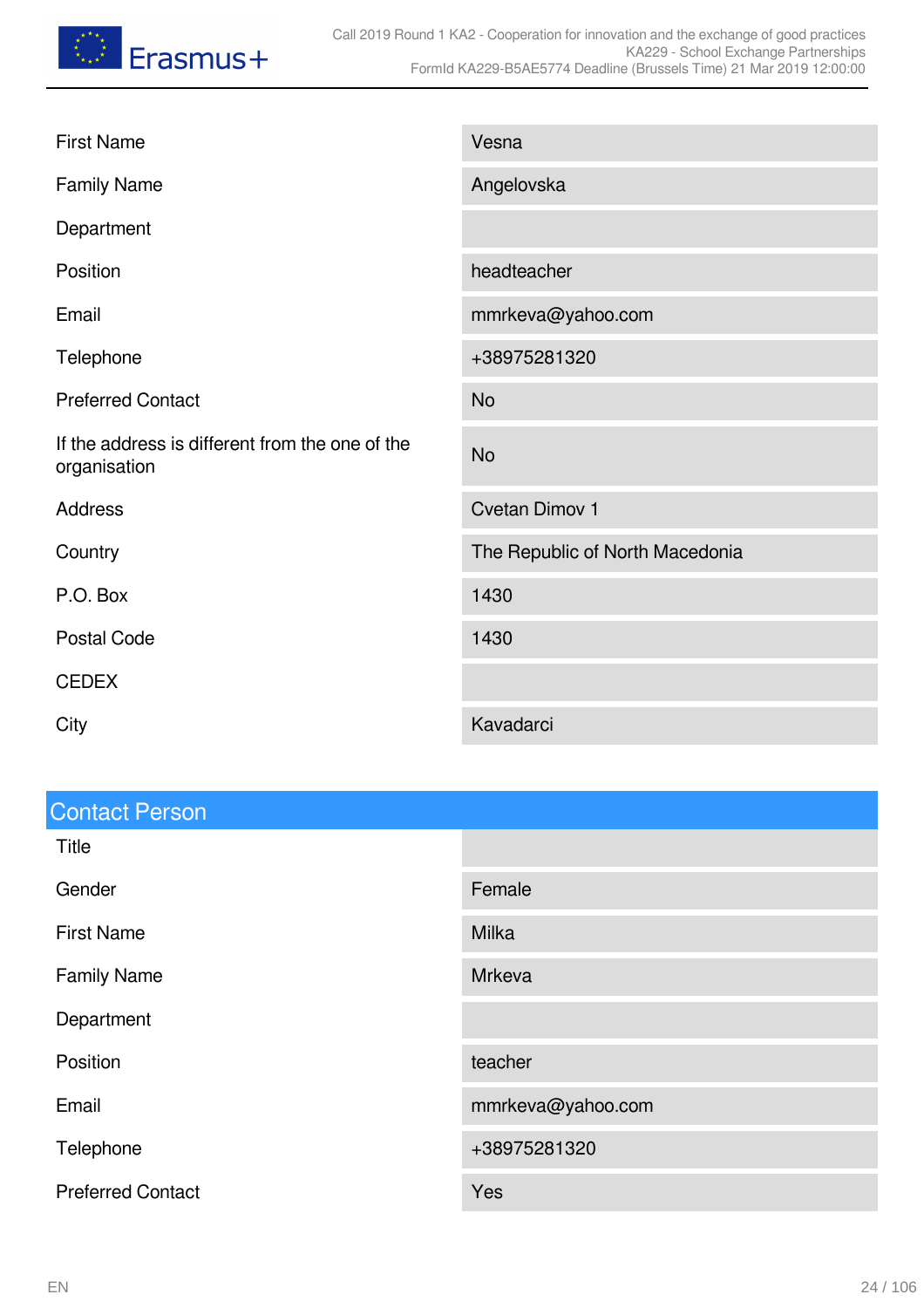| | |
|---|---|
| First Name | Vesna |
| Family Name | Angelovska |
| Department | |
| Position | headteacher |
| Email | mmrkeva@yahoo.com |
| Telephone | +38975281320 |
| Preferred Contact | No |
| If the address is different from the one of the organisation | No |
| Address | Cvetan Dimov 1 |
| Country | The Republic of North Macedonia |
| P.O. Box | 1430 |
| Postal Code | 1430 |
| CEDEX | |
| City | Kavadarci |

## Contact Person

| | |
|---|---|
| Title | |
| Gender | Female |
| First Name | Milka |
| Family Name | Mrkeva |
| Department | |
| Position | teacher |
| Email | mmrkeva@yahoo.com |
| Telephone | +38975281320 |
| Preferred Contact | Yes |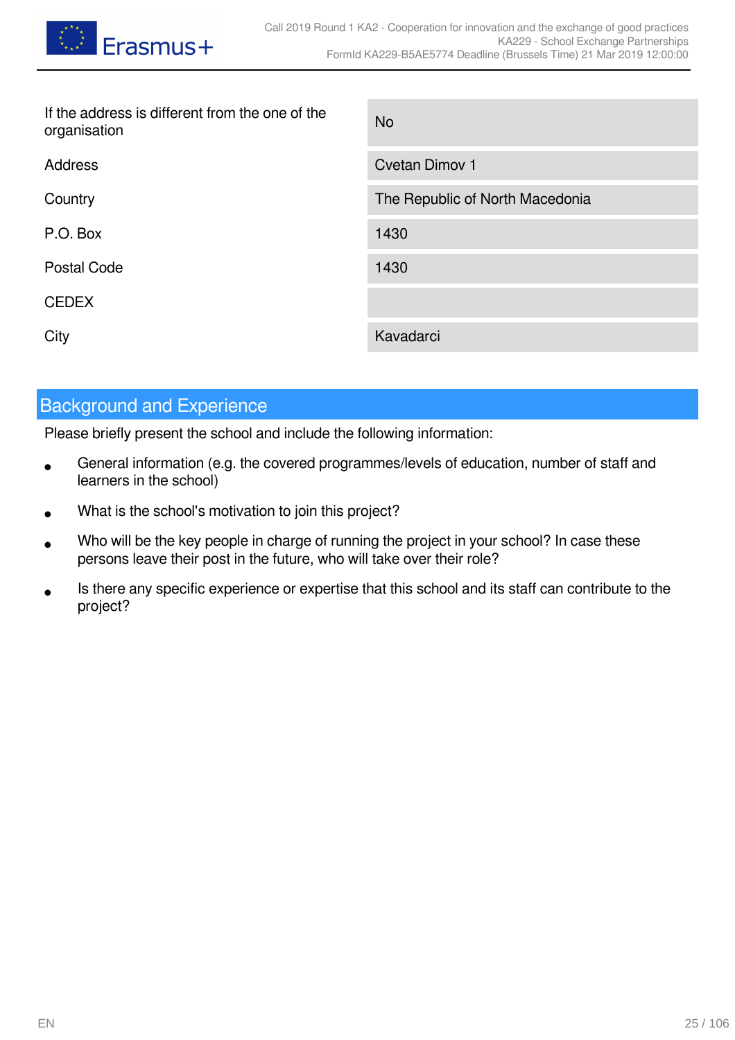| | |
|---|---|
| If the address is different from the one of the organisation | No |
| Address | Cvetan Dimov 1 |
| Country | The Republic of North Macedonia |
| P.O. Box | 1430 |
| Postal Code | 1430 |
| CEDEX | |
| City | Kavadarci |

## Background and Experience

Please briefly present the school and include the following information:

- General information (e.g. the covered programmes/levels of education, number of staff and learners in the school)
- What is the school's motivation to join this project?
- Who will be the key people in charge of running the project in your school? In case these persons leave their post in the future, who will take over their role?
- Is there any specific experience or expertise that this school and its staff can contribute to the project?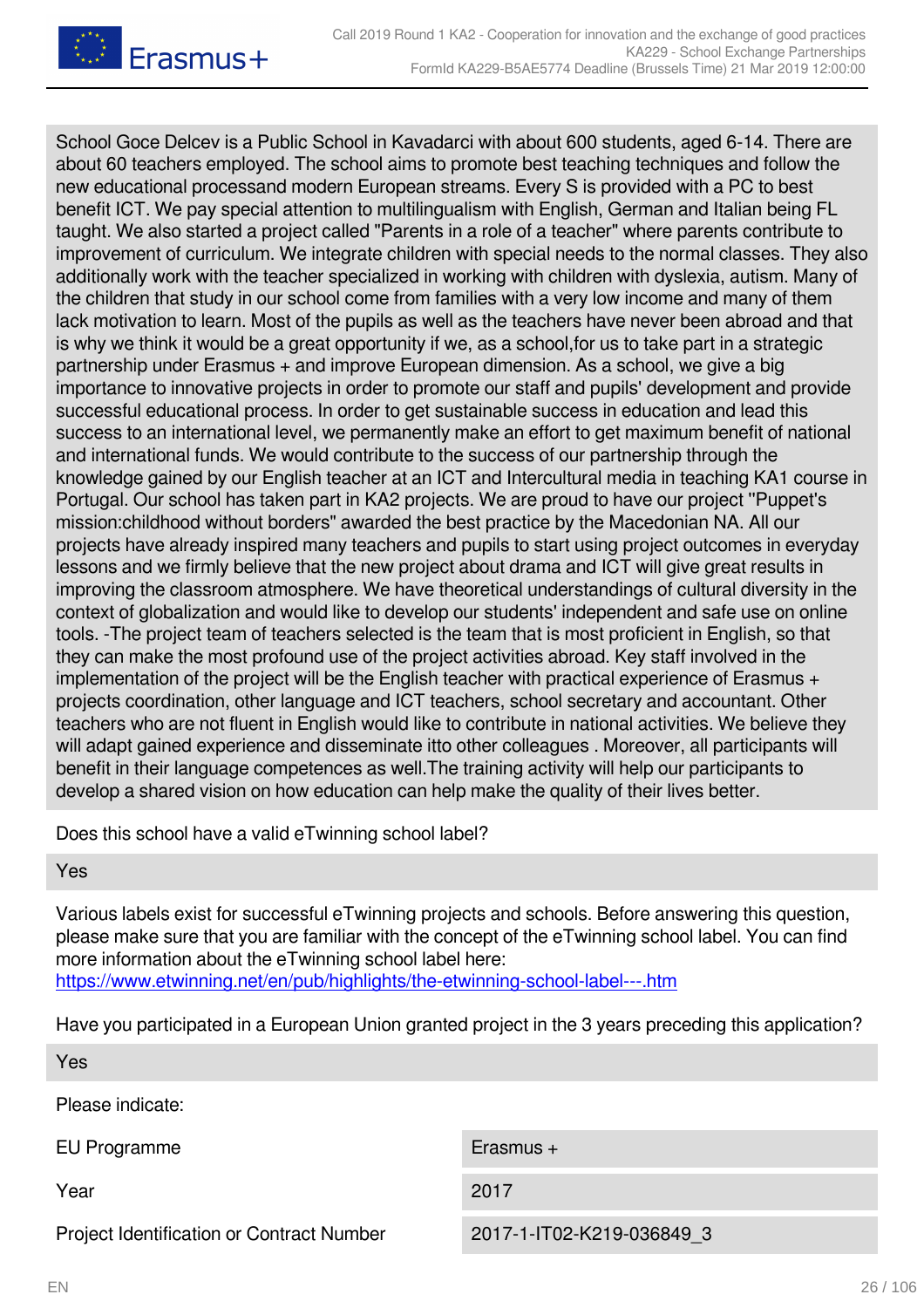School Goce Delcev is a Public School in Kavadarci with about 600 students, aged 6-14. There are about 60 teachers employed. The school aims to promote best teaching techniques and follow the new educational processand modern European streams. Every S is provided with a PC to best benefit ICT. We pay special attention to multilingualism with English, German and Italian being FL taught. We also started a project called "Parents in a role of a teacher" where parents contribute to improvement of curriculum. We integrate children with special needs to the normal classes. They also additionally work with the teacher specialized in working with children with dyslexia, autism. Many of the children that study in our school come from families with a very low income and many of them lack motivation to learn. Most of the pupils as well as the teachers have never been abroad and that is why we think it would be a great opportunity if we, as a school,for us to take part in a strategic partnership under Erasmus + and improve European dimension. As a school, we give a big importance to innovative projects in order to promote our staff and pupils' development and provide successful educational process. In order to get sustainable success in education and lead this success to an international level, we permanently make an effort to get maximum benefit of national and international funds. We would contribute to the success of our partnership through the knowledge gained by our English teacher at an ICT and Intercultural media in teaching KA1 course in Portugal. Our school has taken part in KA2 projects. We are proud to have our project "Puppet's mission:childhood without borders" awarded the best practice by the Macedonian NA. All our projects have already inspired many teachers and pupils to start using project outcomes in everyday lessons and we firmly believe that the new project about drama and ICT will give great results in improving the classroom atmosphere. We have theoretical understandings of cultural diversity in the context of globalization and would like to develop our students' independent and safe use on online tools. -The project team of teachers selected is the team that is most proficient in English, so that they can make the most profound use of the project activities abroad. Key staff involved in the implementation of the project will be the English teacher with practical experience of Erasmus + projects coordination, other language and ICT teachers, school secretary and accountant. Other teachers who are not fluent in English would like to contribute in national activities. We believe they will adapt gained experience and disseminate itto other colleagues . Moreover, all participants will benefit in their language competences as well.The training activity will help our participants to develop a shared vision on how education can help make the quality of their lives better.

Does this school have a valid eTwinning school label?

Yes

Various labels exist for successful eTwinning projects and schools. Before answering this question, please make sure that you are familiar with the concept of the eTwinning school label. You can find more information about the eTwinning school label here:
https://www.etwinning.net/en/pub/highlights/the-etwinning-school-label---.htm

Have you participated in a European Union granted project in the 3 years preceding this application?

Yes

Please indicate:

| EU Programme | Erasmus + |
|---|---|
| Year | 2017 |
| Project Identification or Contract Number | 2017-1-IT02-K219-036849_3 |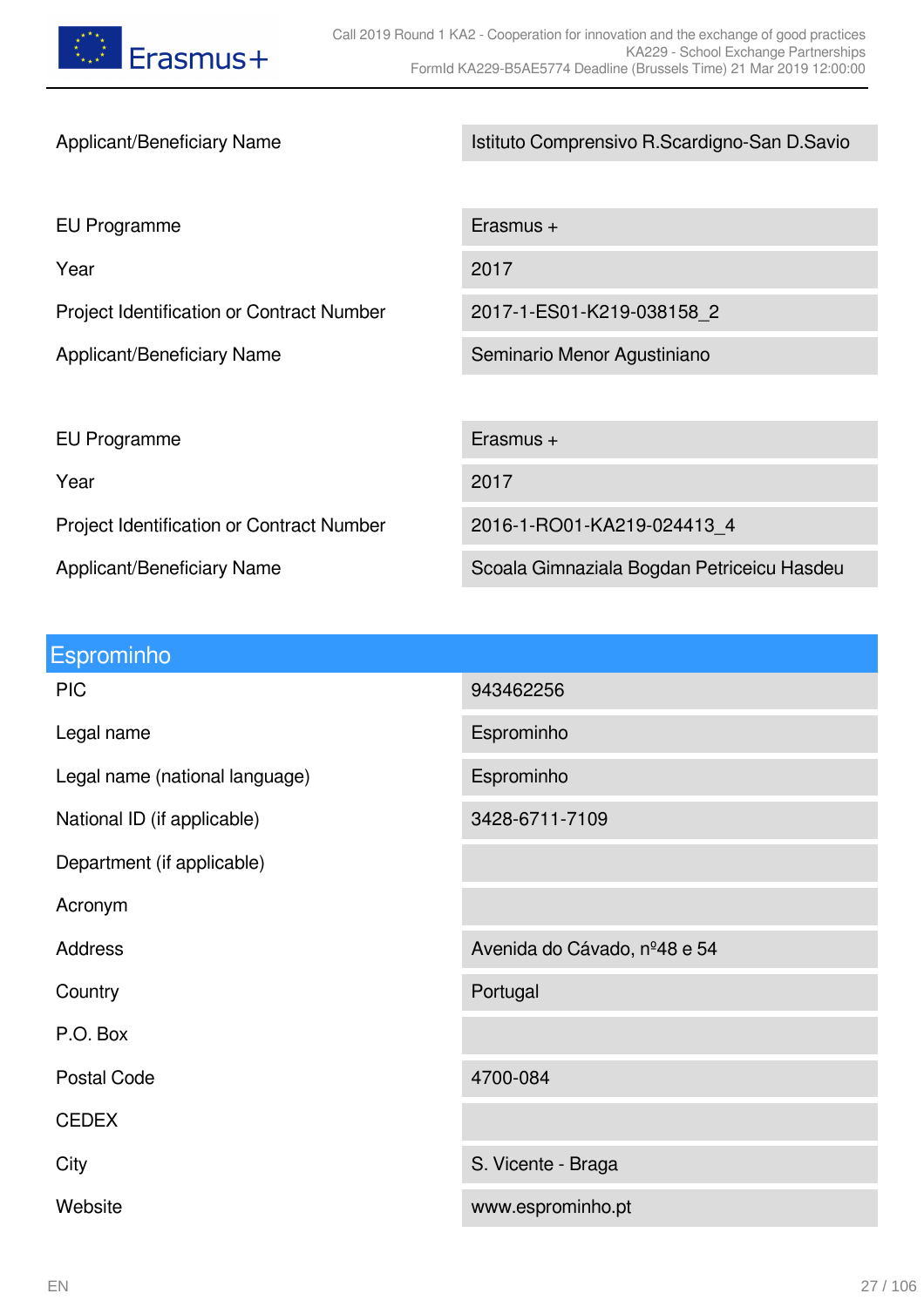| | |
|---|---|
| Applicant/Beneficiary Name | Istituto Comprensivo R.Scardigno-San D.Savio |

| | |
|---|---|
| EU Programme | Erasmus + |
| Year | 2017 |
| Project Identification or Contract Number | 2017-1-ES01-K219-038158_2 |
| Applicant/Beneficiary Name | Seminario Menor Agustiniano |

| | |
|---|---|
| EU Programme | Erasmus + |
| Year | 2017 |
| Project Identification or Contract Number | 2016-1-RO01-KA219-024413_4 |
| Applicant/Beneficiary Name | Scoala Gimnaziala Bogdan Petriceicu Hasdeu |

## Esprominho

| | |
|---|---|
| PIC | 943462256 |
| Legal name | Esprominho |
| Legal name (national language) | Esprominho |
| National ID (if applicable) | 3428-6711-7109 |
| Department (if applicable) | |
| Acronym | |
| Address | Avenida do Cávado, nº48 e 54 |
| Country | Portugal |
| P.O. Box | |
| Postal Code | 4700-084 |
| CEDEX | |
| City | S. Vicente - Braga |
| Website | www.esprominho.pt |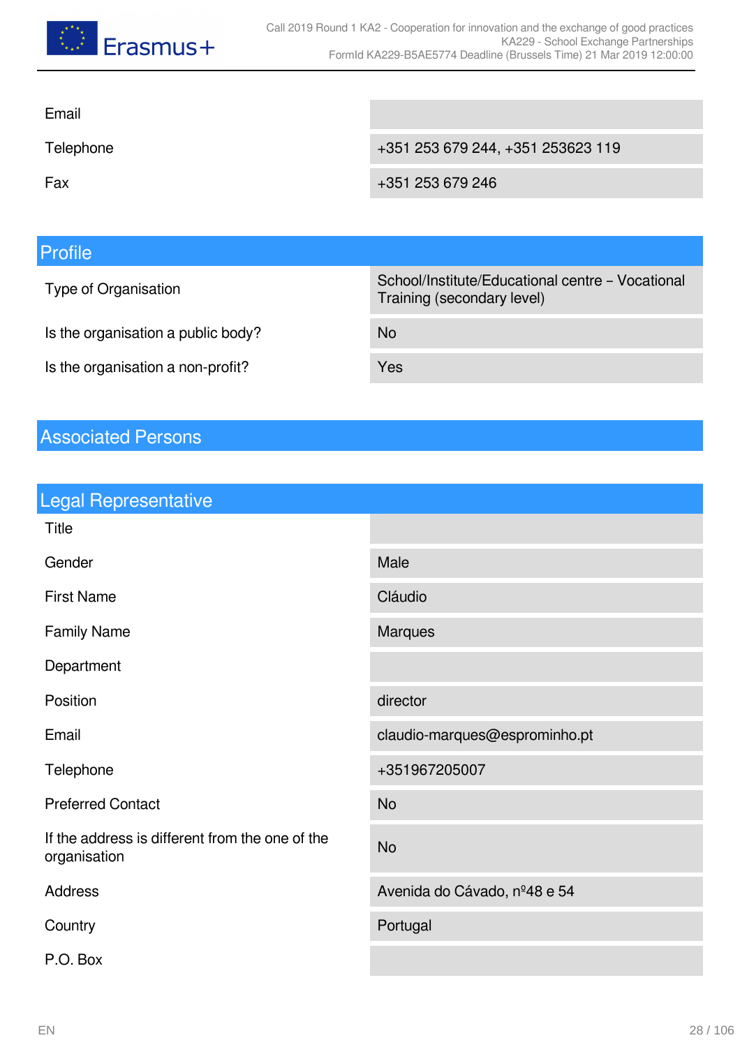| | |
|---|---|
| Email | |
| Telephone | +351 253 679 244, +351 253623 119 |
| Fax | +351 253 679 246 |

## Profile

| | |
|---|---|
| Type of Organisation | School/Institute/Educational centre – Vocational Training (secondary level) |
| Is the organisation a public body? | No |
| Is the organisation a non-profit? | Yes |

## Associated Persons

## Legal Representative

| | |
|---|---|
| Title | |
| Gender | Male |
| First Name | Cláudio |
| Family Name | Marques |
| Department | |
| Position | director |
| Email | claudio-marques@esprominho.pt |
| Telephone | +351967205007 |
| Preferred Contact | No |
| If the address is different from the one of the organisation | No |
| Address | Avenida do Cávado, nº48 e 54 |
| Country | Portugal |
| P.O. Box | |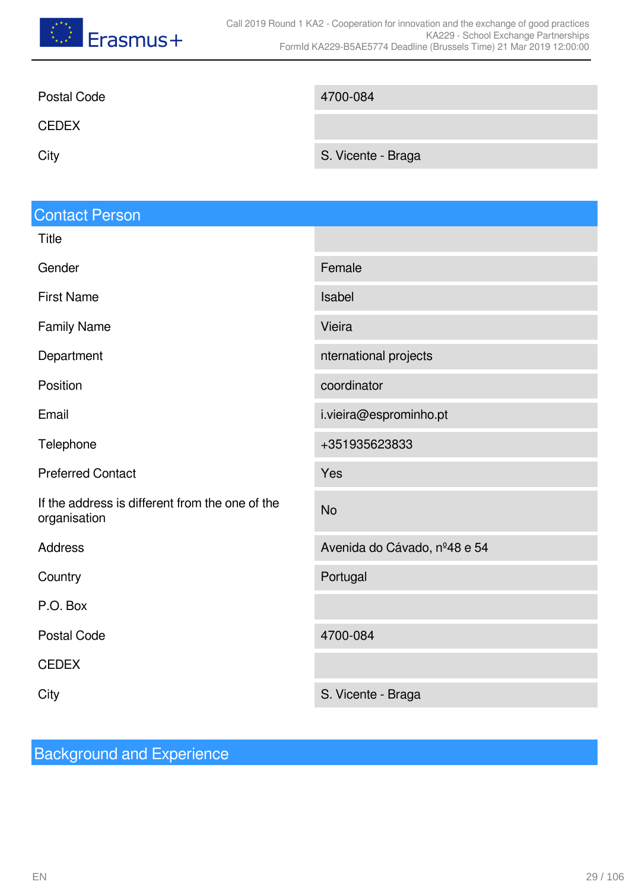| | |
|---|---|
| Postal Code | 4700-084 |
| CEDEX | |
| City | S. Vicente - Braga |

## Contact Person

| | |
|---|---|
| Title | |
| Gender | Female |
| First Name | Isabel |
| Family Name | Vieira |
| Department | nternational projects |
| Position | coordinator |
| Email | i.vieira@esprominho.pt |
| Telephone | +351935623833 |
| Preferred Contact | Yes |
| If the address is different from the one of the organisation | No |
| Address | Avenida do Cávado, nº48 e 54 |
| Country | Portugal |
| P.O. Box | |
| Postal Code | 4700-084 |
| CEDEX | |
| City | S. Vicente - Braga |

## Background and Experience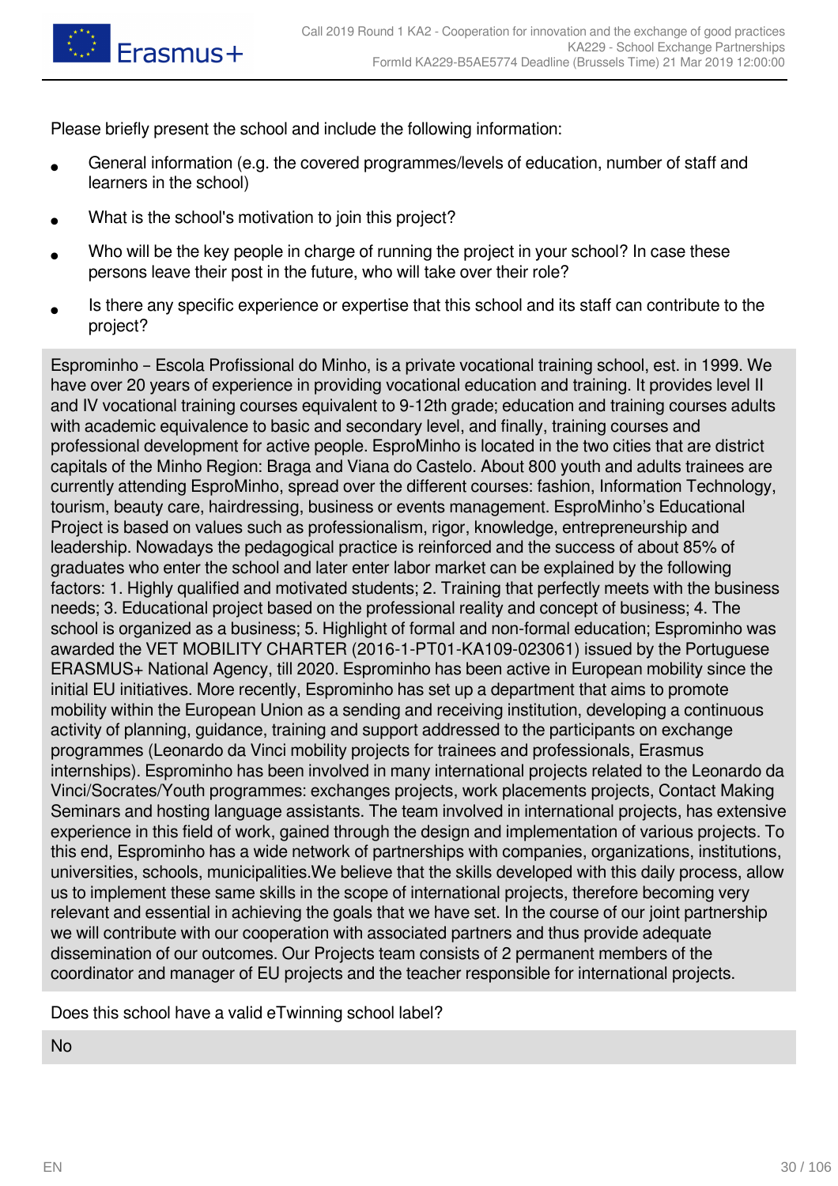Please briefly present the school and include the following information:

- General information (e.g. the covered programmes/levels of education, number of staff and learners in the school)
- What is the school's motivation to join this project?
- Who will be the key people in charge of running the project in your school? In case these persons leave their post in the future, who will take over their role?
- Is there any specific experience or expertise that this school and its staff can contribute to the project?

Esprominho – Escola Profissional do Minho, is a private vocational training school, est. in 1999. We have over 20 years of experience in providing vocational education and training. It provides level II and IV vocational training courses equivalent to 9-12th grade; education and training courses adults with academic equivalence to basic and secondary level, and finally, training courses and professional development for active people. EsproMinho is located in the two cities that are district capitals of the Minho Region: Braga and Viana do Castelo. About 800 youth and adults trainees are currently attending EsproMinho, spread over the different courses: fashion, Information Technology, tourism, beauty care, hairdressing, business or events management. EsproMinho's Educational Project is based on values such as professionalism, rigor, knowledge, entrepreneurship and leadership. Nowadays the pedagogical practice is reinforced and the success of about 85% of graduates who enter the school and later enter labor market can be explained by the following factors: 1. Highly qualified and motivated students; 2. Training that perfectly meets with the business needs; 3. Educational project based on the professional reality and concept of business; 4. The school is organized as a business; 5. Highlight of formal and non-formal education; Esprominho was awarded the VET MOBILITY CHARTER (2016-1-PT01-KA109-023061) issued by the Portuguese ERASMUS+ National Agency, till 2020. Esprominho has been active in European mobility since the initial EU initiatives. More recently, Esprominho has set up a department that aims to promote mobility within the European Union as a sending and receiving institution, developing a continuous activity of planning, guidance, training and support addressed to the participants on exchange programmes (Leonardo da Vinci mobility projects for trainees and professionals, Erasmus internships). Esprominho has been involved in many international projects related to the Leonardo da Vinci/Socrates/Youth programmes: exchanges projects, work placements projects, Contact Making Seminars and hosting language assistants. The team involved in international projects, has extensive experience in this field of work, gained through the design and implementation of various projects. To this end, Esprominho has a wide network of partnerships with companies, organizations, institutions, universities, schools, municipalities.We believe that the skills developed with this daily process, allow us to implement these same skills in the scope of international projects, therefore becoming very relevant and essential in achieving the goals that we have set. In the course of our joint partnership we will contribute with our cooperation with associated partners and thus provide adequate dissemination of our outcomes. Our Projects team consists of 2 permanent members of the coordinator and manager of EU projects and the teacher responsible for international projects.

Does this school have a valid eTwinning school label?

No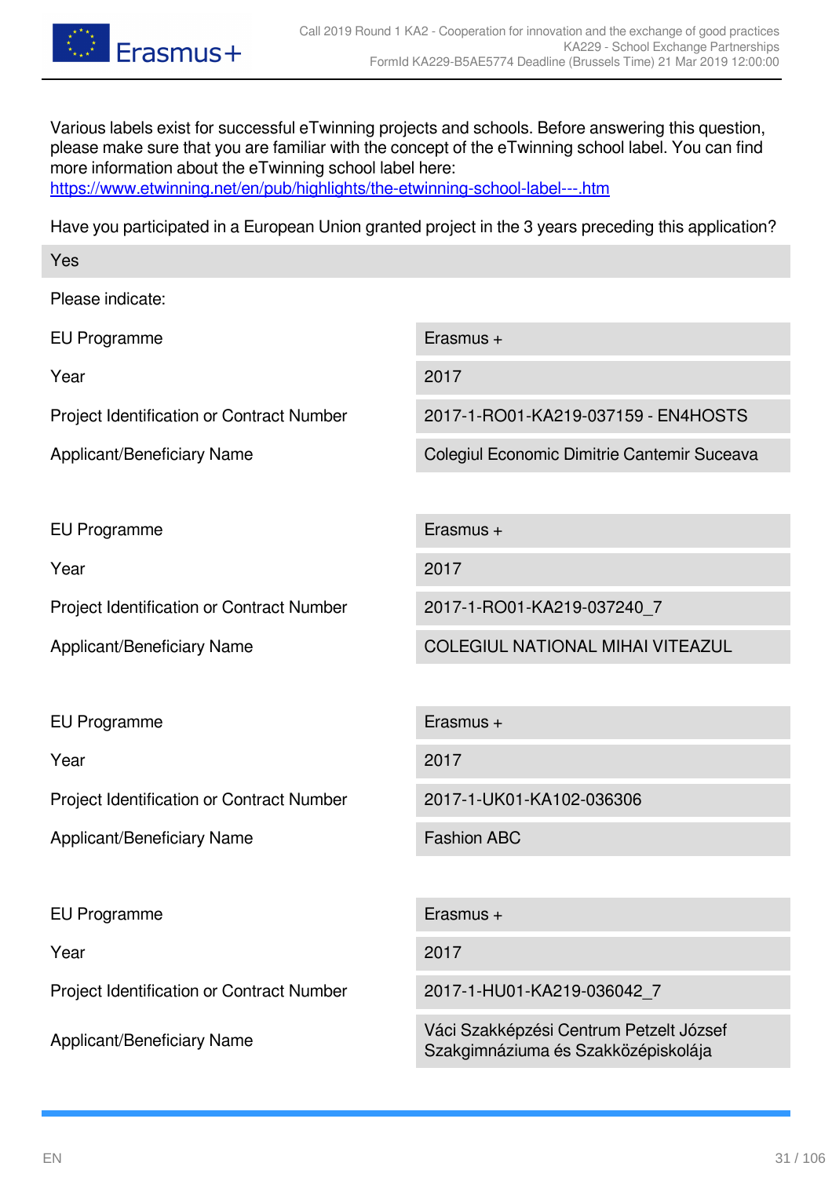Various labels exist for successful eTwinning projects and schools. Before answering this question, please make sure that you are familiar with the concept of the eTwinning school label. You can find more information about the eTwinning school label here:
https://www.etwinning.net/en/pub/highlights/the-etwinning-school-label---.htm

Have you participated in a European Union granted project in the 3 years preceding this application?

Yes

Please indicate:

| | |
|---|---|
| EU Programme | Erasmus + |
| Year | 2017 |
| Project Identification or Contract Number | 2017-1-RO01-KA219-037159 - EN4HOSTS |
| Applicant/Beneficiary Name | Colegiul Economic Dimitrie Cantemir Suceava |

| | |
|---|---|
| EU Programme | Erasmus + |
| Year | 2017 |
| Project Identification or Contract Number | 2017-1-RO01-KA219-037240_7 |
| Applicant/Beneficiary Name | COLEGIUL NATIONAL MIHAI VITEAZUL |

| | |
|---|---|
| EU Programme | Erasmus + |
| Year | 2017 |
| Project Identification or Contract Number | 2017-1-UK01-KA102-036306 |
| Applicant/Beneficiary Name | Fashion ABC |

| | |
|---|---|
| EU Programme | Erasmus + |
| Year | 2017 |
| Project Identification or Contract Number | 2017-1-HU01-KA219-036042_7 |
| Applicant/Beneficiary Name | Váci Szakképzési Centrum Petzelt József Szakgimnáziuma és Szakközépiskolája |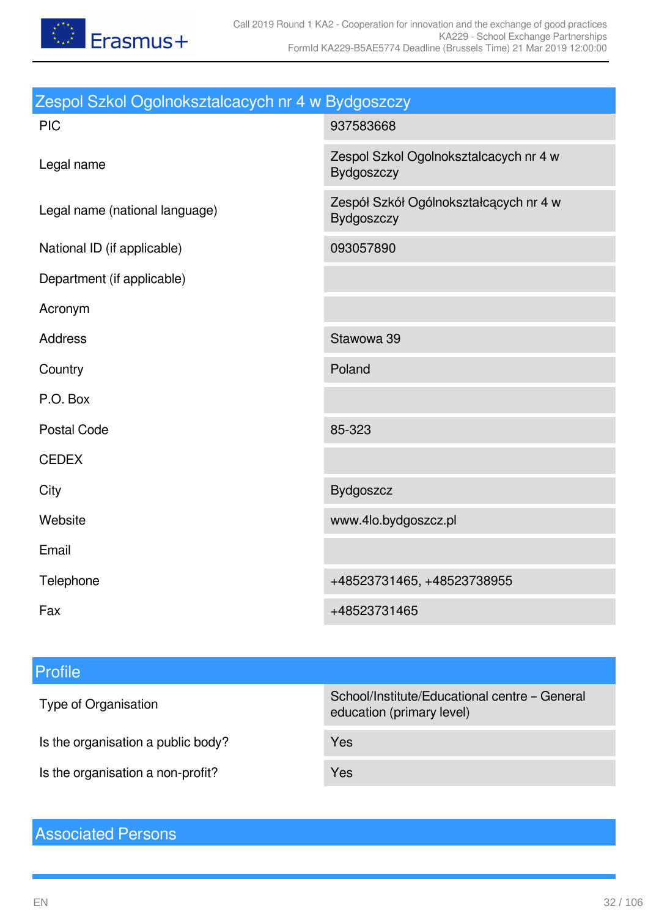## Zespol Szkol Ogolnoksztalcacych nr 4 w Bydgoszczy

| | |
|---|---|
| PIC | 937583668 |
| Legal name | Zespol Szkol Ogolnoksztalcacych nr 4 w Bydgoszczy |
| Legal name (national language) | Zespół Szkół Ogólnokształcących nr 4 w Bydgoszczy |
| National ID (if applicable) | 093057890 |
| Department (if applicable) | |
| Acronym | |
| Address | Stawowa 39 |
| Country | Poland |
| P.O. Box | |
| Postal Code | 85-323 |
| CEDEX | |
| City | Bydgoszcz |
| Website | www.4lo.bydgoszcz.pl |
| Email | |
| Telephone | +48523731465, +48523738955 |
| Fax | +48523731465 |

## Profile

| | |
|---|---|
| Type of Organisation | School/Institute/Educational centre – General education (primary level) |
| Is the organisation a public body? | Yes |
| Is the organisation a non-profit? | Yes |

## Associated Persons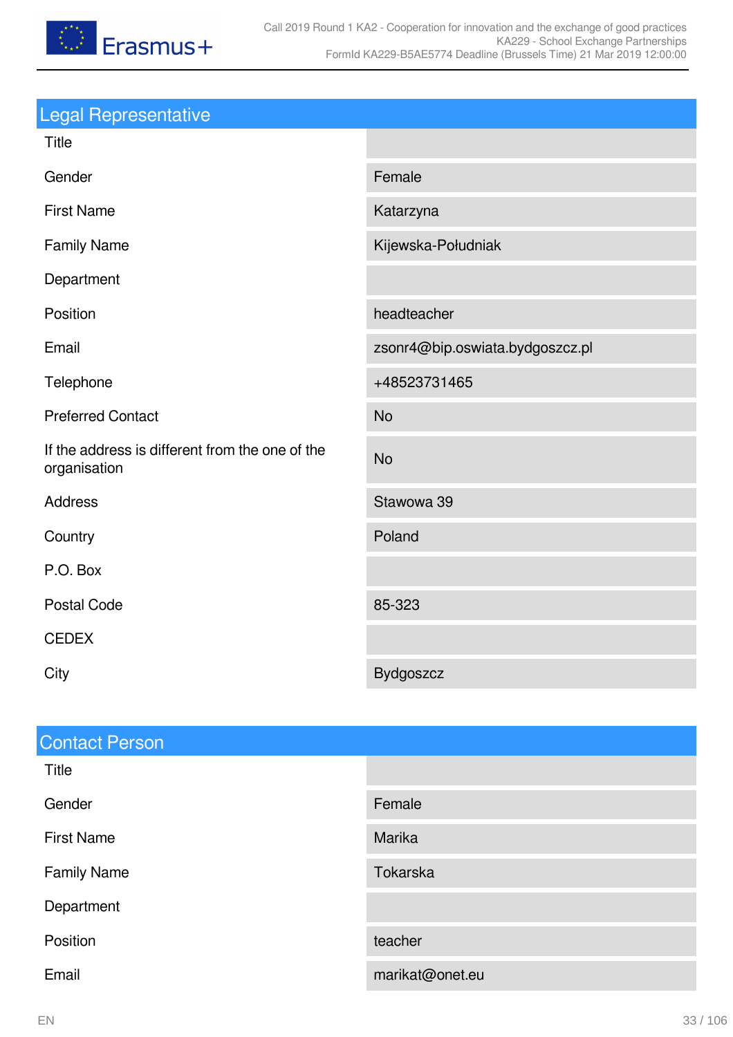## Legal Representative

| | |
|---|---|
| Title | |
| Gender | Female |
| First Name | Katarzyna |
| Family Name | Kijewska-Południak |
| Department | |
| Position | headteacher |
| Email | zsonr4@bip.oswiata.bydgoszcz.pl |
| Telephone | +48523731465 |
| Preferred Contact | No |
| If the address is different from the one of the organisation | No |
| Address | Stawowa 39 |
| Country | Poland |
| P.O. Box | |
| Postal Code | 85-323 |
| CEDEX | |
| City | Bydgoszcz |

## Contact Person

| | |
|---|---|
| Title | |
| Gender | Female |
| First Name | Marika |
| Family Name | Tokarska |
| Department | |
| Position | teacher |
| Email | marikat@onet.eu |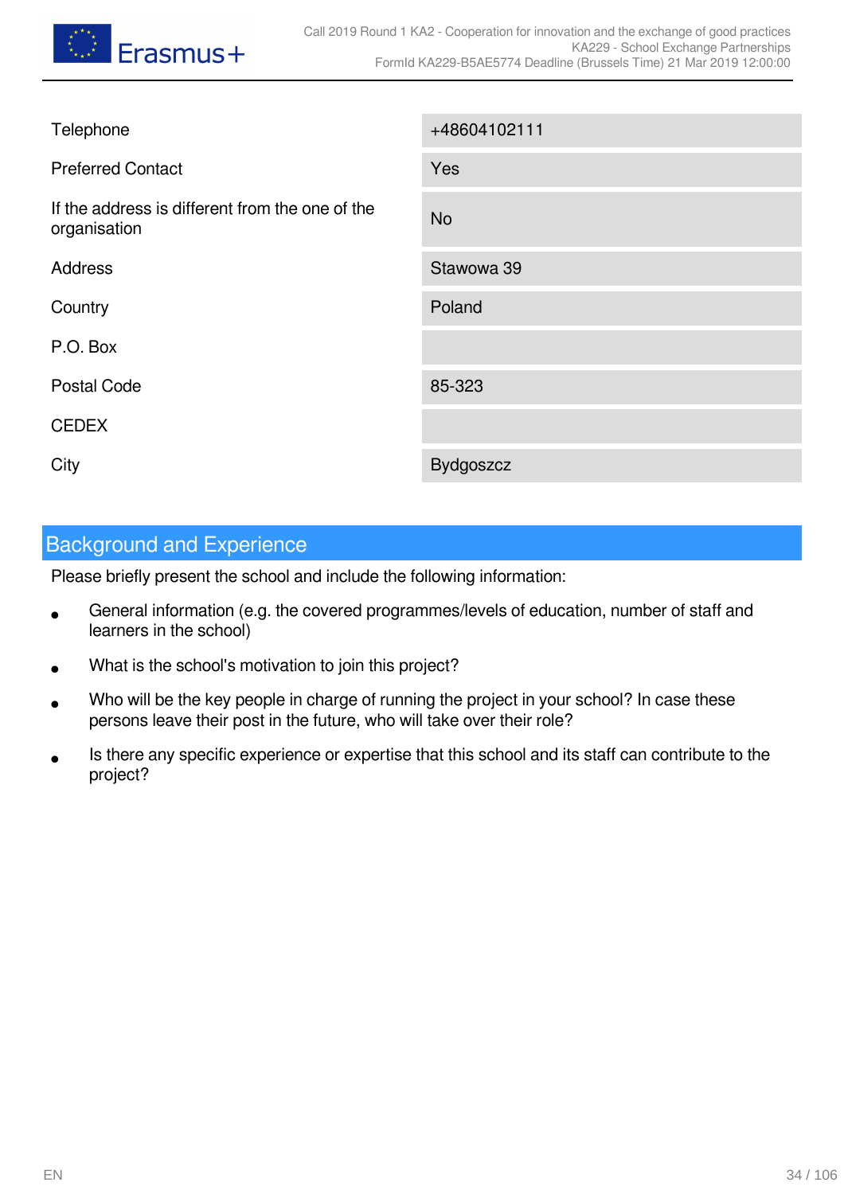| | |
|---|---|
| Telephone | +48604102111 |
| Preferred Contact | Yes |
| If the address is different from the one of the organisation | No |
| Address | Stawowa 39 |
| Country | Poland |
| P.O. Box | |
| Postal Code | 85-323 |
| CEDEX | |
| City | Bydgoszcz |

## Background and Experience

Please briefly present the school and include the following information:

- General information (e.g. the covered programmes/levels of education, number of staff and learners in the school)
- What is the school's motivation to join this project?
- Who will be the key people in charge of running the project in your school? In case these persons leave their post in the future, who will take over their role?
- Is there any specific experience or expertise that this school and its staff can contribute to the project?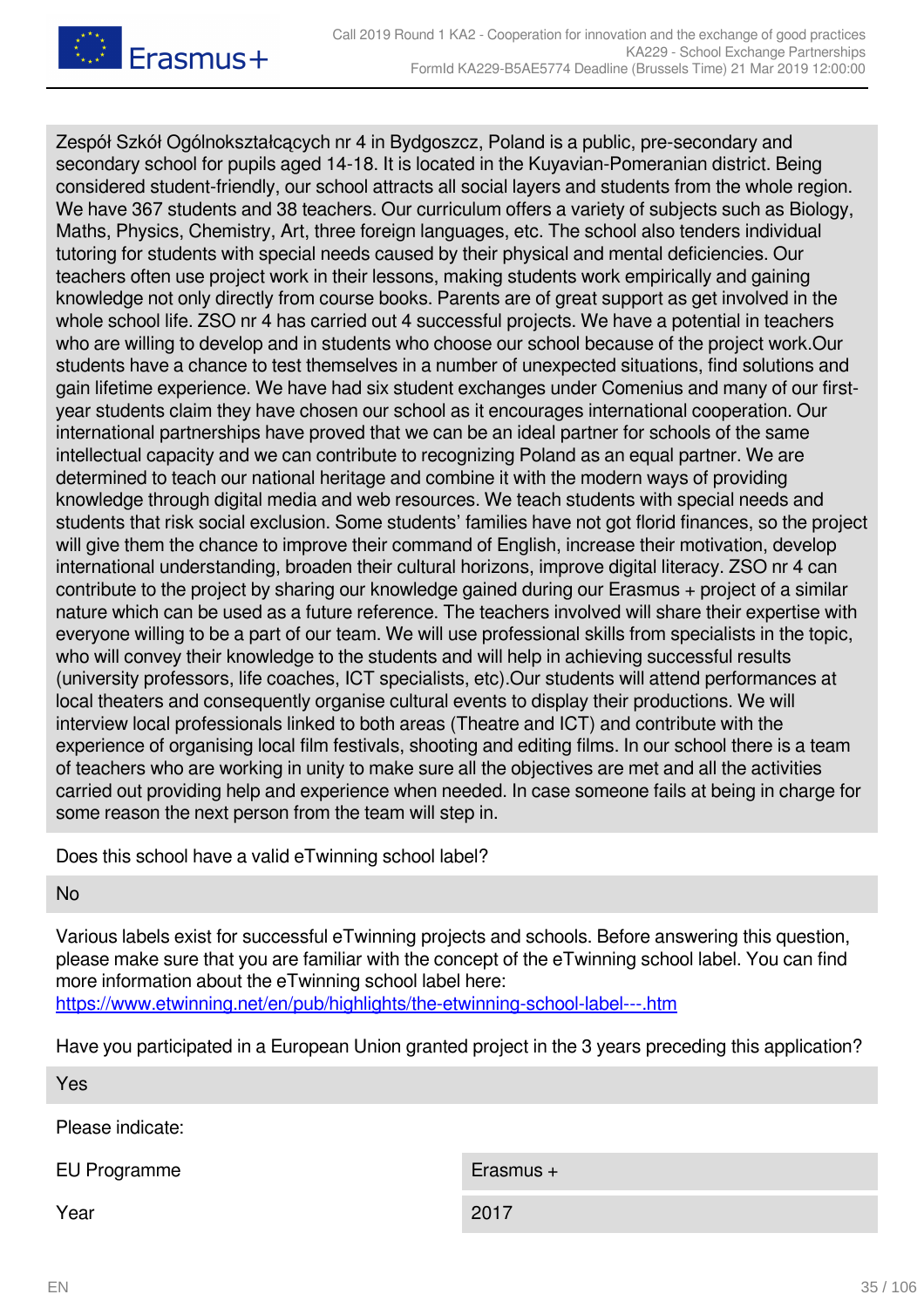Zespół Szkół Ogólnokształcących nr 4 in Bydgoszcz, Poland is a public, pre-secondary and secondary school for pupils aged 14-18. It is located in the Kuyavian-Pomeranian district. Being considered student-friendly, our school attracts all social layers and students from the whole region. We have 367 students and 38 teachers. Our curriculum offers a variety of subjects such as Biology, Maths, Physics, Chemistry, Art, three foreign languages, etc. The school also tenders individual tutoring for students with special needs caused by their physical and mental deficiencies. Our teachers often use project work in their lessons, making students work empirically and gaining knowledge not only directly from course books. Parents are of great support as get involved in the whole school life. ZSO nr 4 has carried out 4 successful projects. We have a potential in teachers who are willing to develop and in students who choose our school because of the project work.Our students have a chance to test themselves in a number of unexpected situations, find solutions and gain lifetime experience. We have had six student exchanges under Comenius and many of our first-year students claim they have chosen our school as it encourages international cooperation. Our international partnerships have proved that we can be an ideal partner for schools of the same intellectual capacity and we can contribute to recognizing Poland as an equal partner. We are determined to teach our national heritage and combine it with the modern ways of providing knowledge through digital media and web resources. We teach students with special needs and students that risk social exclusion. Some students' families have not got florid finances, so the project will give them the chance to improve their command of English, increase their motivation, develop international understanding, broaden their cultural horizons, improve digital literacy. ZSO nr 4 can contribute to the project by sharing our knowledge gained during our Erasmus + project of a similar nature which can be used as a future reference. The teachers involved will share their expertise with everyone willing to be a part of our team. We will use professional skills from specialists in the topic, who will convey their knowledge to the students and will help in achieving successful results (university professors, life coaches, ICT specialists, etc).Our students will attend performances at local theaters and consequently organise cultural events to display their productions. We will interview local professionals linked to both areas (Theatre and ICT) and contribute with the experience of organising local film festivals, shooting and editing films. In our school there is a team of teachers who are working in unity to make sure all the objectives are met and all the activities carried out providing help and experience when needed. In case someone fails at being in charge for some reason the next person from the team will step in.

Does this school have a valid eTwinning school label?

No

Various labels exist for successful eTwinning projects and schools. Before answering this question, please make sure that you are familiar with the concept of the eTwinning school label. You can find more information about the eTwinning school label here:
https://www.etwinning.net/en/pub/highlights/the-etwinning-school-label---.htm

Have you participated in a European Union granted project in the 3 years preceding this application?

Yes

Please indicate:

| EU Programme | Erasmus + |
|---|---|
| Year | 2017 |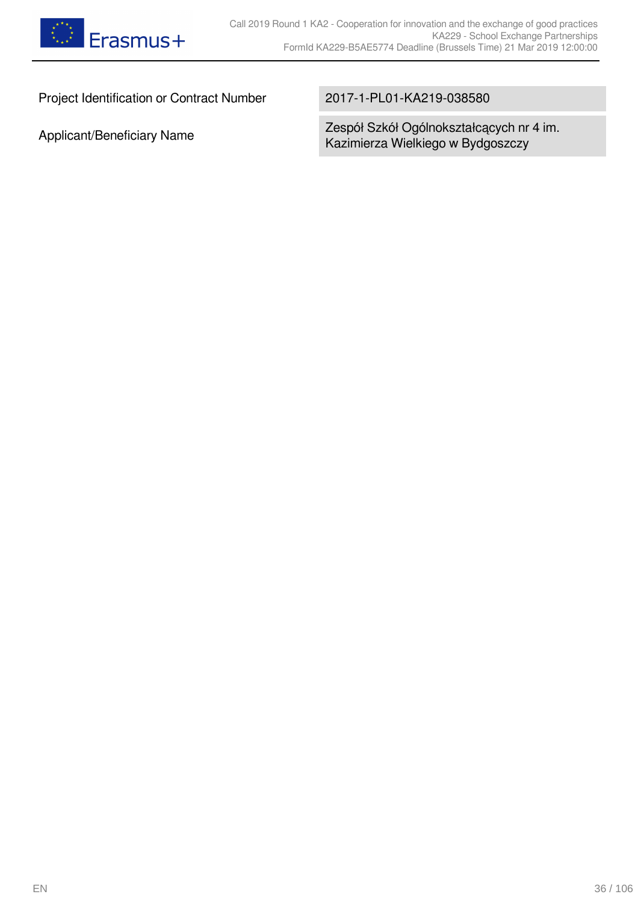| Project Identification or Contract Number | 2017-1-PL01-KA219-038580 |
| --- | --- |
| Applicant/Beneficiary Name | Zespół Szkół Ogólnokształcących nr 4 im. Kazimierza Wielkiego w Bydgoszczy |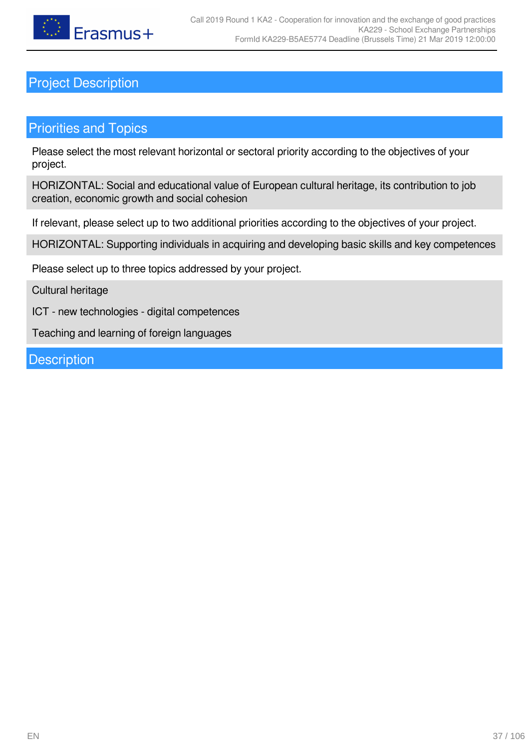# Project Description

## Priorities and Topics

Please select the most relevant horizontal or sectoral priority according to the objectives of your project.

HORIZONTAL: Social and educational value of European cultural heritage, its contribution to job creation, economic growth and social cohesion

If relevant, please select up to two additional priorities according to the objectives of your project.

HORIZONTAL: Supporting individuals in acquiring and developing basic skills and key competences

Please select up to three topics addressed by your project.

Cultural heritage

ICT - new technologies - digital competences

Teaching and learning of foreign languages

## Description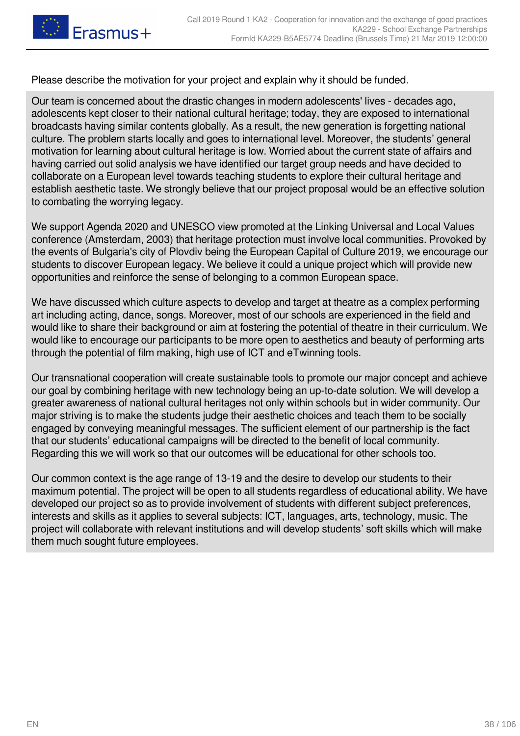Please describe the motivation for your project and explain why it should be funded.

Our team is concerned about the drastic changes in modern adolescents' lives - decades ago, adolescents kept closer to their national cultural heritage; today, they are exposed to international broadcasts having similar contents globally. As a result, the new generation is forgetting national culture. The problem starts locally and goes to international level. Moreover, the students' general motivation for learning about cultural heritage is low. Worried about the current state of affairs and having carried out solid analysis we have identified our target group needs and have decided to collaborate on a European level towards teaching students to explore their cultural heritage and establish aesthetic taste. We strongly believe that our project proposal would be an effective solution to combating the worrying legacy.

We support Agenda 2020 and UNESCO view promoted at the Linking Universal and Local Values conference (Amsterdam, 2003) that heritage protection must involve local communities. Provoked by the events of Bulgaria's city of Plovdiv being the European Capital of Culture 2019, we encourage our students to discover European legacy. We believe it could a unique project which will provide new opportunities and reinforce the sense of belonging to a common European space.

We have discussed which culture aspects to develop and target at theatre as a complex performing art including acting, dance, songs. Moreover, most of our schools are experienced in the field and would like to share their background or aim at fostering the potential of theatre in their curriculum. We would like to encourage our participants to be more open to aesthetics and beauty of performing arts through the potential of film making, high use of ICT and eTwinning tools.

Our transnational cooperation will create sustainable tools to promote our major concept and achieve our goal by combining heritage with new technology being an up-to-date solution. We will develop a greater awareness of national cultural heritages not only within schools but in wider community. Our major striving is to make the students judge their aesthetic choices and teach them to be socially engaged by conveying meaningful messages. The sufficient element of our partnership is the fact that our students' educational campaigns will be directed to the benefit of local community. Regarding this we will work so that our outcomes will be educational for other schools too.

Our common context is the age range of 13-19 and the desire to develop our students to their maximum potential. The project will be open to all students regardless of educational ability. We have developed our project so as to provide involvement of students with different subject preferences, interests and skills as it applies to several subjects: ICT, languages, arts, technology, music. The project will collaborate with relevant institutions and will develop students' soft skills which will make them much sought future employees.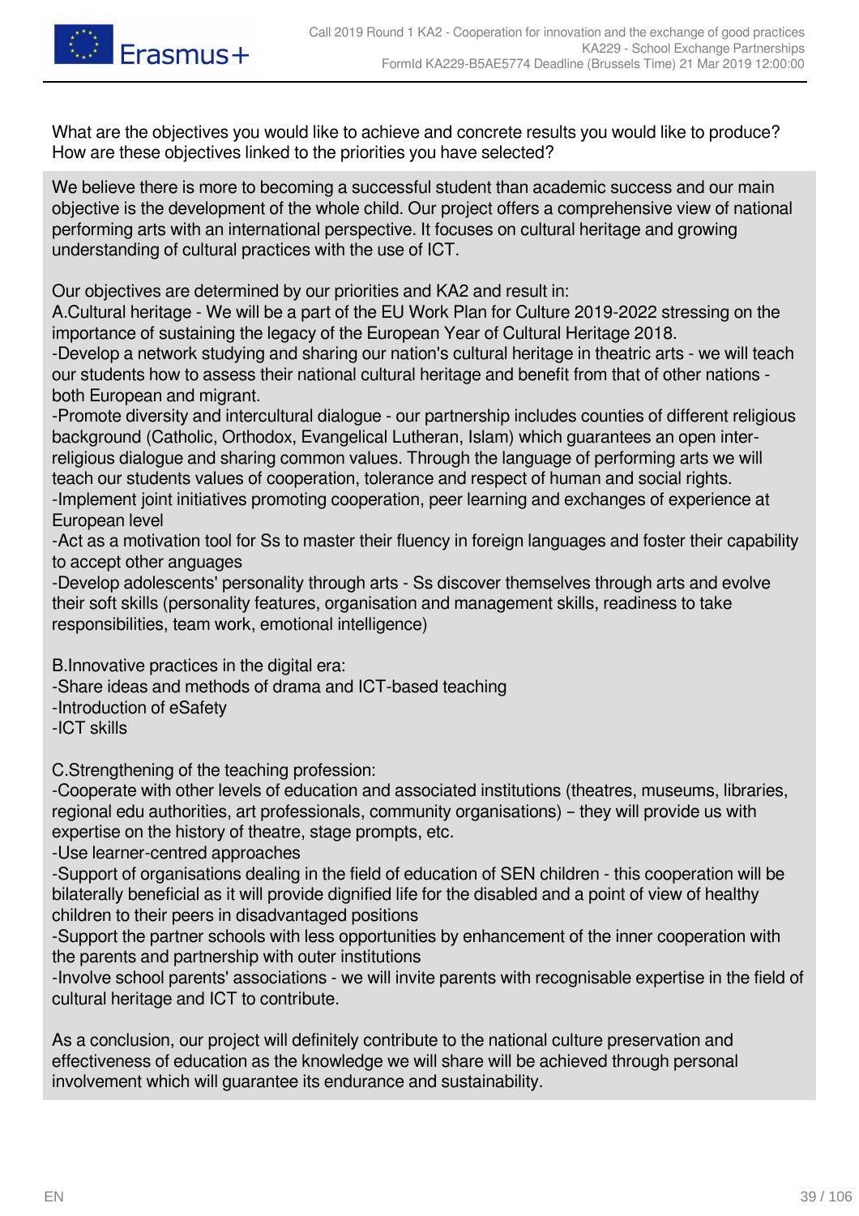What are the objectives you would like to achieve and concrete results you would like to produce? How are these objectives linked to the priorities you have selected?

We believe there is more to becoming a successful student than academic success and our main objective is the development of the whole child. Our project offers a comprehensive view of national performing arts with an international perspective. It focuses on cultural heritage and growing understanding of cultural practices with the use of ICT.

Our objectives are determined by our priorities and KA2 and result in:
A.Cultural heritage - We will be a part of the EU Work Plan for Culture 2019-2022 stressing on the importance of sustaining the legacy of the European Year of Cultural Heritage 2018.
-Develop a network studying and sharing our nation's cultural heritage in theatric arts - we will teach our students how to assess their national cultural heritage and benefit from that of other nations - both European and migrant.
-Promote diversity and intercultural dialogue - our partnership includes counties of different religious background (Catholic, Orthodox, Evangelical Lutheran, Islam) which guarantees an open inter-religious dialogue and sharing common values. Through the language of performing arts we will teach our students values of cooperation, tolerance and respect of human and social rights.
-Implement joint initiatives promoting cooperation, peer learning and exchanges of experience at European level
-Act as a motivation tool for Ss to master their fluency in foreign languages and foster their capability to accept other anguages
-Develop adolescents' personality through arts - Ss discover themselves through arts and evolve their soft skills (personality features, organisation and management skills, readiness to take responsibilities, team work, emotional intelligence)

B.Innovative practices in the digital era:
-Share ideas and methods of drama and ICT-based teaching
-Introduction of eSafety
-ICT skills

C.Strengthening of the teaching profession:
-Cooperate with other levels of education and associated institutions (theatres, museums, libraries, regional edu authorities, art professionals, community organisations) – they will provide us with expertise on the history of theatre, stage prompts, etc.
-Use learner-centred approaches
-Support of organisations dealing in the field of education of SEN children - this cooperation will be bilaterally beneficial as it will provide dignified life for the disabled and a point of view of healthy children to their peers in disadvantaged positions
-Support the partner schools with less opportunities by enhancement of the inner cooperation with the parents and partnership with outer institutions
-Involve school parents' associations - we will invite parents with recognisable expertise in the field of cultural heritage and ICT to contribute.

As a conclusion, our project will definitely contribute to the national culture preservation and effectiveness of education as the knowledge we will share will be achieved through personal involvement which will guarantee its endurance and sustainability.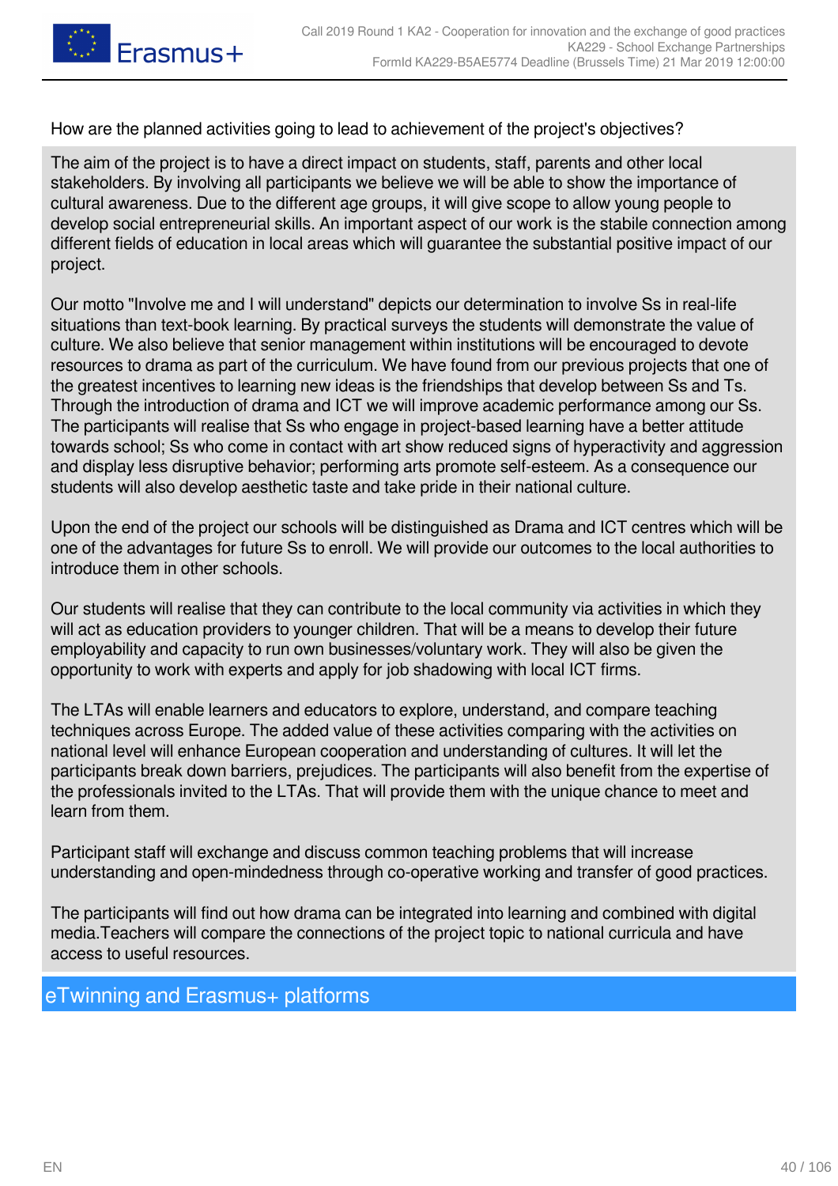How are the planned activities going to lead to achievement of the project's objectives?

The aim of the project is to have a direct impact on students, staff, parents and other local stakeholders. By involving all participants we believe we will be able to show the importance of cultural awareness. Due to the different age groups, it will give scope to allow young people to develop social entrepreneurial skills. An important aspect of our work is the stabile connection among different fields of education in local areas which will guarantee the substantial positive impact of our project.

Our motto "Involve me and I will understand" depicts our determination to involve Ss in real-life situations than text-book learning. By practical surveys the students will demonstrate the value of culture. We also believe that senior management within institutions will be encouraged to devote resources to drama as part of the curriculum. We have found from our previous projects that one of the greatest incentives to learning new ideas is the friendships that develop between Ss and Ts. Through the introduction of drama and ICT we will improve academic performance among our Ss. The participants will realise that Ss who engage in project-based learning have a better attitude towards school; Ss who come in contact with art show reduced signs of hyperactivity and aggression and display less disruptive behavior; performing arts promote self-esteem. As a consequence our students will also develop aesthetic taste and take pride in their national culture.

Upon the end of the project our schools will be distinguished as Drama and ICT centres which will be one of the advantages for future Ss to enroll. We will provide our outcomes to the local authorities to introduce them in other schools.

Our students will realise that they can contribute to the local community via activities in which they will act as education providers to younger children. That will be a means to develop their future employability and capacity to run own businesses/voluntary work. They will also be given the opportunity to work with experts and apply for job shadowing with local ICT firms.

The LTAs will enable learners and educators to explore, understand, and compare teaching techniques across Europe. The added value of these activities comparing with the activities on national level will enhance European cooperation and understanding of cultures. It will let the participants break down barriers, prejudices. The participants will also benefit from the expertise of the professionals invited to the LTAs. That will provide them with the unique chance to meet and learn from them.

Participant staff will exchange and discuss common teaching problems that will increase understanding and open-mindedness through co-operative working and transfer of good practices.

The participants will find out how drama can be integrated into learning and combined with digital media.Teachers will compare the connections of the project topic to national curricula and have access to useful resources.

## eTwinning and Erasmus+ platforms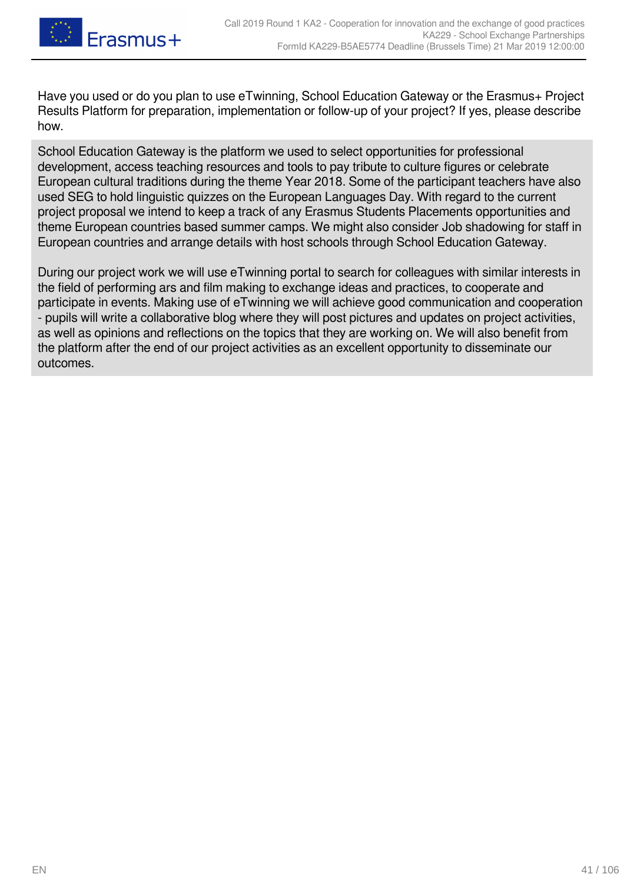Have you used or do you plan to use eTwinning, School Education Gateway or the Erasmus+ Project Results Platform for preparation, implementation or follow-up of your project? If yes, please describe how.

School Education Gateway is the platform we used to select opportunities for professional development, access teaching resources and tools to pay tribute to culture figures or celebrate European cultural traditions during the theme Year 2018. Some of the participant teachers have also used SEG to hold linguistic quizzes on the European Languages Day. With regard to the current project proposal we intend to keep a track of any Erasmus Students Placements opportunities and theme European countries based summer camps. We might also consider Job shadowing for staff in European countries and arrange details with host schools through School Education Gateway.

During our project work we will use eTwinning portal to search for colleagues with similar interests in the field of performing ars and film making to exchange ideas and practices, to cooperate and participate in events. Making use of eTwinning we will achieve good communication and cooperation - pupils will write a collaborative blog where they will post pictures and updates on project activities, as well as opinions and reflections on the topics that they are working on. We will also benefit from the platform after the end of our project activities as an excellent opportunity to disseminate our outcomes.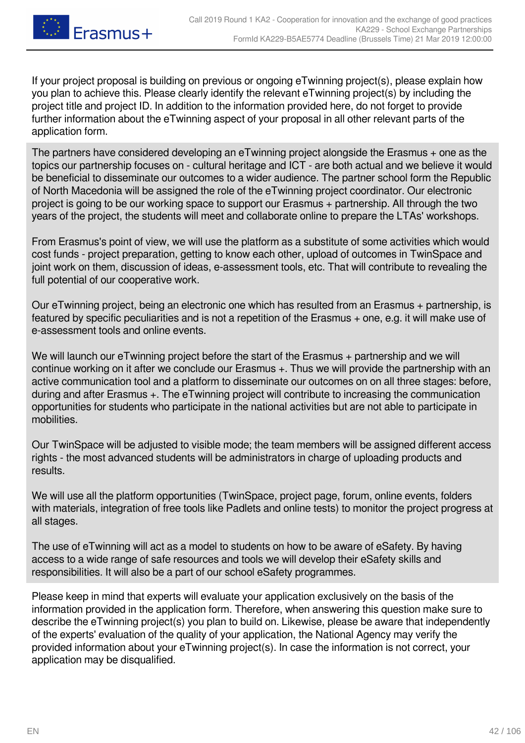If your project proposal is building on previous or ongoing eTwinning project(s), please explain how you plan to achieve this. Please clearly identify the relevant eTwinning project(s) by including the project title and project ID. In addition to the information provided here, do not forget to provide further information about the eTwinning aspect of your proposal in all other relevant parts of the application form.

The partners have considered developing an eTwinning project alongside the Erasmus + one as the topics our partnership focuses on - cultural heritage and ICT - are both actual and we believe it would be beneficial to disseminate our outcomes to a wider audience. The partner school form the Republic of North Macedonia will be assigned the role of the eTwinning project coordinator. Our electronic project is going to be our working space to support our Erasmus + partnership. All through the two years of the project, the students will meet and collaborate online to prepare the LTAs' workshops.

From Erasmus's point of view, we will use the platform as a substitute of some activities which would cost funds - project preparation, getting to know each other, upload of outcomes in TwinSpace and joint work on them, discussion of ideas, e-assessment tools, etc. That will contribute to revealing the full potential of our cooperative work.

Our eTwinning project, being an electronic one which has resulted from an Erasmus + partnership, is featured by specific peculiarities and is not a repetition of the Erasmus + one, e.g. it will make use of e-assessment tools and online events.

We will launch our eTwinning project before the start of the Erasmus + partnership and we will continue working on it after we conclude our Erasmus +. Thus we will provide the partnership with an active communication tool and a platform to disseminate our outcomes on on all three stages: before, during and after Erasmus +. The eTwinning project will contribute to increasing the communication opportunities for students who participate in the national activities but are not able to participate in mobilities.

Our TwinSpace will be adjusted to visible mode; the team members will be assigned different access rights - the most advanced students will be administrators in charge of uploading products and results.

We will use all the platform opportunities (TwinSpace, project page, forum, online events, folders with materials, integration of free tools like Padlets and online tests) to monitor the project progress at all stages.

The use of eTwinning will act as a model to students on how to be aware of eSafety. By having access to a wide range of safe resources and tools we will develop their eSafety skills and responsibilities. It will also be a part of our school eSafety programmes.

Please keep in mind that experts will evaluate your application exclusively on the basis of the information provided in the application form. Therefore, when answering this question make sure to describe the eTwinning project(s) you plan to build on. Likewise, please be aware that independently of the experts' evaluation of the quality of your application, the National Agency may verify the provided information about your eTwinning project(s). In case the information is not correct, your application may be disqualified.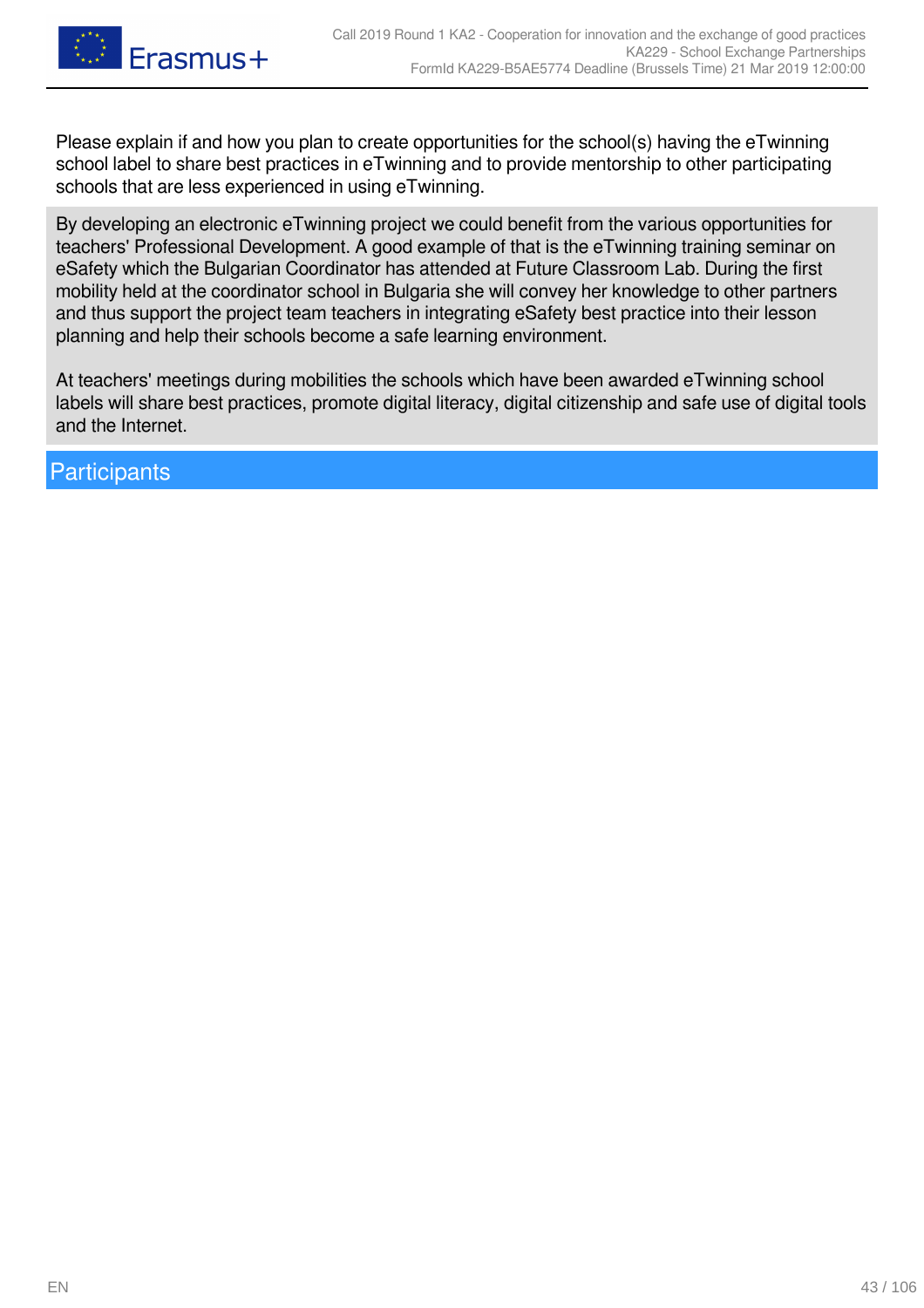Please explain if and how you plan to create opportunities for the school(s) having the eTwinning school label to share best practices in eTwinning and to provide mentorship to other participating schools that are less experienced in using eTwinning.

By developing an electronic eTwinning project we could benefit from the various opportunities for teachers' Professional Development. A good example of that is the eTwinning training seminar on eSafety which the Bulgarian Coordinator has attended at Future Classroom Lab. During the first mobility held at the coordinator school in Bulgaria she will convey her knowledge to other partners and thus support the project team teachers in integrating eSafety best practice into their lesson planning and help their schools become a safe learning environment.

At teachers' meetings during mobilities the schools which have been awarded eTwinning school labels will share best practices, promote digital literacy, digital citizenship and safe use of digital tools and the Internet.

## Participants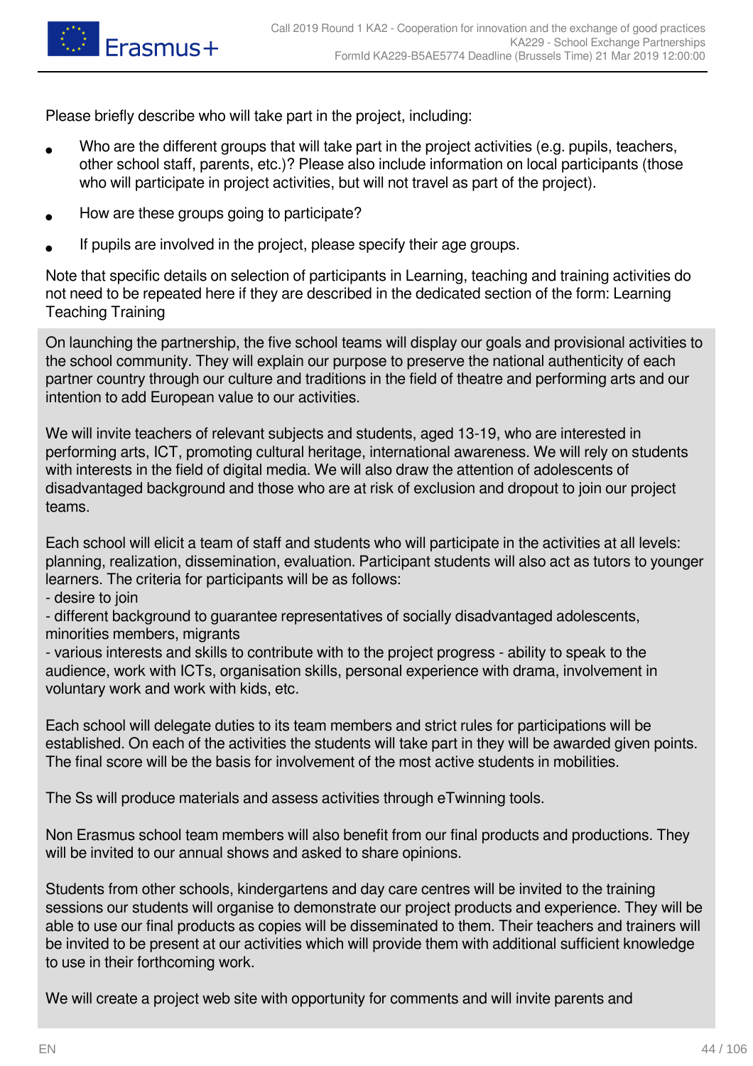Please briefly describe who will take part in the project, including:

- Who are the different groups that will take part in the project activities (e.g. pupils, teachers, other school staff, parents, etc.)? Please also include information on local participants (those who will participate in project activities, but will not travel as part of the project).
- How are these groups going to participate?
- If pupils are involved in the project, please specify their age groups.

Note that specific details on selection of participants in Learning, teaching and training activities do not need to be repeated here if they are described in the dedicated section of the form: Learning Teaching Training

On launching the partnership, the five school teams will display our goals and provisional activities to the school community. They will explain our purpose to preserve the national authenticity of each partner country through our culture and traditions in the field of theatre and performing arts and our intention to add European value to our activities.

We will invite teachers of relevant subjects and students, aged 13-19, who are interested in performing arts, ICT, promoting cultural heritage, international awareness. We will rely on students with interests in the field of digital media. We will also draw the attention of adolescents of disadvantaged background and those who are at risk of exclusion and dropout to join our project teams.

Each school will elicit a team of staff and students who will participate in the activities at all levels: planning, realization, dissemination, evaluation. Participant students will also act as tutors to younger learners. The criteria for participants will be as follows:
- desire to join
- different background to guarantee representatives of socially disadvantaged adolescents, minorities members, migrants
- various interests and skills to contribute with to the project progress - ability to speak to the audience, work with ICTs, organisation skills, personal experience with drama, involvement in voluntary work and work with kids, etc.

Each school will delegate duties to its team members and strict rules for participations will be established. On each of the activities the students will take part in they will be awarded given points. The final score will be the basis for involvement of the most active students in mobilities.

The Ss will produce materials and assess activities through eTwinning tools.

Non Erasmus school team members will also benefit from our final products and productions. They will be invited to our annual shows and asked to share opinions.

Students from other schools, kindergartens and day care centres will be invited to the training sessions our students will organise to demonstrate our project products and experience. They will be able to use our final products as copies will be disseminated to them. Their teachers and trainers will be invited to be present at our activities which will provide them with additional sufficient knowledge to use in their forthcoming work.

We will create a project web site with opportunity for comments and will invite parents and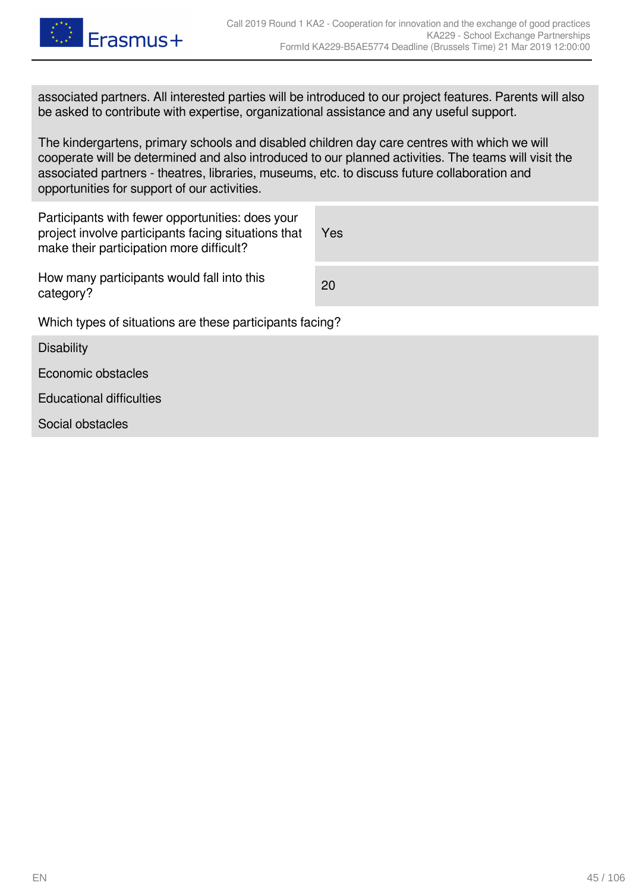associated partners. All interested parties will be introduced to our project features. Parents will also be asked to contribute with expertise, organizational assistance and any useful support.

The kindergartens, primary schools and disabled children day care centres with which we will cooperate will be determined and also introduced to our planned activities. The teams will visit the associated partners - theatres, libraries, museums, etc. to discuss future collaboration and opportunities for support of our activities.

| | |
|---|---|
| Participants with fewer opportunities: does your project involve participants facing situations that make their participation more difficult? | Yes |
| How many participants would fall into this category? | 20 |

Which types of situations are these participants facing?

Disability

Economic obstacles

Educational difficulties

Social obstacles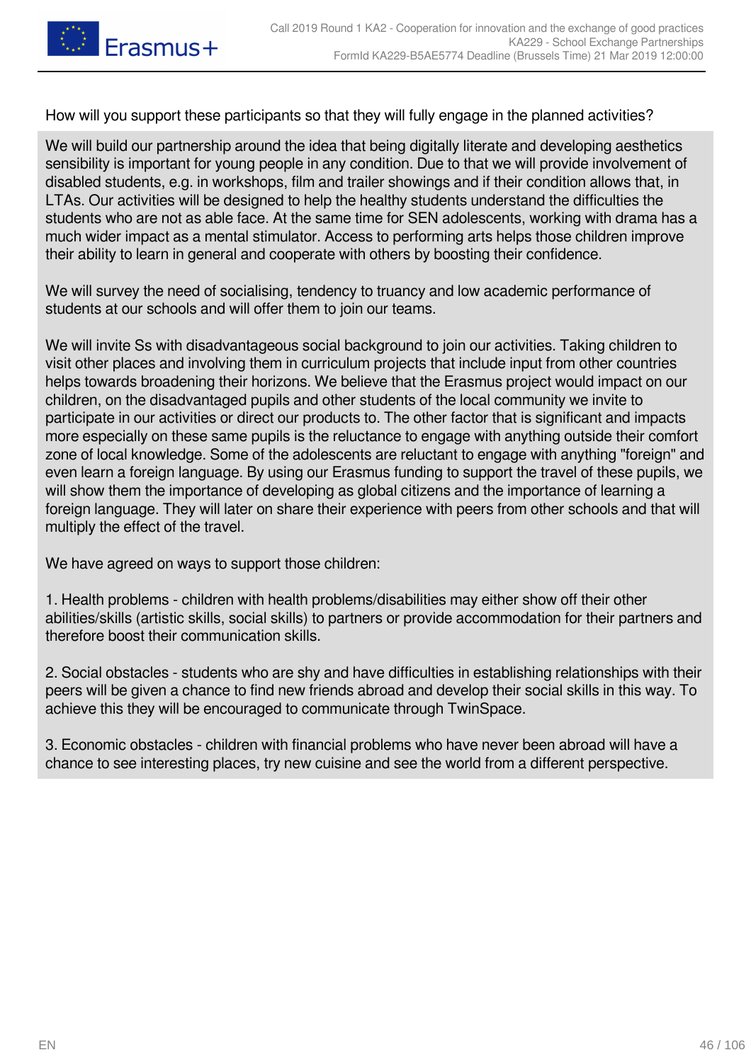How will you support these participants so that they will fully engage in the planned activities?

We will build our partnership around the idea that being digitally literate and developing aesthetics sensibility is important for young people in any condition. Due to that we will provide involvement of disabled students, e.g. in workshops, film and trailer showings and if their condition allows that, in LTAs. Our activities will be designed to help the healthy students understand the difficulties the students who are not as able face. At the same time for SEN adolescents, working with drama has a much wider impact as a mental stimulator. Access to performing arts helps those children improve their ability to learn in general and cooperate with others by boosting their confidence.

We will survey the need of socialising, tendency to truancy and low academic performance of students at our schools and will offer them to join our teams.

We will invite Ss with disadvantageous social background to join our activities. Taking children to visit other places and involving them in curriculum projects that include input from other countries helps towards broadening their horizons. We believe that the Erasmus project would impact on our children, on the disadvantaged pupils and other students of the local community we invite to participate in our activities or direct our products to. The other factor that is significant and impacts more especially on these same pupils is the reluctance to engage with anything outside their comfort zone of local knowledge. Some of the adolescents are reluctant to engage with anything "foreign" and even learn a foreign language. By using our Erasmus funding to support the travel of these pupils, we will show them the importance of developing as global citizens and the importance of learning a foreign language. They will later on share their experience with peers from other schools and that will multiply the effect of the travel.

We have agreed on ways to support those children:

1. Health problems - children with health problems/disabilities may either show off their other abilities/skills (artistic skills, social skills) to partners or provide accommodation for their partners and therefore boost their communication skills.

2. Social obstacles - students who are shy and have difficulties in establishing relationships with their peers will be given a chance to find new friends abroad and develop their social skills in this way. To achieve this they will be encouraged to communicate through TwinSpace.

3. Economic obstacles - children with financial problems who have never been abroad will have a chance to see interesting places, try new cuisine and see the world from a different perspective.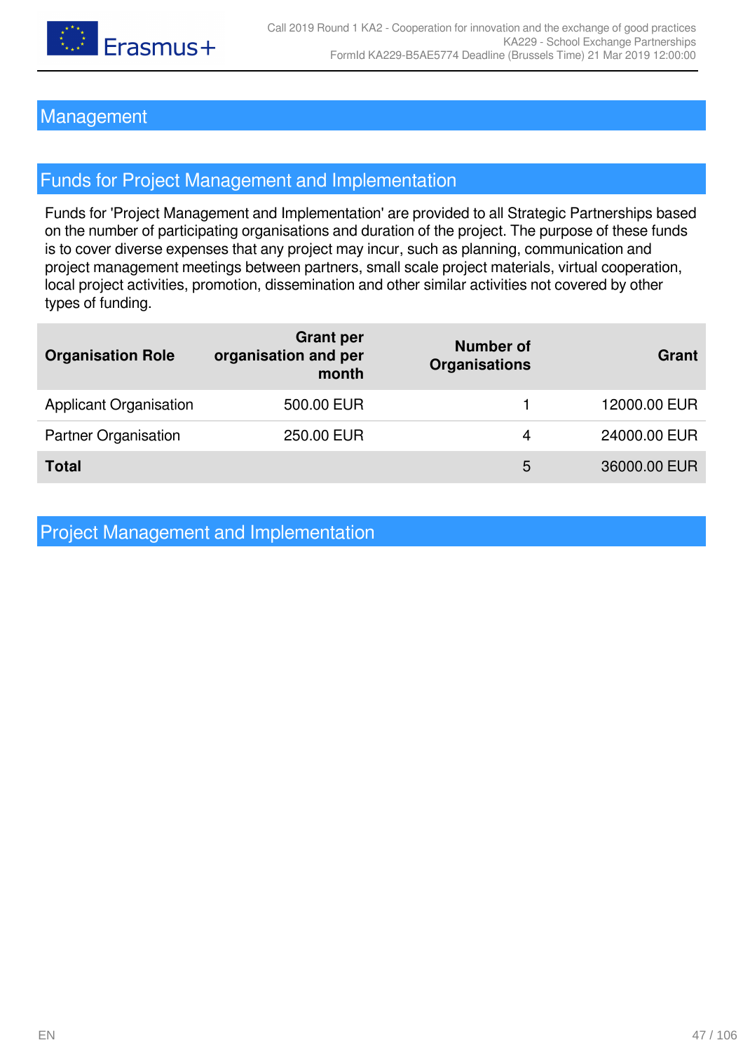# Management

## Funds for Project Management and Implementation

Funds for 'Project Management and Implementation' are provided to all Strategic Partnerships based on the number of participating organisations and duration of the project. The purpose of these funds is to cover diverse expenses that any project may incur, such as planning, communication and project management meetings between partners, small scale project materials, virtual cooperation, local project activities, promotion, dissemination and other similar activities not covered by other types of funding.

| Organisation Role | Grant per organisation and per month | Number of Organisations | Grant |
|---|---|---|---|
| Applicant Organisation | 500.00 EUR | 1 | 12000.00 EUR |
| Partner Organisation | 250.00 EUR | 4 | 24000.00 EUR |
| **Total** | | 5 | 36000.00 EUR |

## Project Management and Implementation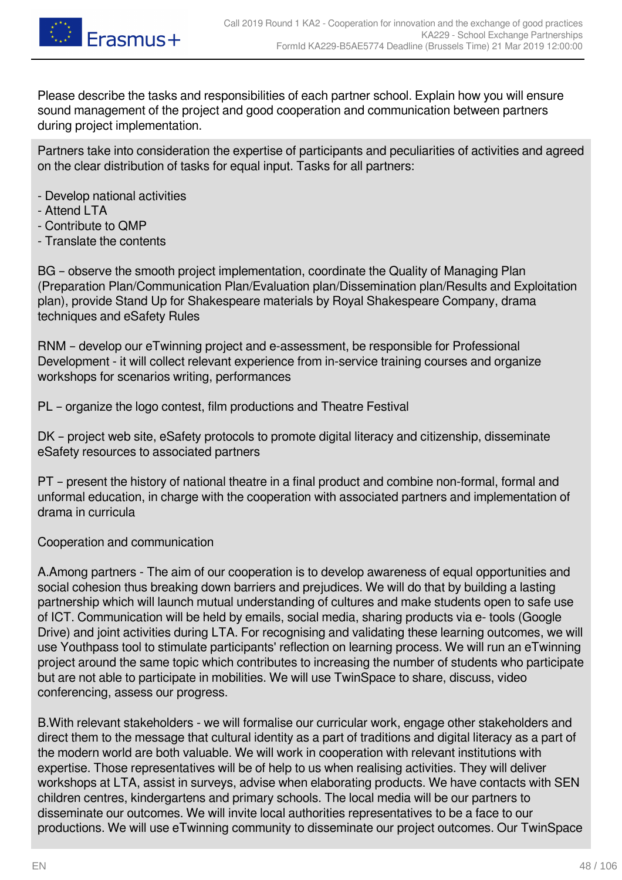Please describe the tasks and responsibilities of each partner school. Explain how you will ensure sound management of the project and good cooperation and communication between partners during project implementation.

Partners take into consideration the expertise of participants and peculiarities of activities and agreed on the clear distribution of tasks for equal input. Tasks for all partners:

- Develop national activities
- Attend LTA
- Contribute to QMP
- Translate the contents

BG – observe the smooth project implementation, coordinate the Quality of Managing Plan (Preparation Plan/Communication Plan/Evaluation plan/Dissemination plan/Results and Exploitation plan), provide Stand Up for Shakespeare materials by Royal Shakespeare Company, drama techniques and eSafety Rules

RNM – develop our eTwinning project and e-assessment, be responsible for Professional Development - it will collect relevant experience from in-service training courses and organize workshops for scenarios writing, performances

PL – organize the logo contest, film productions and Theatre Festival

DK – project web site, eSafety protocols to promote digital literacy and citizenship, disseminate eSafety resources to associated partners

PT – present the history of national theatre in a final product and combine non-formal, formal and unformal education, in charge with the cooperation with associated partners and implementation of drama in curricula

Cooperation and communication

A.Among partners - The aim of our cooperation is to develop awareness of equal opportunities and social cohesion thus breaking down barriers and prejudices. We will do that by building a lasting partnership which will launch mutual understanding of cultures and make students open to safe use of ICT. Communication will be held by emails, social media, sharing products via e- tools (Google Drive) and joint activities during LTA. For recognising and validating these learning outcomes, we will use Youthpass tool to stimulate participants' reflection on learning process. We will run an eTwinning project around the same topic which contributes to increasing the number of students who participate but are not able to participate in mobilities. We will use TwinSpace to share, discuss, video conferencing, assess our progress.

B.With relevant stakeholders - we will formalise our curricular work, engage other stakeholders and direct them to the message that cultural identity as a part of traditions and digital literacy as a part of the modern world are both valuable. We will work in cooperation with relevant institutions with expertise. Those representatives will be of help to us when realising activities. They will deliver workshops at LTA, assist in surveys, advise when elaborating products. We have contacts with SEN children centres, kindergartens and primary schools. The local media will be our partners to disseminate our outcomes. We will invite local authorities representatives to be a face to our productions. We will use eTwinning community to disseminate our project outcomes. Our TwinSpace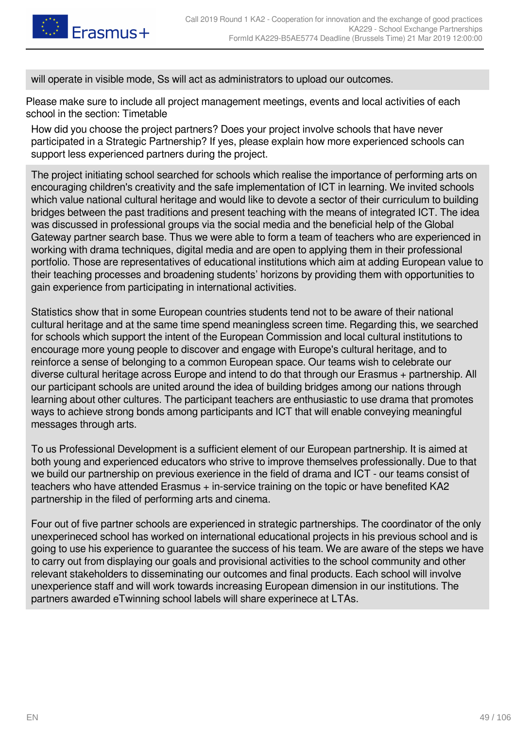will operate in visible mode, Ss will act as administrators to upload our outcomes.

Please make sure to include all project management meetings, events and local activities of each school in the section: Timetable

How did you choose the project partners? Does your project involve schools that have never participated in a Strategic Partnership? If yes, please explain how more experienced schools can support less experienced partners during the project.

The project initiating school searched for schools which realise the importance of performing arts on encouraging children's creativity and the safe implementation of ICT in learning. We invited schools which value national cultural heritage and would like to devote a sector of their curriculum to building bridges between the past traditions and present teaching with the means of integrated ICT. The idea was discussed in professional groups via the social media and the beneficial help of the Global Gateway partner search base. Thus we were able to form a team of teachers who are experienced in working with drama techniques, digital media and are open to applying them in their professional portfolio. Those are representatives of educational institutions which aim at adding European value to their teaching processes and broadening students' horizons by providing them with opportunities to gain experience from participating in international activities.

Statistics show that in some European countries students tend not to be aware of their national cultural heritage and at the same time spend meaningless screen time. Regarding this, we searched for schools which support the intent of the European Commission and local cultural institutions to encourage more young people to discover and engage with Europe's cultural heritage, and to reinforce a sense of belonging to a common European space. Our teams wish to celebrate our diverse cultural heritage across Europe and intend to do that through our Erasmus + partnership. All our participant schools are united around the idea of building bridges among our nations through learning about other cultures. The participant teachers are enthusiastic to use drama that promotes ways to achieve strong bonds among participants and ICT that will enable conveying meaningful messages through arts.

To us Professional Development is a sufficient element of our European partnership. It is aimed at both young and experienced educators who strive to improve themselves professionally. Due to that we build our partnership on previous exerience in the field of drama and ICT - our teams consist of teachers who have attended Erasmus + in-service training on the topic or have benefited KA2 partnership in the filed of performing arts and cinema.

Four out of five partner schools are experienced in strategic partnerships. The coordinator of the only unexperineced school has worked on international educational projects in his previous school and is going to use his experience to guarantee the success of his team. We are aware of the steps we have to carry out from displaying our goals and provisional activities to the school community and other relevant stakeholders to disseminating our outcomes and final products. Each school will involve unexperience staff and will work towards increasing European dimension in our institutions. The partners awarded eTwinning school labels will share experinece at LTAs.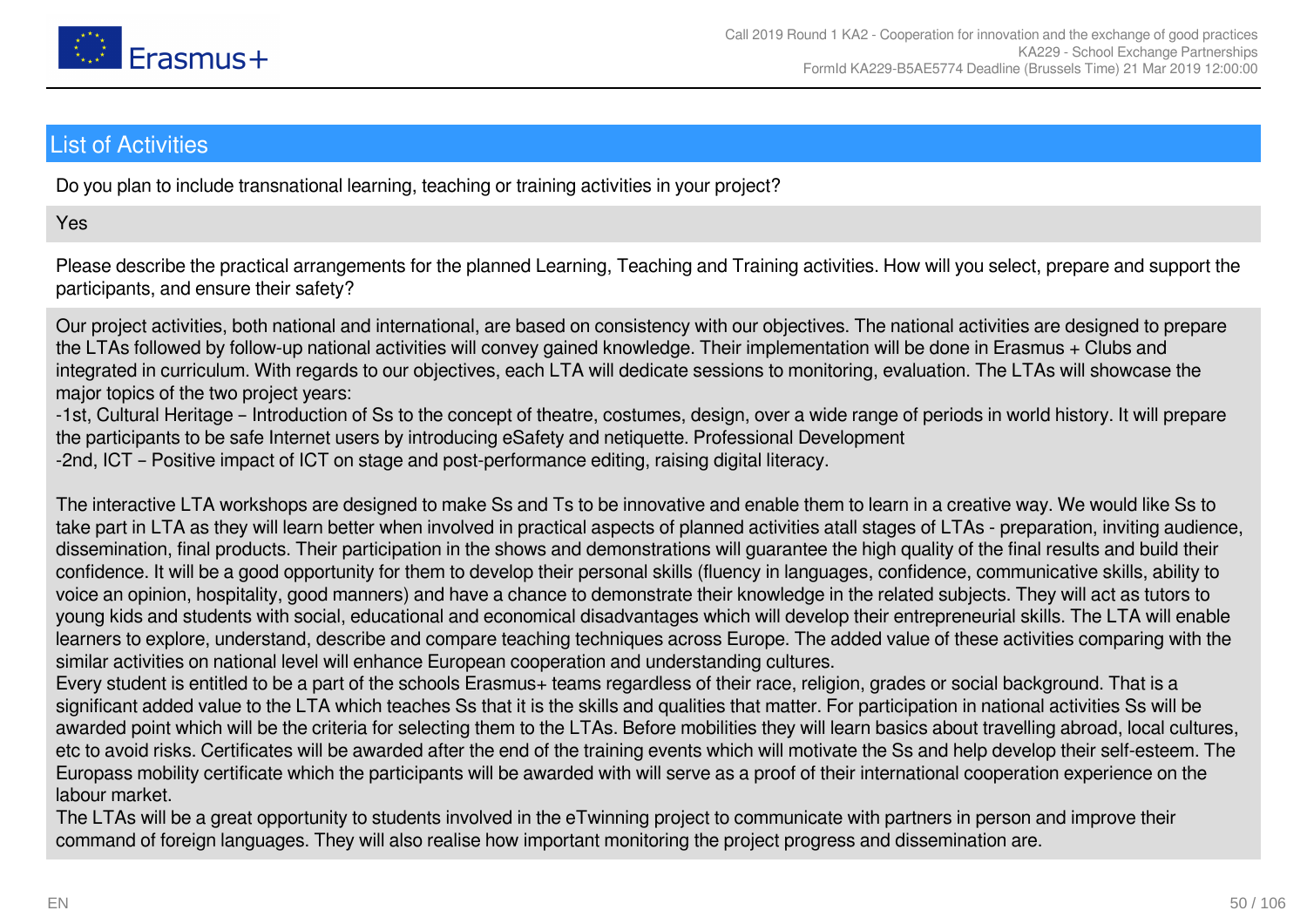## List of Activities

Do you plan to include transnational learning, teaching or training activities in your project?

Yes

Please describe the practical arrangements for the planned Learning, Teaching and Training activities. How will you select, prepare and support the participants, and ensure their safety?

Our project activities, both national and international, are based on consistency with our objectives. The national activities are designed to prepare the LTAs followed by follow-up national activities will convey gained knowledge. Their implementation will be done in Erasmus + Clubs and integrated in curriculum. With regards to our objectives, each LTA will dedicate sessions to monitoring, evaluation. The LTAs will showcase the major topics of the two project years:
-1st, Cultural Heritage – Introduction of Ss to the concept of theatre, costumes, design, over a wide range of periods in world history. It will prepare the participants to be safe Internet users by introducing eSafety and netiquette. Professional Development
-2nd, ICT – Positive impact of ICT on stage and post-performance editing, raising digital literacy.

The interactive LTA workshops are designed to make Ss and Ts to be innovative and enable them to learn in a creative way. We would like Ss to take part in LTA as they will learn better when involved in practical aspects of planned activities atall stages of LTAs - preparation, inviting audience, dissemination, final products. Their participation in the shows and demonstrations will guarantee the high quality of the final results and build their confidence. It will be a good opportunity for them to develop their personal skills (fluency in languages, confidence, communicative skills, ability to voice an opinion, hospitality, good manners) and have a chance to demonstrate their knowledge in the related subjects. They will act as tutors to young kids and students with social, educational and economical disadvantages which will develop their entrepreneurial skills. The LTA will enable learners to explore, understand, describe and compare teaching techniques across Europe. The added value of these activities comparing with the similar activities on national level will enhance European cooperation and understanding cultures.
Every student is entitled to be a part of the schools Erasmus+ teams regardless of their race, religion, grades or social background. That is a significant added value to the LTA which teaches Ss that it is the skills and qualities that matter. For participation in national activities Ss will be awarded point which will be the criteria for selecting them to the LTAs. Before mobilities they will learn basics about travelling abroad, local cultures, etc to avoid risks. Certificates will be awarded after the end of the training events which will motivate the Ss and help develop their self-esteem. The Europass mobility certificate which the participants will be awarded with will serve as a proof of their international cooperation experience on the labour market.
The LTAs will be a great opportunity to students involved in the eTwinning project to communicate with partners in person and improve their command of foreign languages. They will also realise how important monitoring the project progress and dissemination are.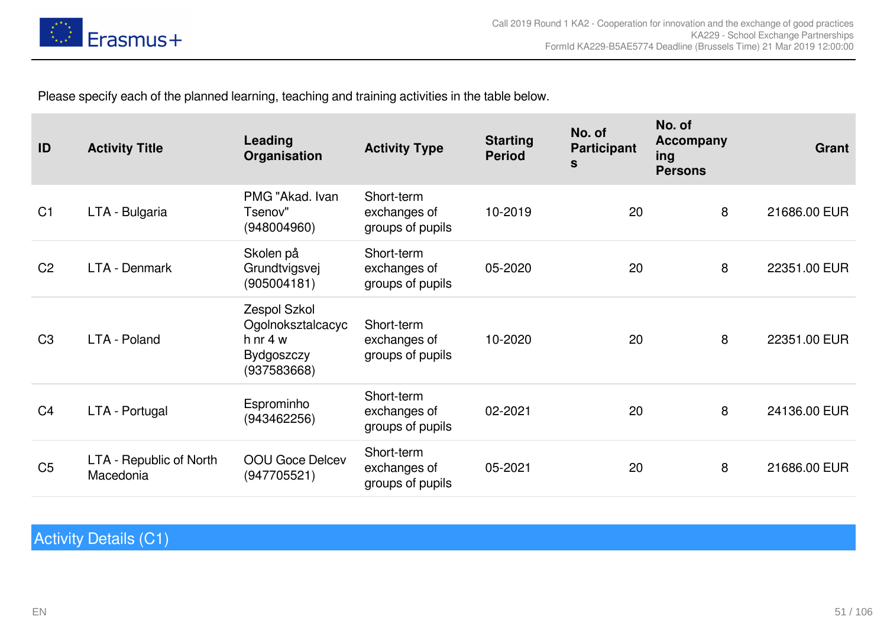Please specify each of the planned learning, teaching and training activities in the table below.

| ID | Activity Title | Leading Organisation | Activity Type | Starting Period | No. of Participants | No. of Accompanying Persons | Grant |
|---|---|---|---|---|---|---|---|
| C1 | LTA - Bulgaria | PMG "Akad. Ivan Tsenov" (948004960) | Short-term exchanges of groups of pupils | 10-2019 | 20 | 8 | 21686.00 EUR |
| C2 | LTA - Denmark | Skolen på Grundtvigsvej (905004181) | Short-term exchanges of groups of pupils | 05-2020 | 20 | 8 | 22351.00 EUR |
| C3 | LTA - Poland | Zespol Szkol Ogolnoksztalcacych nr 4 w Bydgoszczy (937583668) | Short-term exchanges of groups of pupils | 10-2020 | 20 | 8 | 22351.00 EUR |
| C4 | LTA - Portugal | Esprominho (943462256) | Short-term exchanges of groups of pupils | 02-2021 | 20 | 8 | 24136.00 EUR |
| C5 | LTA - Republic of North Macedonia | OOU Goce Delcev (947705521) | Short-term exchanges of groups of pupils | 05-2021 | 20 | 8 | 21686.00 EUR |

## Activity Details (C1)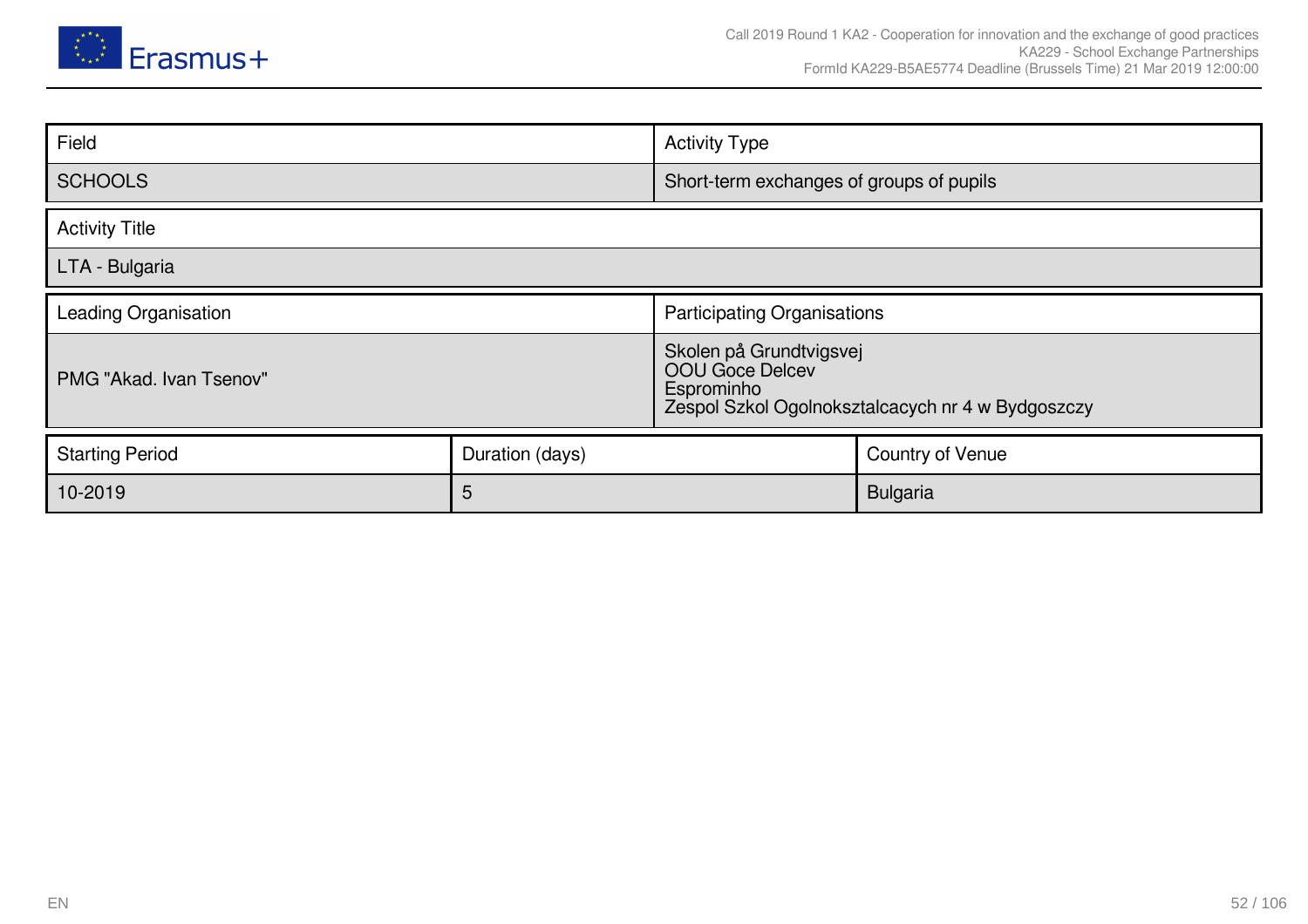| Field | Activity Type |
|---|---|
| SCHOOLS | Short-term exchanges of groups of pupils |

| Activity Title |
|---|
| LTA - Bulgaria |

| Leading Organisation | Participating Organisations |
|---|---|
| PMG "Akad. Ivan Tsenov" | Skolen på Grundtvigsvej<br>OOU Goce Delcev<br>Esprominho<br>Zespol Szkol Ogolnokształcacych nr 4 w Bydgoszczy |

| Starting Period | Duration (days) | Country of Venue |
|---|---|---|
| 10-2019 | 5 | Bulgaria |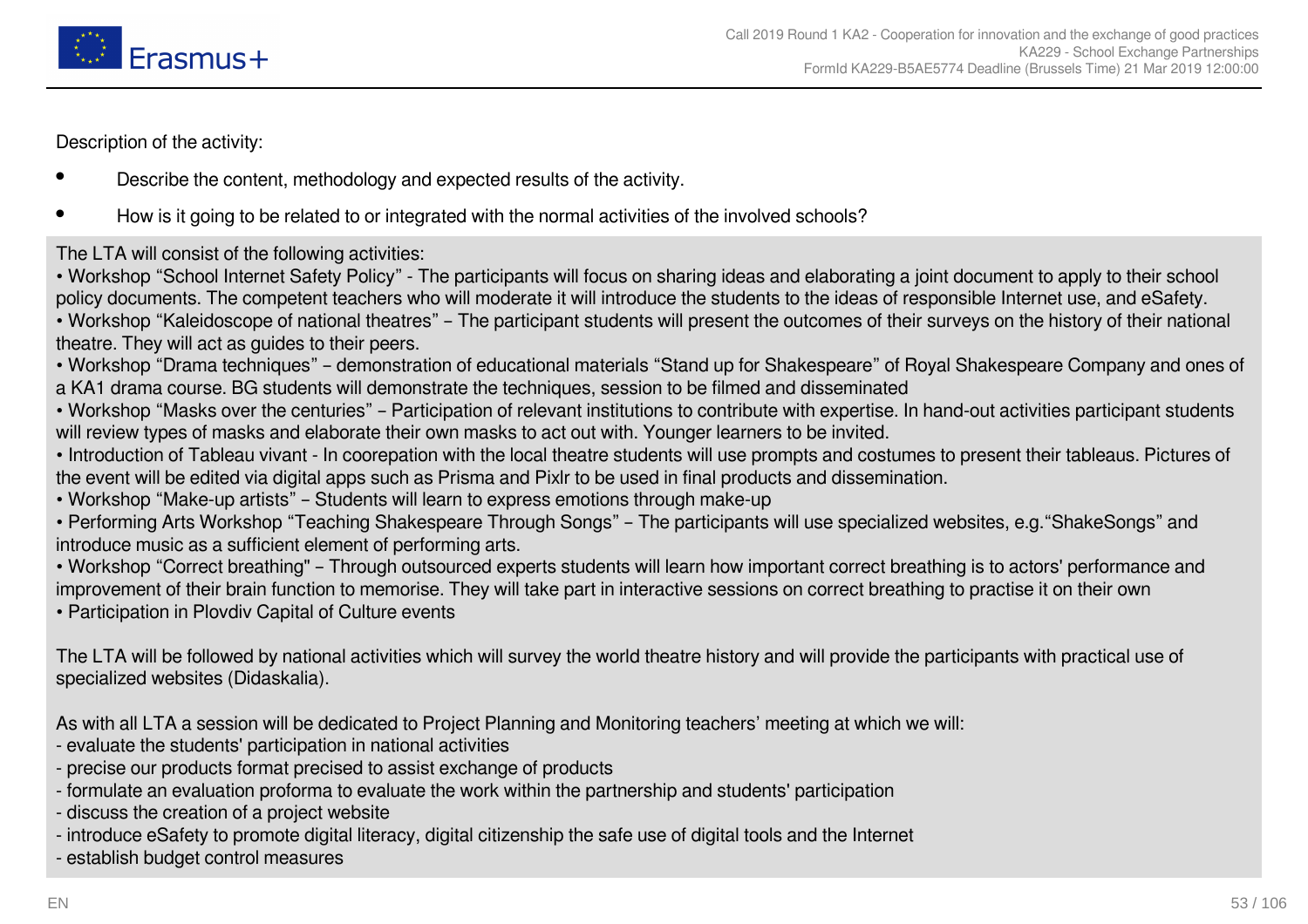Description of the activity:

- Describe the content, methodology and expected results of the activity.
- How is it going to be related to or integrated with the normal activities of the involved schools?

The LTA will consist of the following activities:
• Workshop “School Internet Safety Policy” - The participants will focus on sharing ideas and elaborating a joint document to apply to their school policy documents. The competent teachers who will moderate it will introduce the students to the ideas of responsible Internet use, and eSafety.
• Workshop “Kaleidoscope of national theatres” – The participant students will present the outcomes of their surveys on the history of their national theatre. They will act as guides to their peers.
• Workshop “Drama techniques” – demonstration of educational materials “Stand up for Shakespeare” of Royal Shakespeare Company and ones of a KA1 drama course. BG students will demonstrate the techniques, session to be filmed and disseminated
• Workshop “Masks over the centuries” – Participation of relevant institutions to contribute with expertise. In hand-out activities participant students will review types of masks and elaborate their own masks to act out with. Younger learners to be invited.
• Introduction of Tableau vivant - In coorepation with the local theatre students will use prompts and costumes to present their tableaus. Pictures of the event will be edited via digital apps such as Prisma and Pixlr to be used in final products and dissemination.
• Workshop “Make-up artists” – Students will learn to express emotions through make-up
• Performing Arts Workshop “Teaching Shakespeare Through Songs” – The participants will use specialized websites, e.g.“ShakeSongs” and introduce music as a sufficient element of performing arts.
• Workshop “Correct breathing" – Through outsourced experts students will learn how important correct breathing is to actors' performance and improvement of their brain function to memorise. They will take part in interactive sessions on correct breathing to practise it on their own
• Participation in Plovdiv Capital of Culture events

The LTA will be followed by national activities which will survey the world theatre history and will provide the participants with practical use of specialized websites (Didaskalia).

As with all LTA a session will be dedicated to Project Planning and Monitoring teachers’ meeting at which we will:
- evaluate the students' participation in national activities
- precise our products format precised to assist exchange of products
- formulate an evaluation proforma to evaluate the work within the partnership and students' participation
- discuss the creation of a project website
- introduce eSafety to promote digital literacy, digital citizenship the safe use of digital tools and the Internet
- establish budget control measures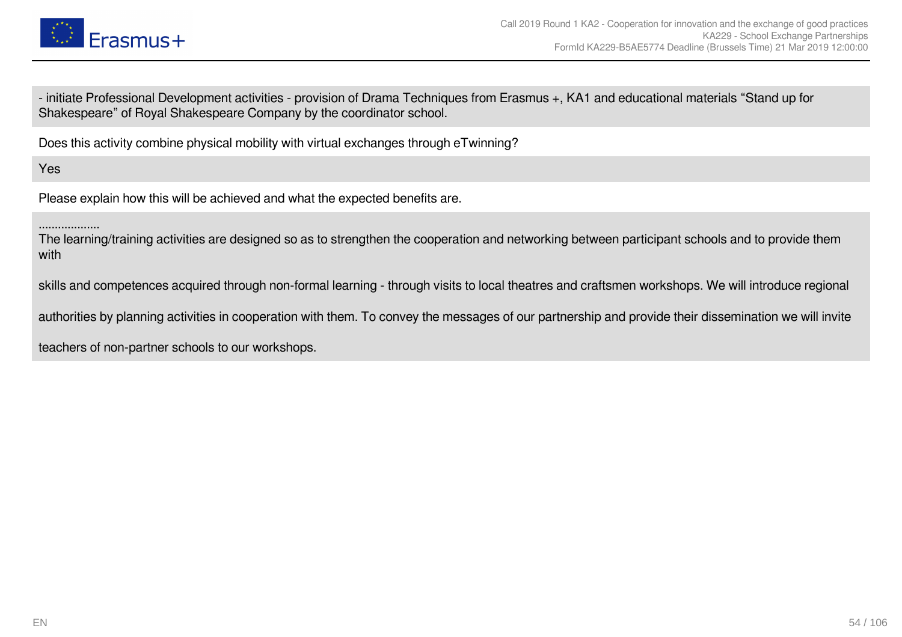- initiate Professional Development activities - provision of Drama Techniques from Erasmus +, KA1 and educational materials “Stand up for Shakespeare” of Royal Shakespeare Company by the coordinator school.

Does this activity combine physical mobility with virtual exchanges through eTwinning?

Yes

Please explain how this will be achieved and what the expected benefits are.

...................
The learning/training activities are designed so as to strengthen the cooperation and networking between participant schools and to provide them with

skills and competences acquired through non-formal learning - through visits to local theatres and craftsmen workshops. We will introduce regional

authorities by planning activities in cooperation with them. To convey the messages of our partnership and provide their dissemination we will invite

teachers of non-partner schools to our workshops.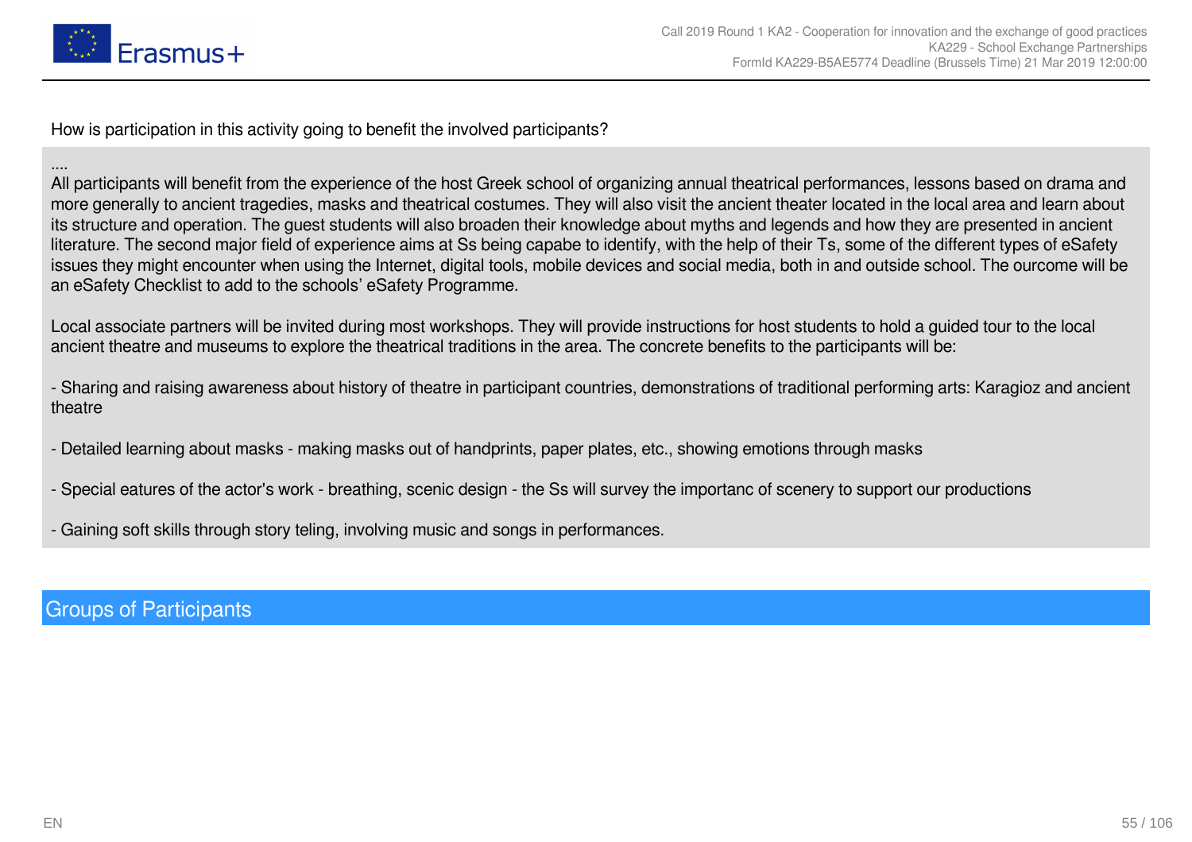How is participation in this activity going to benefit the involved participants?

....
All participants will benefit from the experience of the host Greek school of organizing annual theatrical performances, lessons based on drama and more generally to ancient tragedies, masks and theatrical costumes. They will also visit the ancient theater located in the local area and learn about its structure and operation. The guest students will also broaden their knowledge about myths and legends and how they are presented in ancient literature. The second major field of experience aims at Ss being capabe to identify, with the help of their Ts, some of the different types of eSafety issues they might encounter when using the Internet, digital tools, mobile devices and social media, both in and outside school. The ourcome will be an eSafety Checklist to add to the schools' eSafety Programme.

Local associate partners will be invited during most workshops. They will provide instructions for host students to hold a guided tour to the local ancient theatre and museums to explore the theatrical traditions in the area. The concrete benefits to the participants will be:

- Sharing and raising awareness about history of theatre in participant countries, demonstrations of traditional performing arts: Karagioz and ancient theatre

- Detailed learning about masks - making masks out of handprints, paper plates, etc., showing emotions through masks

- Special eatures of the actor's work - breathing, scenic design - the Ss will survey the importanc of scenery to support our productions

- Gaining soft skills through story teling, involving music and songs in performances.

## Groups of Participants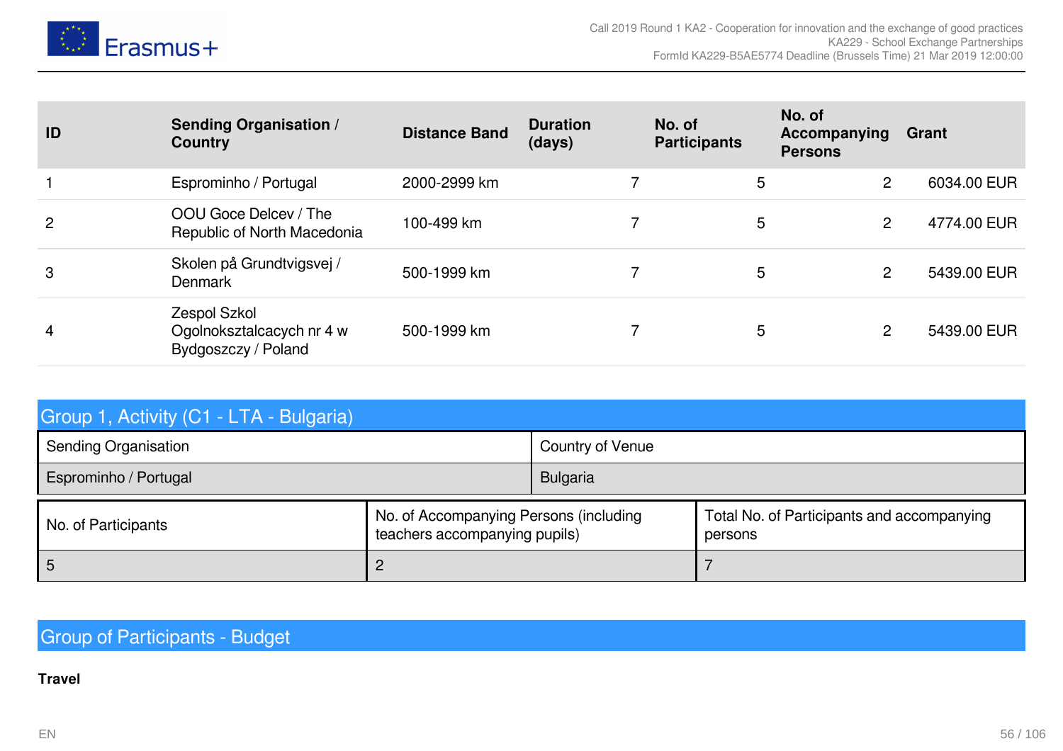| ID | Sending Organisation / Country | Distance Band | Duration (days) | No. of Participants | No. of Accompanying Persons | Grant |
| --- | --- | --- | --- | --- | --- | --- |
| 1 | Esprominho / Portugal | 2000-2999 km | 7 | 5 | 2 | 6034.00 EUR |
| 2 | OOU Goce Delcev / The Republic of North Macedonia | 100-499 km | 7 | 5 | 2 | 4774.00 EUR |
| 3 | Skolen på Grundtvigsvej / Denmark | 500-1999 km | 7 | 5 | 2 | 5439.00 EUR |
| 4 | Zespol Szkol Ogolnokszta lcacych nr 4 w Bydgoszczy / Poland | 500-1999 km | 7 | 5 | 2 | 5439.00 EUR |

## Group 1, Activity (C1 - LTA - Bulgaria)

| Sending Organisation | Country of Venue |
| --- | --- |
| Esprominho / Portugal | Bulgaria |

| No. of Participants | No. of Accompanying Persons (including teachers accompanying pupils) | Total No. of Participants and accompanying persons |
| --- | --- | --- |
| 5 | 2 | 7 |

## Group of Participants - Budget

**Travel**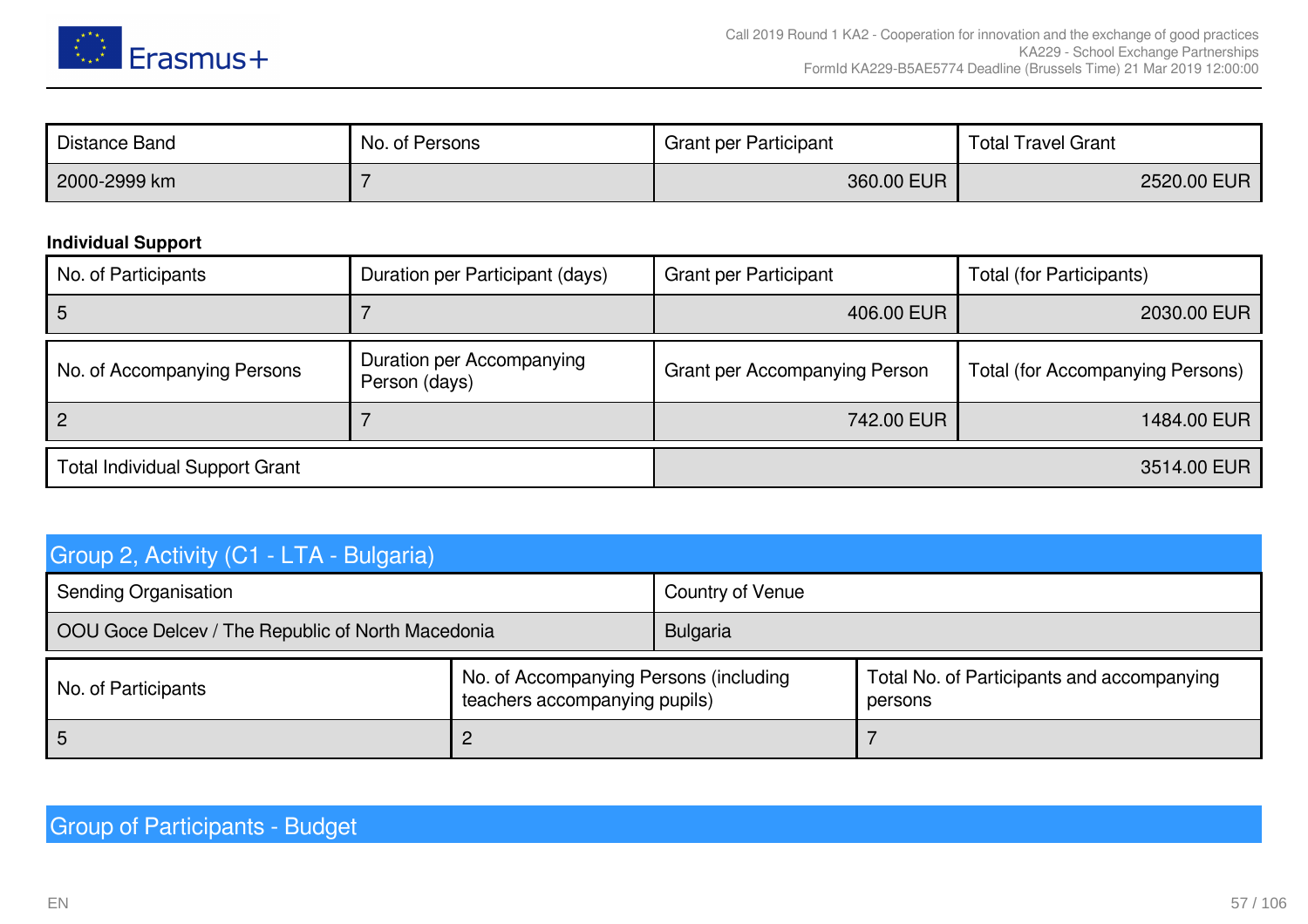| Distance Band | No. of Persons | Grant per Participant | Total Travel Grant |
|---|---|---|---|
| 2000-2999 km | 7 | 360.00 EUR | 2520.00 EUR |

**Individual Support**

| No. of Participants | Duration per Participant (days) | Grant per Participant | Total (for Participants) |
|---|---|---|---|
| 5 | 7 | 406.00 EUR | 2030.00 EUR |

| No. of Accompanying Persons | Duration per Accompanying Person (days) | Grant per Accompanying Person | Total (for Accompanying Persons) |
|---|---|---|---|
| 2 | 7 | 742.00 EUR | 1484.00 EUR |

| Total Individual Support Grant | 3514.00 EUR |
|---|---|

## Group 2, Activity (C1 - LTA - Bulgaria)

| Sending Organisation | Country of Venue |
|---|---|
| OOU Goce Delcev / The Republic of North Macedonia | Bulgaria |

| No. of Participants | No. of Accompanying Persons (including teachers accompanying pupils) | Total No. of Participants and accompanying persons |
|---|---|---|
| 5 | 2 | 7 |

## Group of Participants - Budget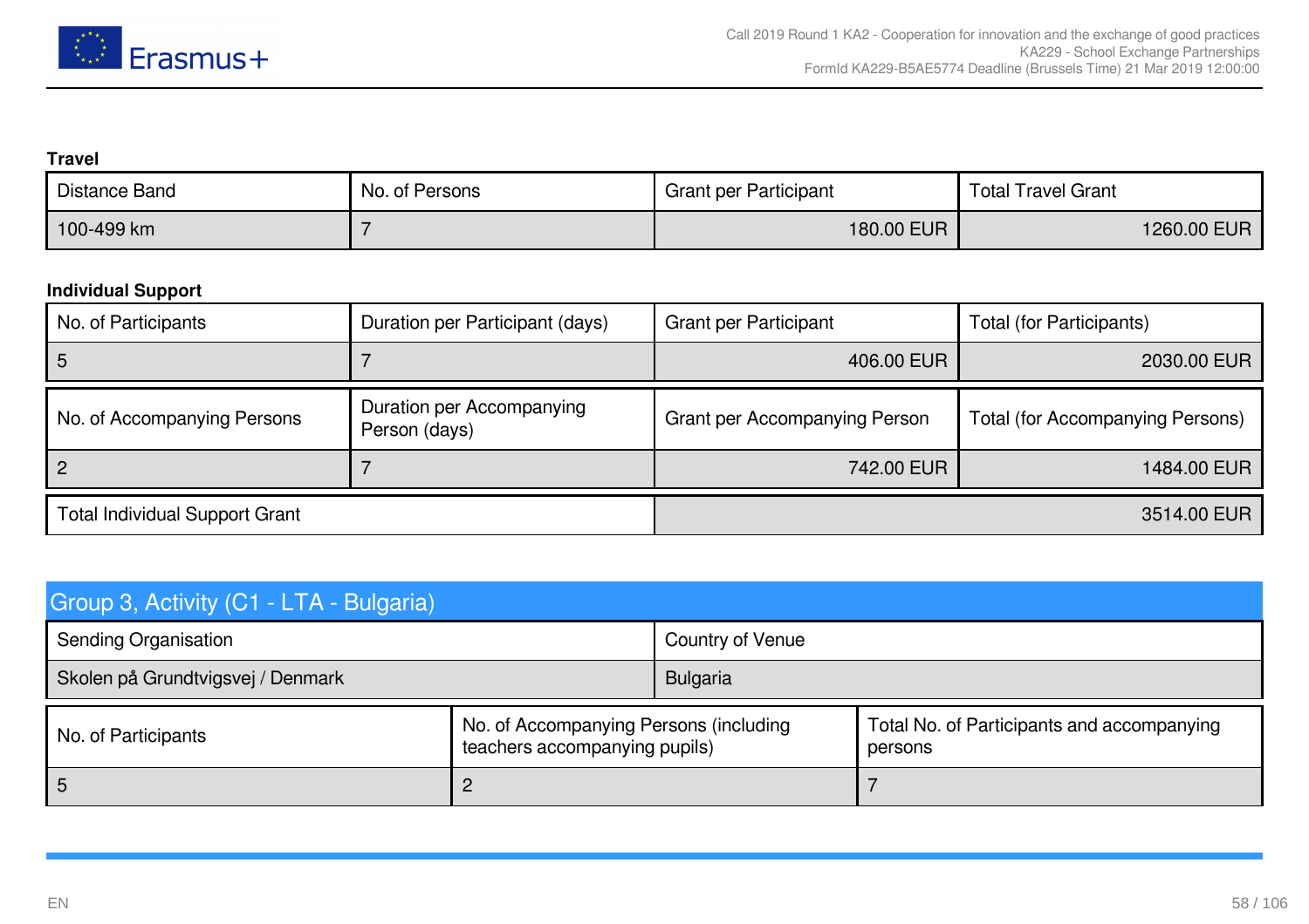**Travel**

| Distance Band | No. of Persons | Grant per Participant | Total Travel Grant |
|---|---|---|---|
| 100-499 km | 7 | 180.00 EUR | 1260.00 EUR |

**Individual Support**

| No. of Participants | Duration per Participant (days) | Grant per Participant | Total (for Participants) |
|---|---|---|---|
| 5 | 7 | 406.00 EUR | 2030.00 EUR |

| No. of Accompanying Persons | Duration per Accompanying Person (days) | Grant per Accompanying Person | Total (for Accompanying Persons) |
|---|---|---|---|
| 2 | 7 | 742.00 EUR | 1484.00 EUR |

| Total Individual Support Grant | 3514.00 EUR |
|---|---|

## Group 3, Activity (C1 - LTA - Bulgaria)

| Sending Organisation | Country of Venue |
|---|---|
| Skolen på Grundtvigsvej / Denmark | Bulgaria |

| No. of Participants | No. of Accompanying Persons (including teachers accompanying pupils) | Total No. of Participants and accompanying persons |
|---|---|---|
| 5 | 2 | 7 |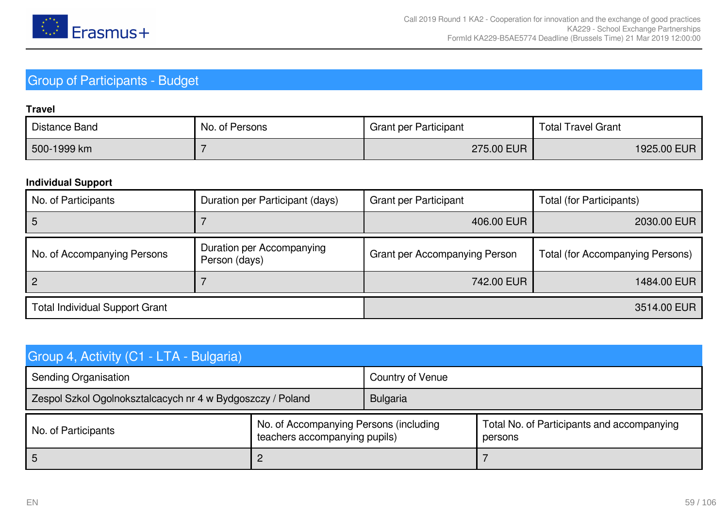## Group of Participants - Budget

**Travel**

| Distance Band | No. of Persons | Grant per Participant | Total Travel Grant |
|---|---|---|---|
| 500-1999 km | 7 | 275.00 EUR | 1925.00 EUR |

**Individual Support**

| No. of Participants | Duration per Participant (days) | Grant per Participant | Total (for Participants) |
|---|---|---|---|
| 5 | 7 | 406.00 EUR | 2030.00 EUR |

| No. of Accompanying Persons | Duration per Accompanying Person (days) | Grant per Accompanying Person | Total (for Accompanying Persons) |
|---|---|---|---|
| 2 | 7 | 742.00 EUR | 1484.00 EUR |

| Total Individual Support Grant | 3514.00 EUR |
|---|---|

## Group 4, Activity (C1 - LTA - Bulgaria)

| Sending Organisation | Country of Venue |
|---|---|
| Zespol Szkol Ogolnokształcacych nr 4 w Bydgoszczy / Poland | Bulgaria |

| No. of Participants | No. of Accompanying Persons (including teachers accompanying pupils) | Total No. of Participants and accompanying persons |
|---|---|---|
| 5 | 2 | 7 |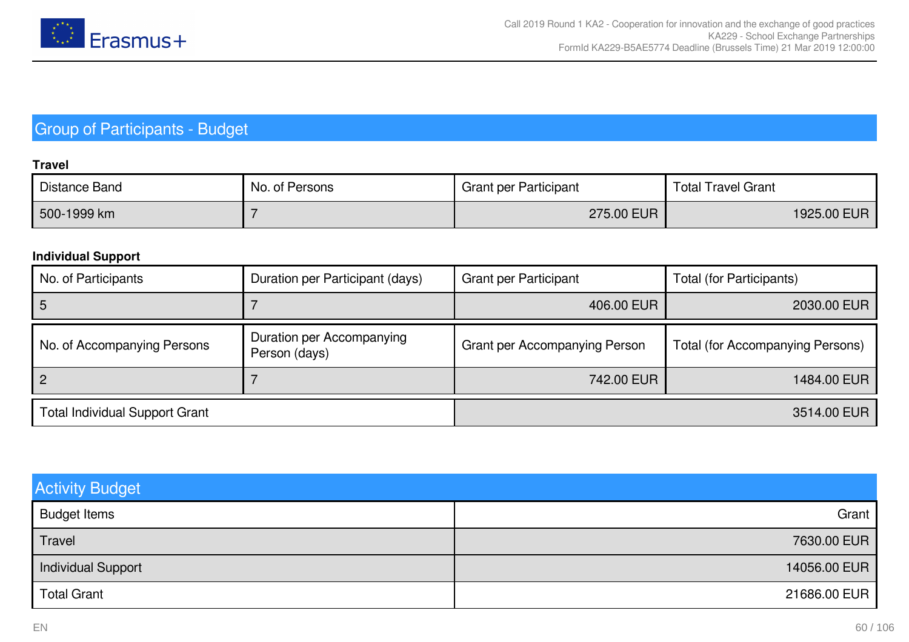## Group of Participants - Budget

**Travel**

| Distance Band | No. of Persons | Grant per Participant | Total Travel Grant |
|---|---|---|---|
| 500-1999 km | 7 | 275.00 EUR | 1925.00 EUR |

**Individual Support**

| No. of Participants | Duration per Participant (days) | Grant per Participant | Total (for Participants) |
|---|---|---|---|
| 5 | 7 | 406.00 EUR | 2030.00 EUR |

| No. of Accompanying Persons | Duration per Accompanying Person (days) | Grant per Accompanying Person | Total (for Accompanying Persons) |
|---|---|---|---|
| 2 | 7 | 742.00 EUR | 1484.00 EUR |

| Total Individual Support Grant | 3514.00 EUR |
|---|---|

## Activity Budget

| Budget Items | Grant |
|---|---|
| Travel | 7630.00 EUR |
| Individual Support | 14056.00 EUR |
| Total Grant | 21686.00 EUR |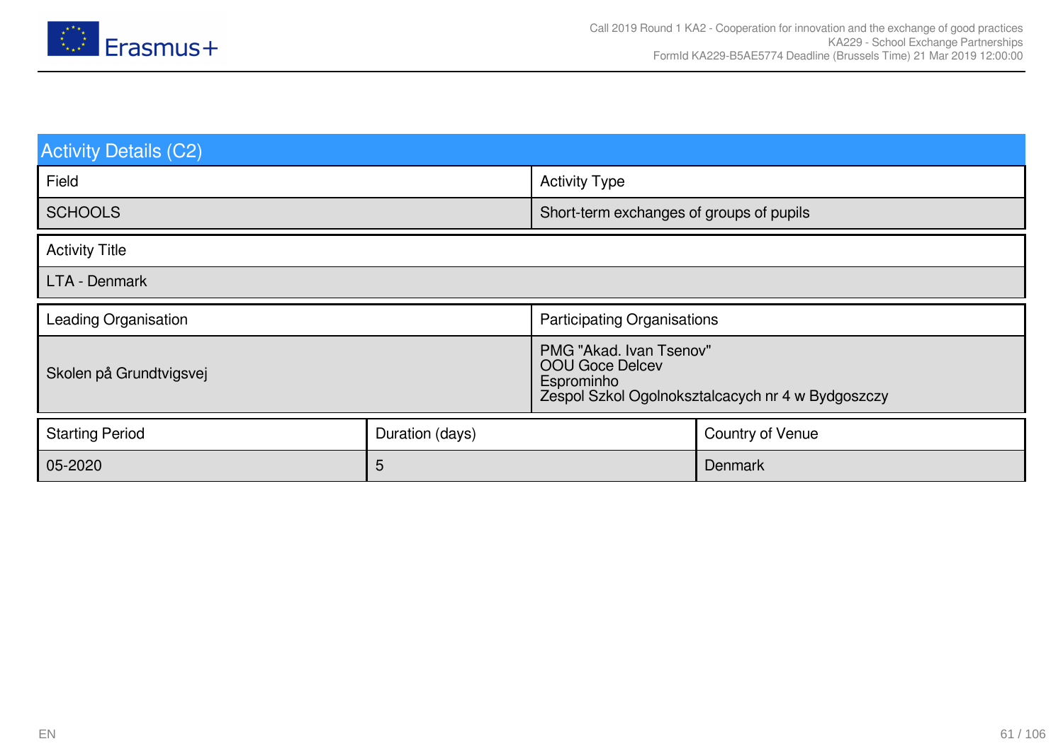## Activity Details (C2)

| Field | Activity Type |
|---|---|
| SCHOOLS | Short-term exchanges of groups of pupils |

| Activity Title |
|---|
| LTA - Denmark |

| Leading Organisation | Participating Organisations |
|---|---|
| Skolen på Grundtvigsvej | PMG "Akad. Ivan Tsenov"<br>OOU Goce Delcev<br>Esprominho<br>Zespol Szkol Ogolnokształcacych nr 4 w Bydgoszczy |

| Starting Period | Duration (days) | Country of Venue |
|---|---|---|
| 05-2020 | 5 | Denmark |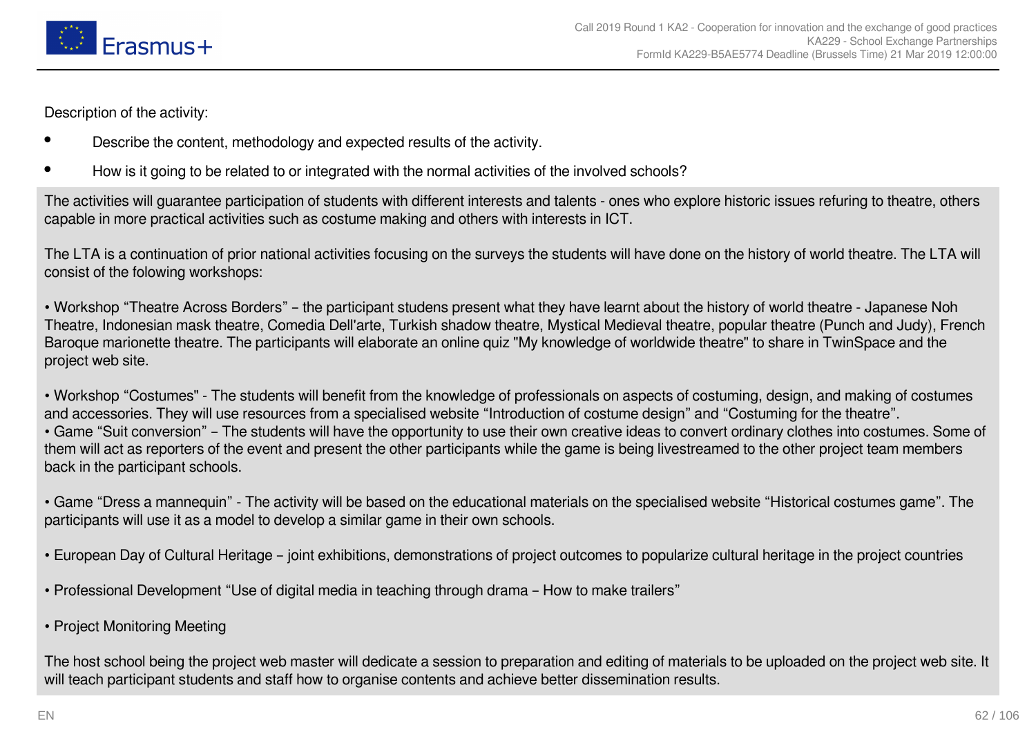Description of the activity:

- Describe the content, methodology and expected results of the activity.
- How is it going to be related to or integrated with the normal activities of the involved schools?

The activities will guarantee participation of students with different interests and talents - ones who explore historic issues refuring to theatre, others capable in more practical activities such as costume making and others with interests in ICT.

The LTA is a continuation of prior national activities focusing on the surveys the students will have done on the history of world theatre. The LTA will consist of the folowing workshops:

• Workshop “Theatre Across Borders” – the participant studens present what they have learnt about the history of world theatre - Japanese Noh Theatre, Indonesian mask theatre, Comedia Dell'arte, Turkish shadow theatre, Mystical Medieval theatre, popular theatre (Punch and Judy), French Baroque marionette theatre. The participants will elaborate an online quiz "My knowledge of worldwide theatre" to share in TwinSpace and the project web site.

• Workshop “Costumes" - The students will benefit from the knowledge of professionals on aspects of costuming, design, and making of costumes and accessories. They will use resources from a specialised website “Introduction of costume design” and “Costuming for the theatre”.
• Game “Suit conversion” – The students will have the opportunity to use their own creative ideas to convert ordinary clothes into costumes. Some of them will act as reporters of the event and present the other participants while the game is being livestreamed to the other project team members back in the participant schools.

• Game “Dress a mannequin" - The activity will be based on the educational materials on the specialised website “Historical costumes game”. The participants will use it as a model to develop a similar game in their own schools.

• European Day of Cultural Heritage – joint exhibitions, demonstrations of project outcomes to popularize cultural heritage in the project countries

• Professional Development “Use of digital media in teaching through drama – How to make trailers”

• Project Monitoring Meeting

The host school being the project web master will dedicate a session to preparation and editing of materials to be uploaded on the project web site. It will teach participant students and staff how to organise contents and achieve better dissemination results.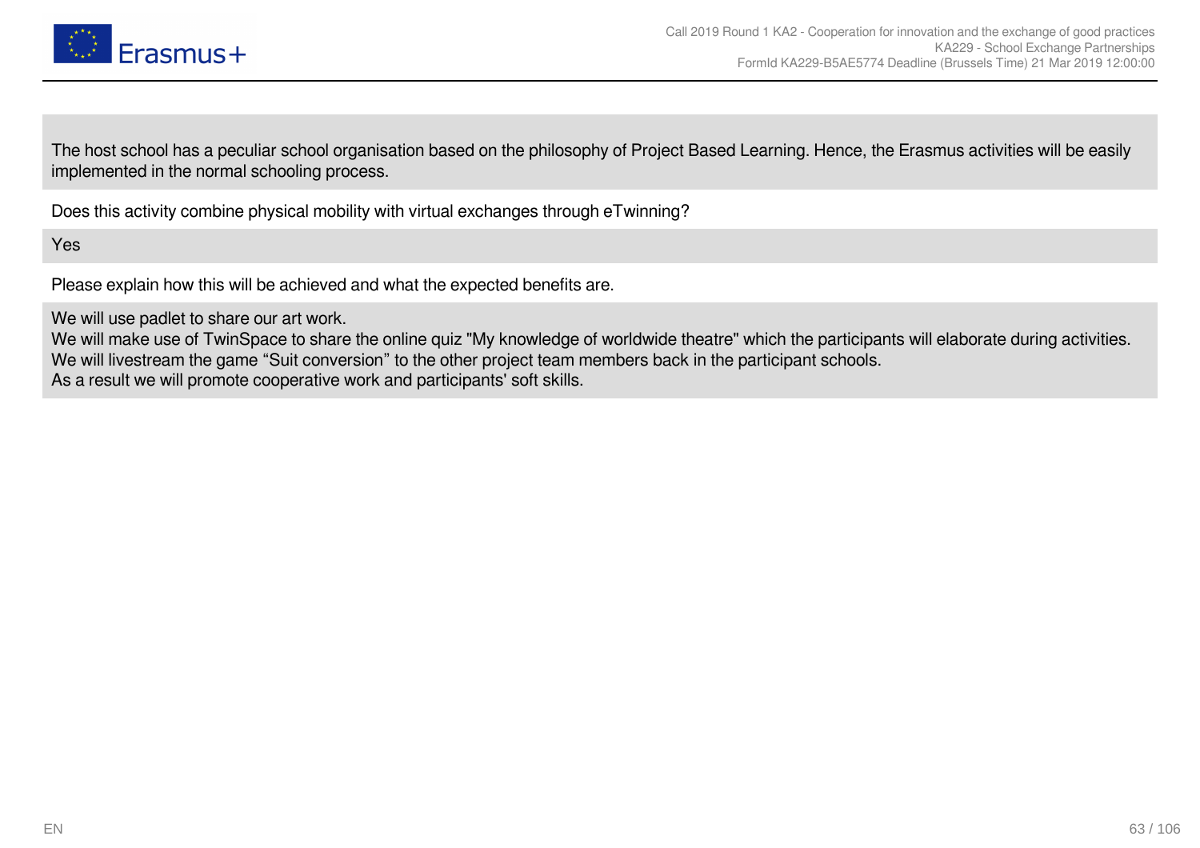The host school has a peculiar school organisation based on the philosophy of Project Based Learning. Hence, the Erasmus activities will be easily implemented in the normal schooling process.

Does this activity combine physical mobility with virtual exchanges through eTwinning?

Yes

Please explain how this will be achieved and what the expected benefits are.

We will use padlet to share our art work.
We will make use of TwinSpace to share the online quiz "My knowledge of worldwide theatre" which the participants will elaborate during activities.
We will livestream the game “Suit conversion” to the other project team members back in the participant schools.
As a result we will promote cooperative work and participants' soft skills.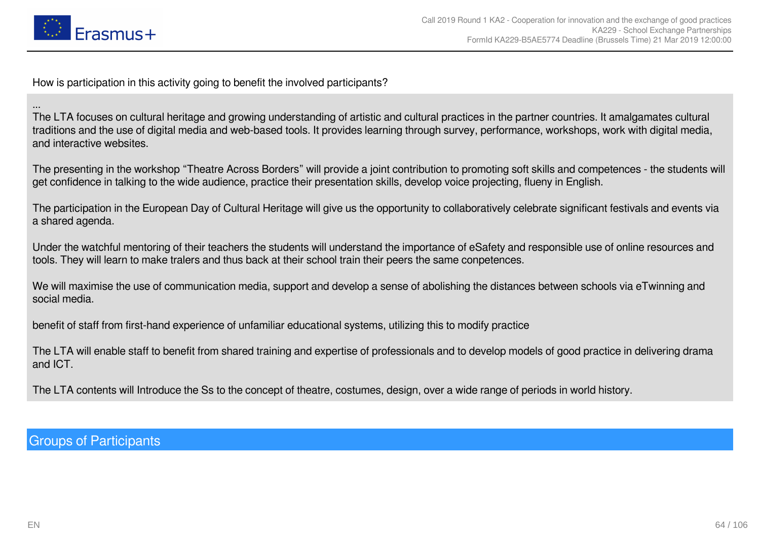How is participation in this activity going to benefit the involved participants?

...
The LTA focuses on cultural heritage and growing understanding of artistic and cultural practices in the partner countries. It amalgamates cultural traditions and the use of digital media and web-based tools. It provides learning through survey, performance, workshops, work with digital media, and interactive websites.

The presenting in the workshop “Theatre Across Borders” will provide a joint contribution to promoting soft skills and competences - the students will get confidence in talking to the wide audience, practice their presentation skills, develop voice projecting, flueny in English.

The participation in the European Day of Cultural Heritage will give us the opportunity to collaboratively celebrate significant festivals and events via a shared agenda.

Under the watchful mentoring of their teachers the students will understand the importance of eSafety and responsible use of online resources and tools. They will learn to make tralers and thus back at their school train their peers the same conpetences.

We will maximise the use of communication media, support and develop a sense of abolishing the distances between schools via eTwinning and social media.

benefit of staff from first-hand experience of unfamiliar educational systems, utilizing this to modify practice

The LTA will enable staff to benefit from shared training and expertise of professionals and to develop models of good practice in delivering drama and ICT.

The LTA contents will Introduce the Ss to the concept of theatre, costumes, design, over a wide range of periods in world history.

## Groups of Participants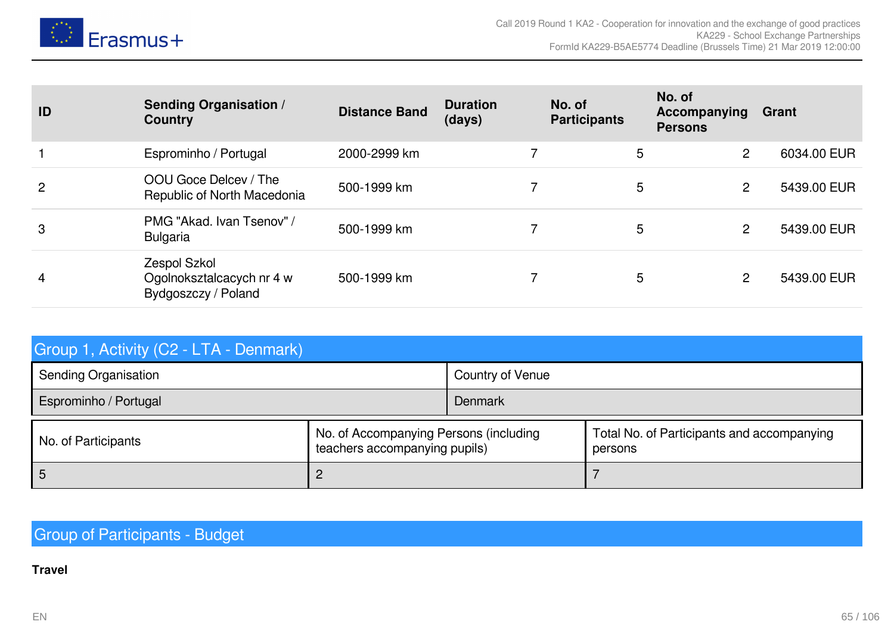| ID | Sending Organisation / Country | Distance Band | Duration (days) | No. of Participants | No. of Accompanying Persons | Grant |
|---|---|---|---|---|---|---|
| 1 | Esprominho / Portugal | 2000-2999 km | 7 | 5 | 2 | 6034.00 EUR |
| 2 | OOU Goce Delcev / The Republic of North Macedonia | 500-1999 km | 7 | 5 | 2 | 5439.00 EUR |
| 3 | PMG "Akad. Ivan Tsenov" / Bulgaria | 500-1999 km | 7 | 5 | 2 | 5439.00 EUR |
| 4 | Zespol Szkol Ogolnoksztalcacych nr 4 w Bydgoszczy / Poland | 500-1999 km | 7 | 5 | 2 | 5439.00 EUR |

## Group 1, Activity (C2 - LTA - Denmark)

| Sending Organisation | Country of Venue |
|---|---|
| Esprominho / Portugal | Denmark |

| No. of Participants | No. of Accompanying Persons (including teachers accompanying pupils) | Total No. of Participants and accompanying persons |
|---|---|---|
| 5 | 2 | 7 |

## Group of Participants - Budget

**Travel**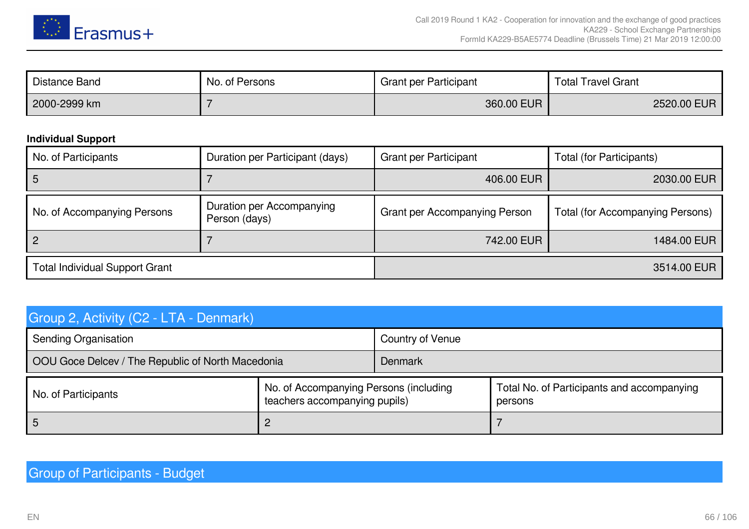| Distance Band | No. of Persons | Grant per Participant | Total Travel Grant |
|---|---|---|---|
| 2000-2999 km | 7 | 360.00 EUR | 2520.00 EUR |

**Individual Support**

| No. of Participants | Duration per Participant (days) | Grant per Participant | Total (for Participants) |
|---|---|---|---|
| 5 | 7 | 406.00 EUR | 2030.00 EUR |

| No. of Accompanying Persons | Duration per Accompanying Person (days) | Grant per Accompanying Person | Total (for Accompanying Persons) |
|---|---|---|---|
| 2 | 7 | 742.00 EUR | 1484.00 EUR |

| Total Individual Support Grant | 3514.00 EUR |
|---|---|

## Group 2, Activity (C2 - LTA - Denmark)

| Sending Organisation | Country of Venue |
|---|---|
| OOU Goce Delcev / The Republic of North Macedonia | Denmark |

| No. of Participants | No. of Accompanying Persons (including teachers accompanying pupils) | Total No. of Participants and accompanying persons |
|---|---|---|
| 5 | 2 | 7 |

## Group of Participants - Budget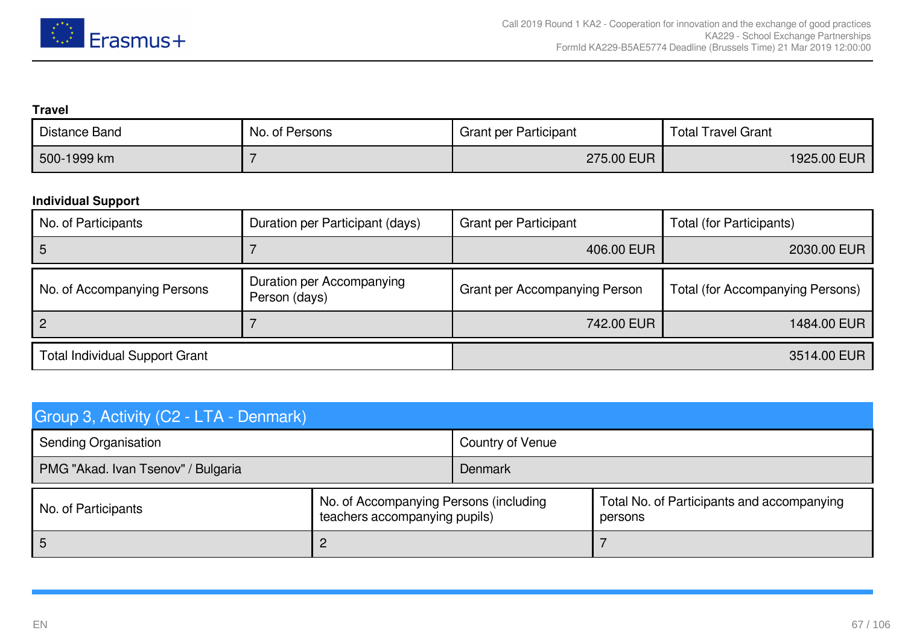**Travel**

| Distance Band | No. of Persons | Grant per Participant | Total Travel Grant |
|---|---|---|---|
| 500-1999 km | 7 | 275.00 EUR | 1925.00 EUR |

**Individual Support**

| No. of Participants | Duration per Participant (days) | Grant per Participant | Total (for Participants) |
|---|---|---|---|
| 5 | 7 | 406.00 EUR | 2030.00 EUR |

| No. of Accompanying Persons | Duration per Accompanying Person (days) | Grant per Accompanying Person | Total (for Accompanying Persons) |
|---|---|---|---|
| 2 | 7 | 742.00 EUR | 1484.00 EUR |

| Total Individual Support Grant | 3514.00 EUR |
|---|---|

## Group 3, Activity (C2 - LTA - Denmark)

| Sending Organisation | Country of Venue |
|---|---|
| PMG "Akad. Ivan Tsenov" / Bulgaria | Denmark |

| No. of Participants | No. of Accompanying Persons (including teachers accompanying pupils) | Total No. of Participants and accompanying persons |
|---|---|---|
| 5 | 2 | 7 |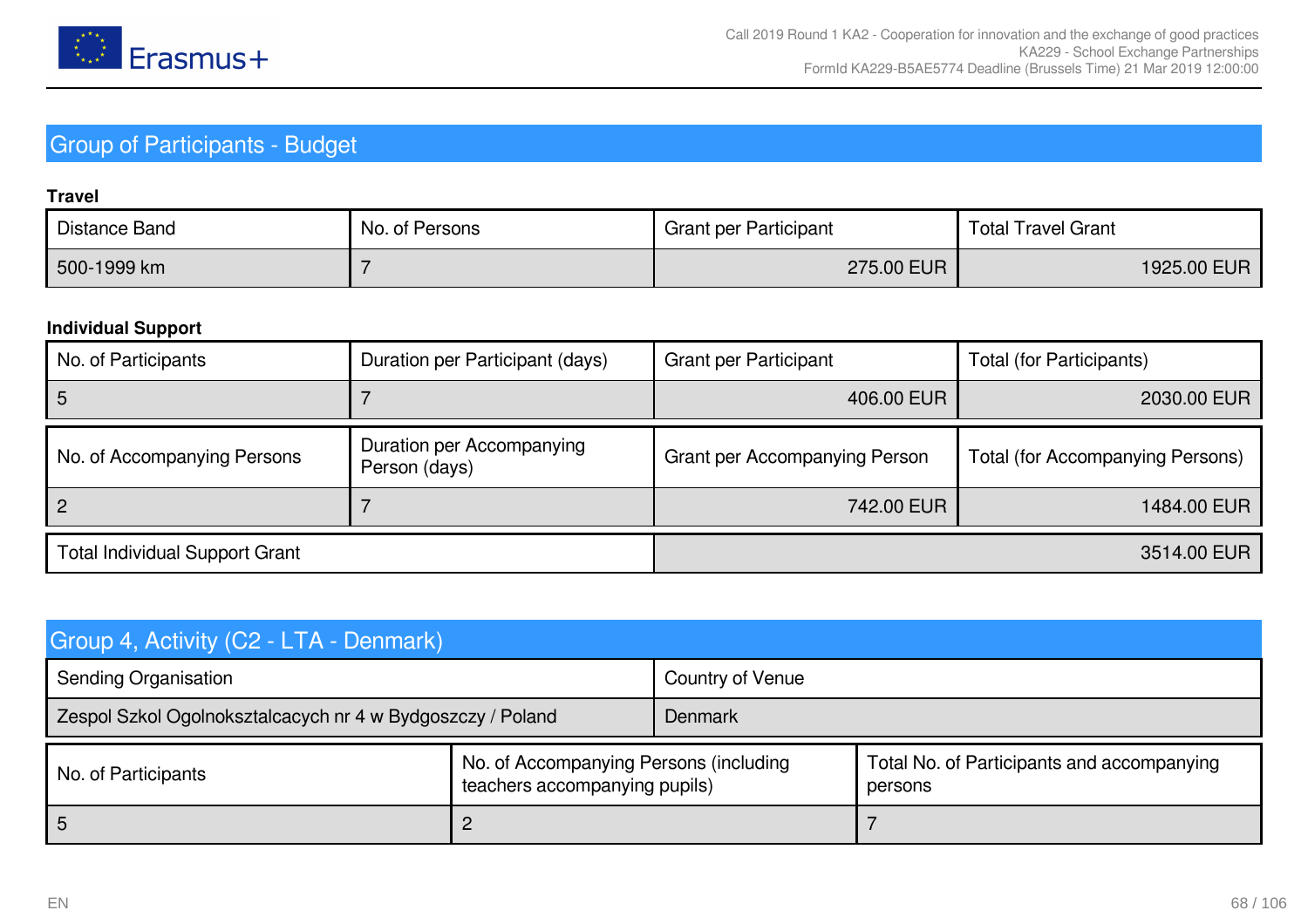## Group of Participants - Budget

**Travel**

| Distance Band | No. of Persons | Grant per Participant | Total Travel Grant |
|---|---|---|---|
| 500-1999 km | 7 | 275.00 EUR | 1925.00 EUR |

**Individual Support**

| No. of Participants | Duration per Participant (days) | Grant per Participant | Total (for Participants) |
|---|---|---|---|
| 5 | 7 | 406.00 EUR | 2030.00 EUR |

| No. of Accompanying Persons | Duration per Accompanying Person (days) | Grant per Accompanying Person | Total (for Accompanying Persons) |
|---|---|---|---|
| 2 | 7 | 742.00 EUR | 1484.00 EUR |

| Total Individual Support Grant | 3514.00 EUR |
|---|---|

## Group 4, Activity (C2 - LTA - Denmark)

| Sending Organisation | Country of Venue |
|---|---|
| Zespol Szkol Ogolnokształcacych nr 4 w Bydgoszczy / Poland | Denmark |

| No. of Participants | No. of Accompanying Persons (including teachers accompanying pupils) | Total No. of Participants and accompanying persons |
|---|---|---|
| 5 | 2 | 7 |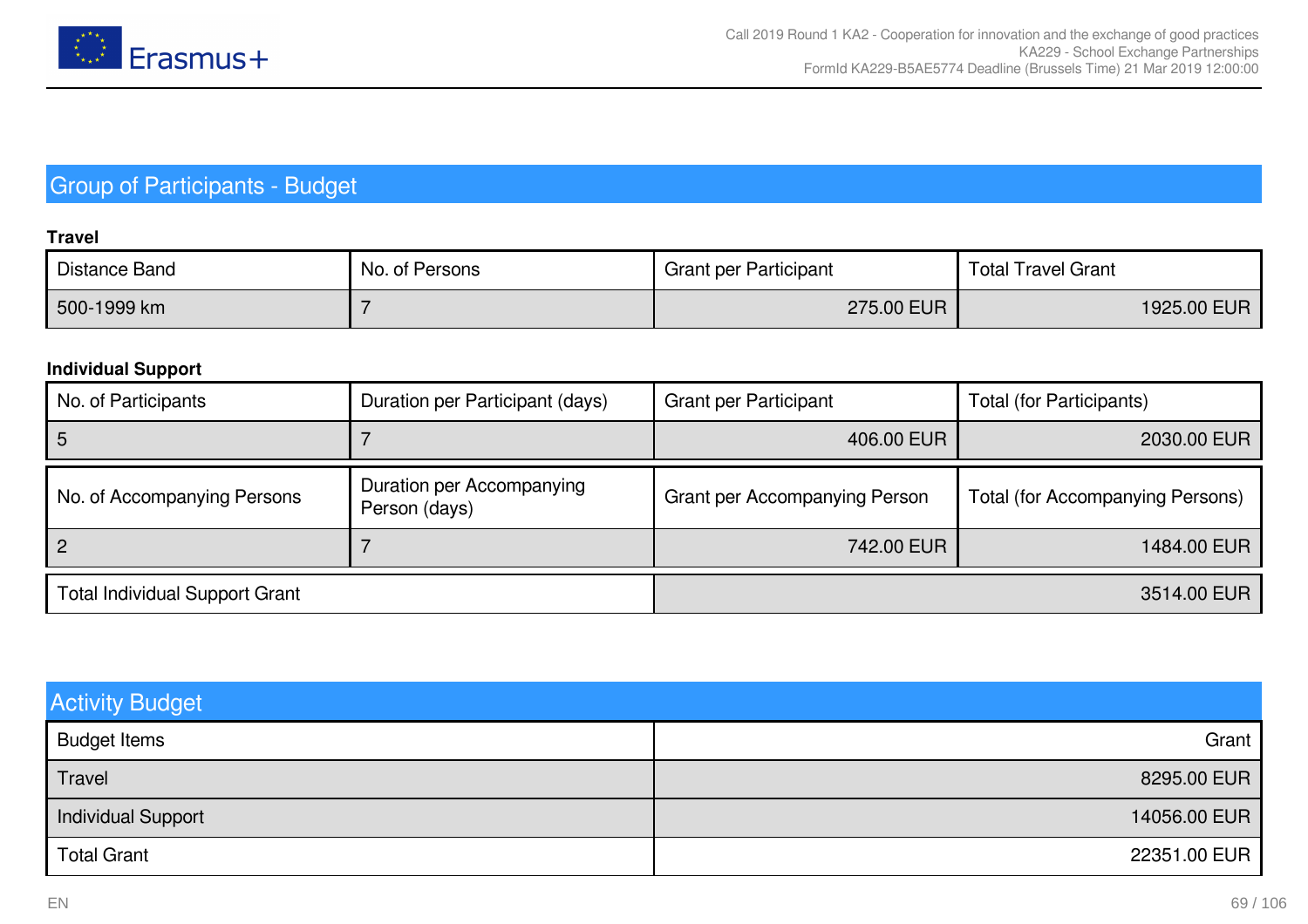## Group of Participants - Budget

**Travel**

| Distance Band | No. of Persons | Grant per Participant | Total Travel Grant |
|---|---|---|---|
| 500-1999 km | 7 | 275.00 EUR | 1925.00 EUR |

**Individual Support**

| No. of Participants | Duration per Participant (days) | Grant per Participant | Total (for Participants) |
|---|---|---|---|
| 5 | 7 | 406.00 EUR | 2030.00 EUR |

| No. of Accompanying Persons | Duration per Accompanying Person (days) | Grant per Accompanying Person | Total (for Accompanying Persons) |
|---|---|---|---|
| 2 | 7 | 742.00 EUR | 1484.00 EUR |

| Total Individual Support Grant | 3514.00 EUR |
|---|---|

## Activity Budget

| Budget Items | Grant |
|---|---|
| Travel | 8295.00 EUR |
| Individual Support | 14056.00 EUR |
| Total Grant | 22351.00 EUR |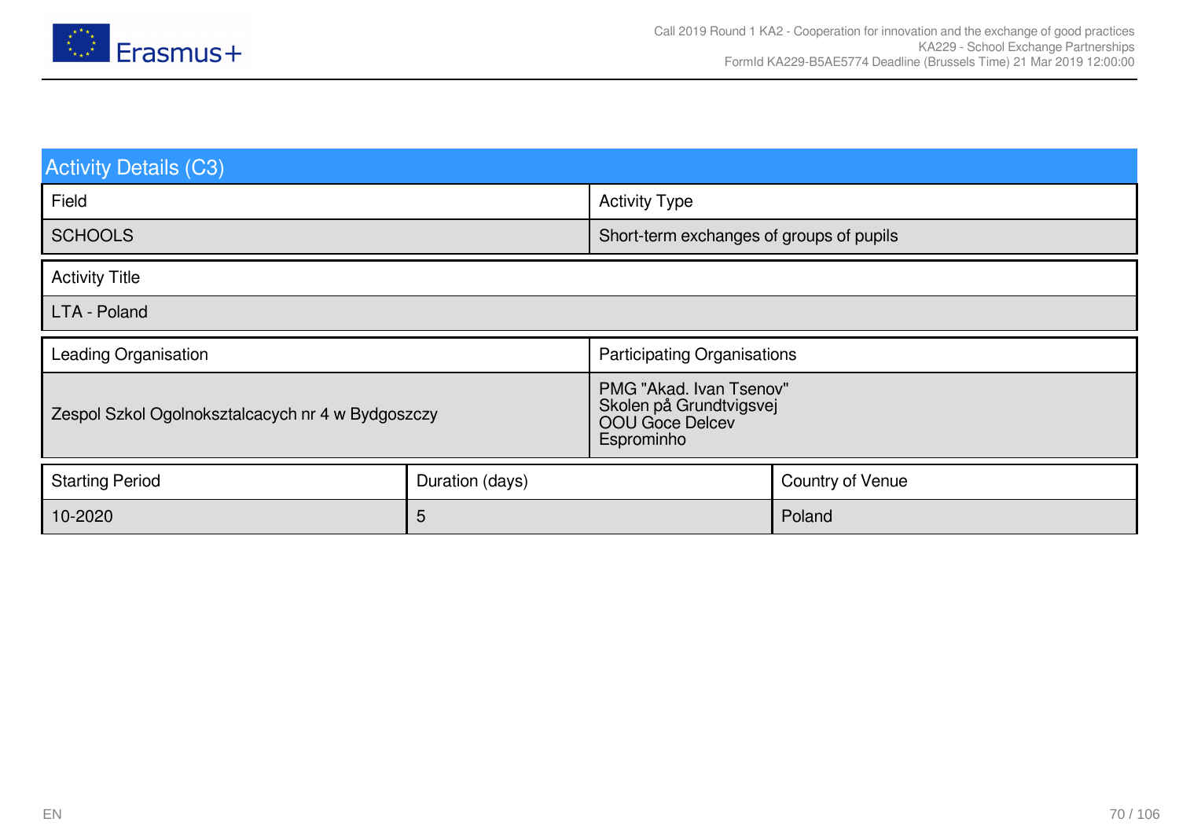## Activity Details (C3)

| Field | Activity Type |
|---|---|
| SCHOOLS | Short-term exchanges of groups of pupils |

| Activity Title |
|---|
| LTA - Poland |

| Leading Organisation | Participating Organisations |
|---|---|
| Zespol Szkol Ogolnokształcacych nr 4 w Bydgoszczy | PMG "Akad. Ivan Tsenov"<br>Skolen på Grundtvigsvej<br>OOU Goce Delcev<br>Esprominho |

| Starting Period | Duration (days) | Country of Venue |
|---|---|---|
| 10-2020 | 5 | Poland |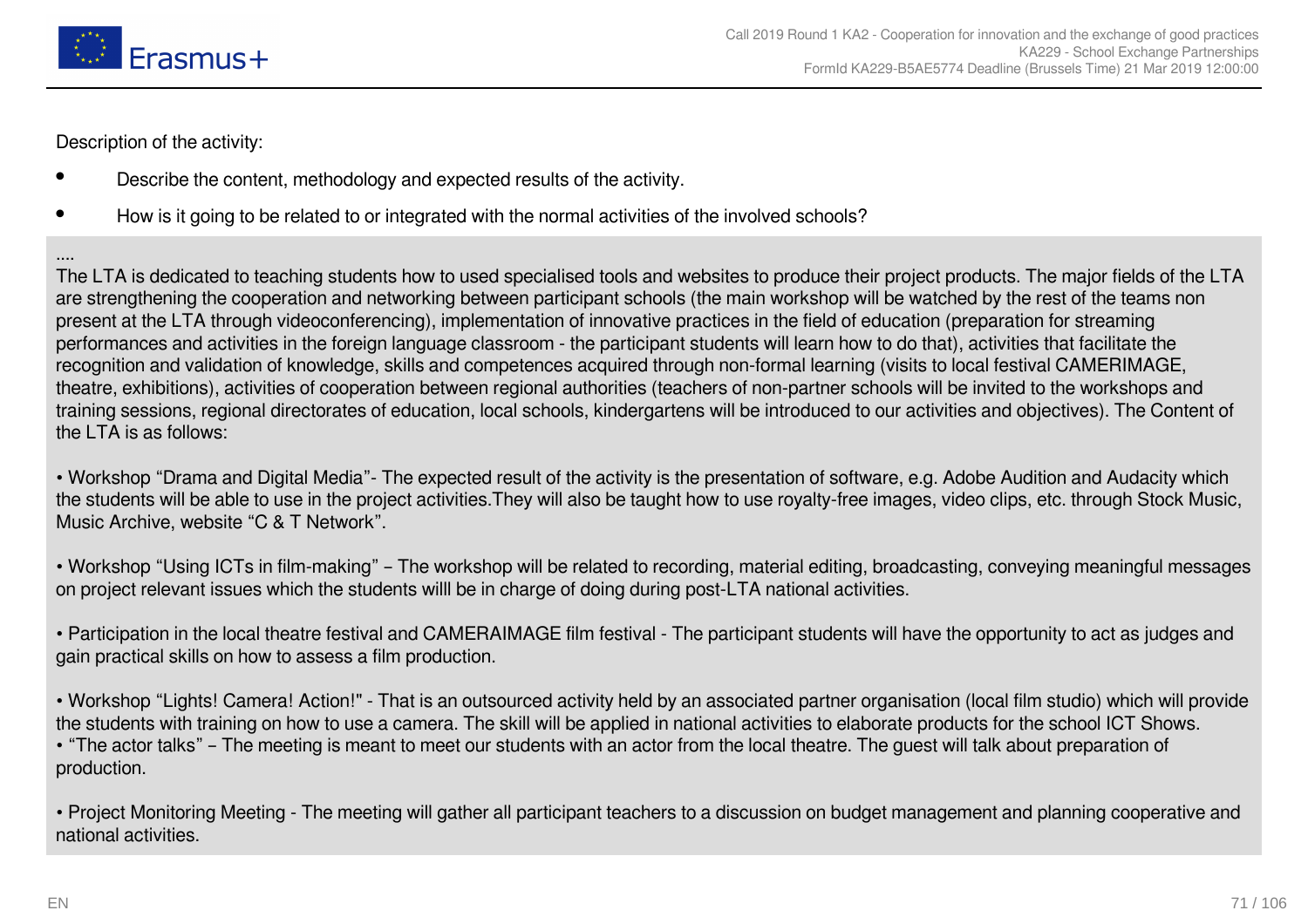Description of the activity:

- Describe the content, methodology and expected results of the activity.
- How is it going to be related to or integrated with the normal activities of the involved schools?

....
The LTA is dedicated to teaching students how to used specialised tools and websites to produce their project products. The major fields of the LTA are strengthening the cooperation and networking between participant schools (the main workshop will be watched by the rest of the teams non present at the LTA through videoconferencing), implementation of innovative practices in the field of education (preparation for streaming performances and activities in the foreign language classroom - the participant students will learn how to do that), activities that facilitate the recognition and validation of knowledge, skills and competences acquired through non-formal learning (visits to local festival CAMERIMAGE, theatre, exhibitions), activities of cooperation between regional authorities (teachers of non-partner schools will be invited to the workshops and training sessions, regional directorates of education, local schools, kindergartens will be introduced to our activities and objectives). The Content of the LTA is as follows:

• Workshop “Drama and Digital Media”- The expected result of the activity is the presentation of software, e.g. Adobe Audition and Audacity which the students will be able to use in the project activities.They will also be taught how to use royalty-free images, video clips, etc. through Stock Music, Music Archive, website “C & T Network”.

• Workshop “Using ICTs in film-making” – The workshop will be related to recording, material editing, broadcasting, conveying meaningful messages on project relevant issues which the students willl be in charge of doing during post-LTA national activities.

• Participation in the local theatre festival and CAMERAIMAGE film festival - The participant students will have the opportunity to act as judges and gain practical skills on how to assess a film production.

• Workshop “Lights! Camera! Action!" - That is an outsourced activity held by an associated partner organisation (local film studio) which will provide the students with training on how to use a camera. The skill will be applied in national activities to elaborate products for the school ICT Shows.
• “The actor talks” – The meeting is meant to meet our students with an actor from the local theatre. The guest will talk about preparation of production.

• Project Monitoring Meeting - The meeting will gather all participant teachers to a discussion on budget management and planning cooperative and national activities.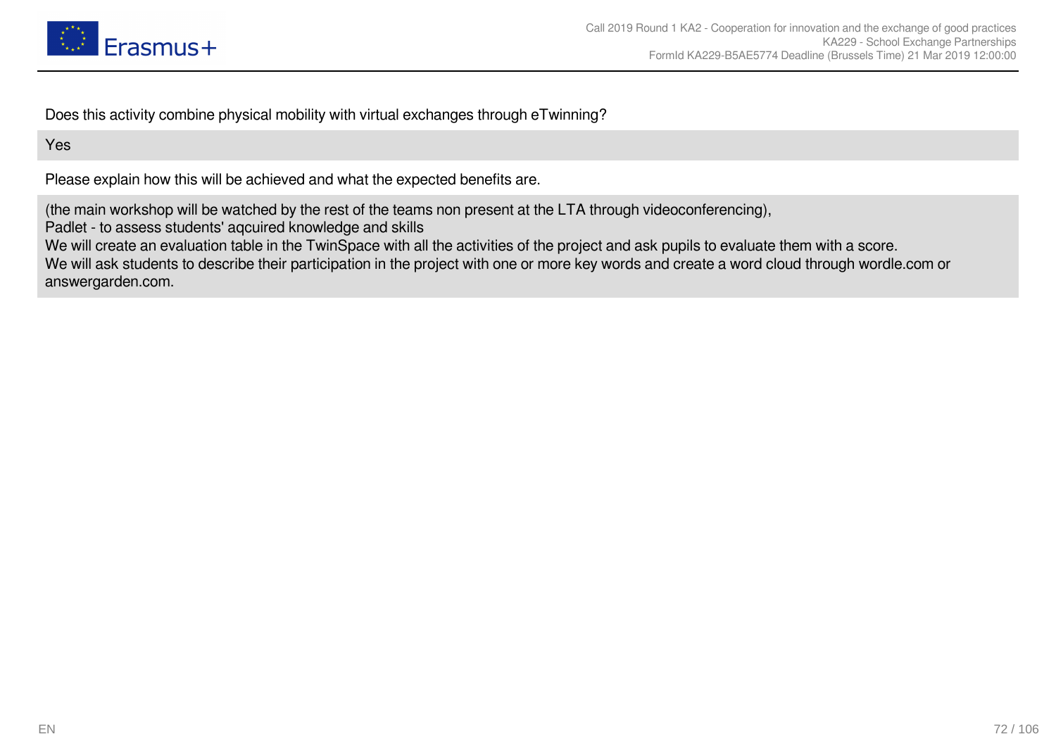Does this activity combine physical mobility with virtual exchanges through eTwinning?

Yes

Please explain how this will be achieved and what the expected benefits are.

(the main workshop will be watched by the rest of the teams non present at the LTA through videoconferencing),
Padlet - to assess students' aqcuired knowledge and skills
We will create an evaluation table in the TwinSpace with all the activities of the project and ask pupils to evaluate them with a score.
We will ask students to describe their participation in the project with one or more key words and create a word cloud through wordle.com or answergarden.com.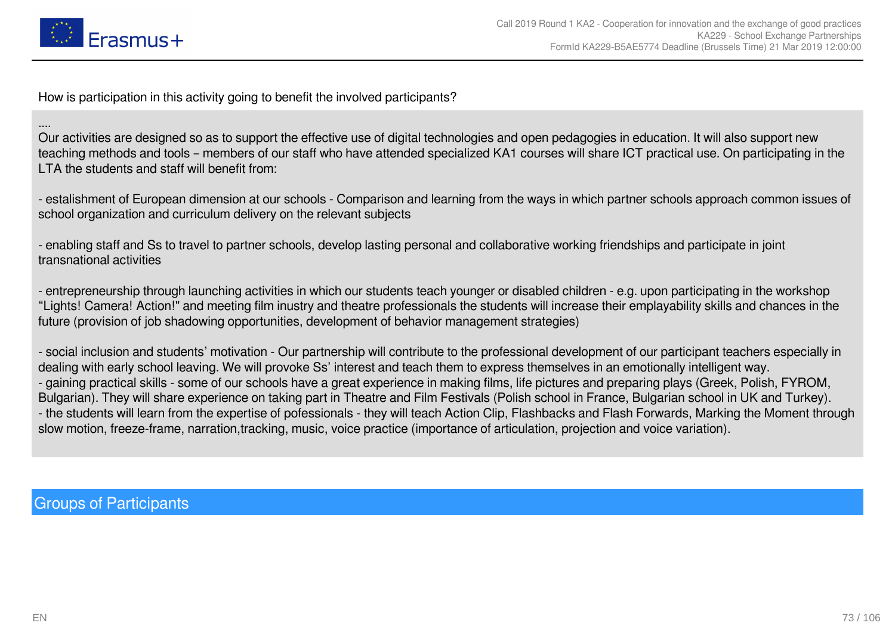How is participation in this activity going to benefit the involved participants?

....
Our activities are designed so as to support the effective use of digital technologies and open pedagogies in education. It will also support new teaching methods and tools – members of our staff who have attended specialized KA1 courses will share ICT practical use. On participating in the LTA the students and staff will benefit from:

- estalishment of European dimension at our schools - Comparison and learning from the ways in which partner schools approach common issues of school organization and curriculum delivery on the relevant subjects

- enabling staff and Ss to travel to partner schools, develop lasting personal and collaborative working friendships and participate in joint transnational activities

- entrepreneurship through launching activities in which our students teach younger or disabled children - e.g. upon participating in the workshop “Lights! Camera! Action!" and meeting film inustry and theatre professionals the students will increase their emplayability skills and chances in the future (provision of job shadowing opportunities, development of behavior management strategies)

- social inclusion and students’ motivation - Our partnership will contribute to the professional development of our participant teachers especially in dealing with early school leaving. We will provoke Ss’ interest and teach them to express themselves in an emotionally intelligent way.
- gaining practical skills - some of our schools have a great experience in making films, life pictures and preparing plays (Greek, Polish, FYROM, Bulgarian). They will share experience on taking part in Theatre and Film Festivals (Polish school in France, Bulgarian school in UK and Turkey).
- the students will learn from the expertise of pofessionals - they will teach Action Clip, Flashbacks and Flash Forwards, Marking the Moment through slow motion, freeze-frame, narration,tracking, music, voice practice (importance of articulation, projection and voice variation).

## Groups of Participants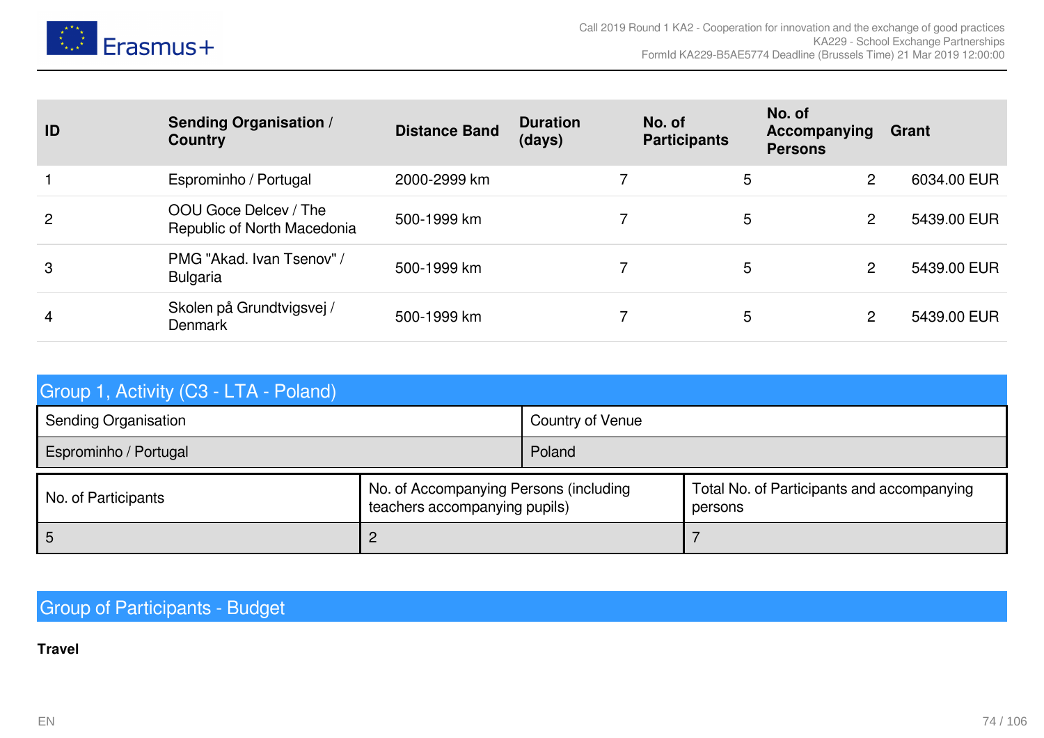| ID | Sending Organisation / Country | Distance Band | Duration (days) | No. of Participants | No. of Accompanying Persons | Grant |
|---|---|---|---|---|---|---|
| 1 | Esprominho / Portugal | 2000-2999 km | 7 | 5 | 2 | 6034.00 EUR |
| 2 | OOU Goce Delcev / The Republic of North Macedonia | 500-1999 km | 7 | 5 | 2 | 5439.00 EUR |
| 3 | PMG "Akad. Ivan Tsenov" / Bulgaria | 500-1999 km | 7 | 5 | 2 | 5439.00 EUR |
| 4 | Skolen på Grundtvigsvej / Denmark | 500-1999 km | 7 | 5 | 2 | 5439.00 EUR |

## Group 1, Activity (C3 - LTA - Poland)

| Sending Organisation | Country of Venue |
|---|---|
| Esprominho / Portugal | Poland |

| No. of Participants | No. of Accompanying Persons (including teachers accompanying pupils) | Total No. of Participants and accompanying persons |
|---|---|---|
| 5 | 2 | 7 |

## Group of Participants - Budget

**Travel**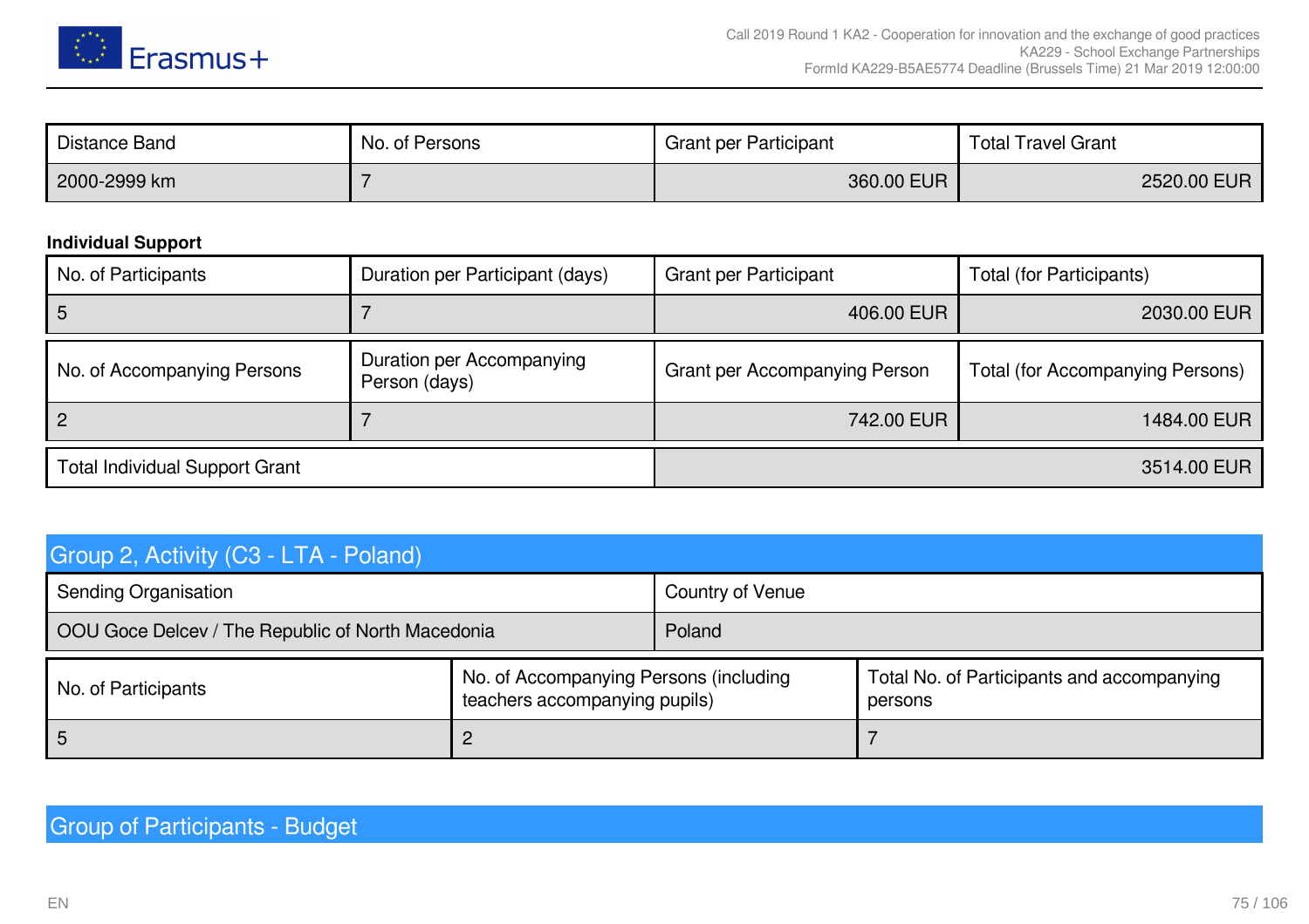| Distance Band | No. of Persons | Grant per Participant | Total Travel Grant |
| --- | --- | --- | --- |
| 2000-2999 km | 7 | 360.00 EUR | 2520.00 EUR |

**Individual Support**

| No. of Participants | Duration per Participant (days) | Grant per Participant | Total (for Participants) |
| --- | --- | --- | --- |
| 5 | 7 | 406.00 EUR | 2030.00 EUR |

| No. of Accompanying Persons | Duration per Accompanying Person (days) | Grant per Accompanying Person | Total (for Accompanying Persons) |
| --- | --- | --- | --- |
| 2 | 7 | 742.00 EUR | 1484.00 EUR |

| Total Individual Support Grant | 3514.00 EUR |
| --- | --- |

## Group 2, Activity (C3 - LTA - Poland)

| Sending Organisation | Country of Venue |
| --- | --- |
| OOU Goce Delcev / The Republic of North Macedonia | Poland |

| No. of Participants | No. of Accompanying Persons (including teachers accompanying pupils) | Total No. of Participants and accompanying persons |
| --- | --- | --- |
| 5 | 2 | 7 |

## Group of Participants - Budget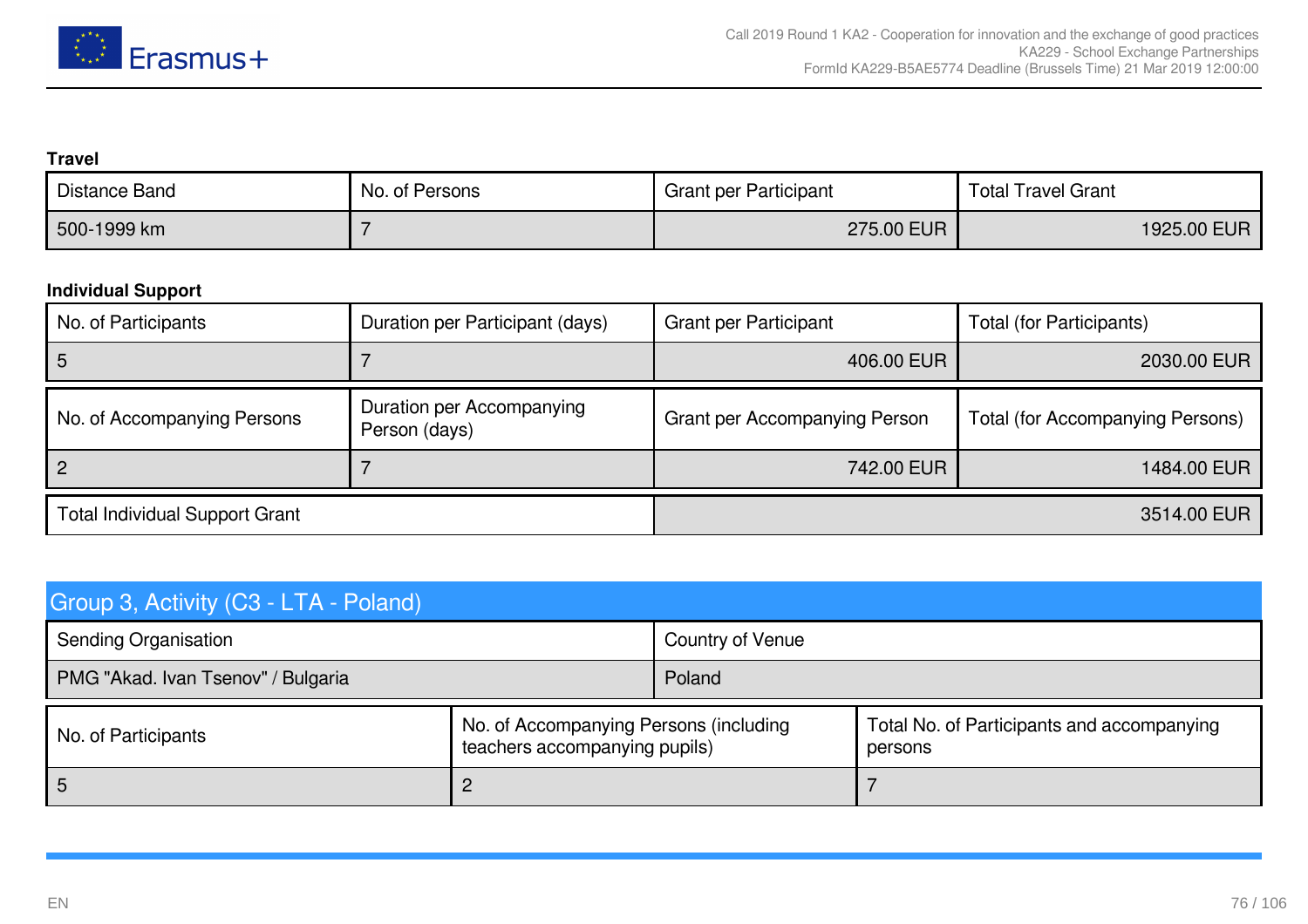**Travel**

| Distance Band | No. of Persons | Grant per Participant | Total Travel Grant |
|---|---|---|---|
| 500-1999 km | 7 | 275.00 EUR | 1925.00 EUR |

**Individual Support**

| No. of Participants | Duration per Participant (days) | Grant per Participant | Total (for Participants) |
|---|---|---|---|
| 5 | 7 | 406.00 EUR | 2030.00 EUR |

| No. of Accompanying Persons | Duration per Accompanying Person (days) | Grant per Accompanying Person | Total (for Accompanying Persons) |
|---|---|---|---|
| 2 | 7 | 742.00 EUR | 1484.00 EUR |

| Total Individual Support Grant | 3514.00 EUR |
|---|---|

## Group 3, Activity (C3 - LTA - Poland)

| Sending Organisation | Country of Venue |
|---|---|
| PMG "Akad. Ivan Tsenov" / Bulgaria | Poland |

| No. of Participants | No. of Accompanying Persons (including teachers accompanying pupils) | Total No. of Participants and accompanying persons |
|---|---|---|
| 5 | 2 | 7 |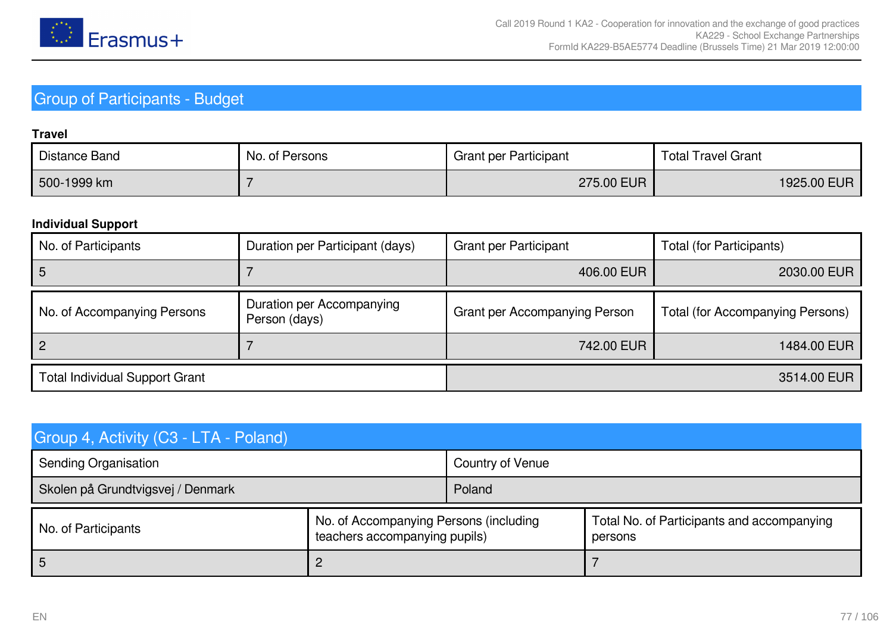## Group of Participants - Budget

**Travel**

| Distance Band | No. of Persons | Grant per Participant | Total Travel Grant |
|---|---|---|---|
| 500-1999 km | 7 | 275.00 EUR | 1925.00 EUR |

**Individual Support**

| No. of Participants | Duration per Participant (days) | Grant per Participant | Total (for Participants) |
|---|---|---|---|
| 5 | 7 | 406.00 EUR | 2030.00 EUR |

| No. of Accompanying Persons | Duration per Accompanying Person (days) | Grant per Accompanying Person | Total (for Accompanying Persons) |
|---|---|---|---|
| 2 | 7 | 742.00 EUR | 1484.00 EUR |

| Total Individual Support Grant | 3514.00 EUR |
|---|---|

## Group 4, Activity (C3 - LTA - Poland)

| Sending Organisation | Country of Venue |
|---|---|
| Skolen på Grundtvigsvej / Denmark | Poland |

| No. of Participants | No. of Accompanying Persons (including teachers accompanying pupils) | Total No. of Participants and accompanying persons |
|---|---|---|
| 5 | 2 | 7 |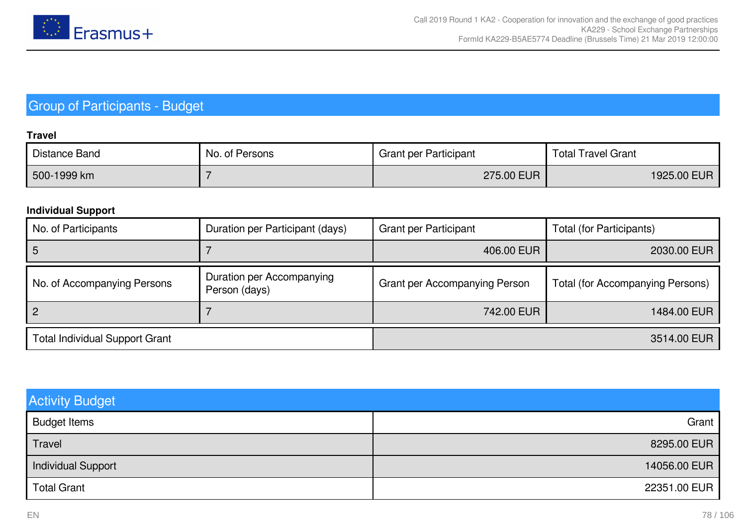## Group of Participants - Budget

**Travel**

| Distance Band | No. of Persons | Grant per Participant | Total Travel Grant |
|---|---|---|---|
| 500-1999 km | 7 | 275.00 EUR | 1925.00 EUR |

**Individual Support**

| No. of Participants | Duration per Participant (days) | Grant per Participant | Total (for Participants) |
|---|---|---|---|
| 5 | 7 | 406.00 EUR | 2030.00 EUR |

| No. of Accompanying Persons | Duration per Accompanying Person (days) | Grant per Accompanying Person | Total (for Accompanying Persons) |
|---|---|---|---|
| 2 | 7 | 742.00 EUR | 1484.00 EUR |

| Total Individual Support Grant | 3514.00 EUR |
|---|---|

## Activity Budget

| Budget Items | Grant |
|---|---|
| Travel | 8295.00 EUR |
| Individual Support | 14056.00 EUR |
| Total Grant | 22351.00 EUR |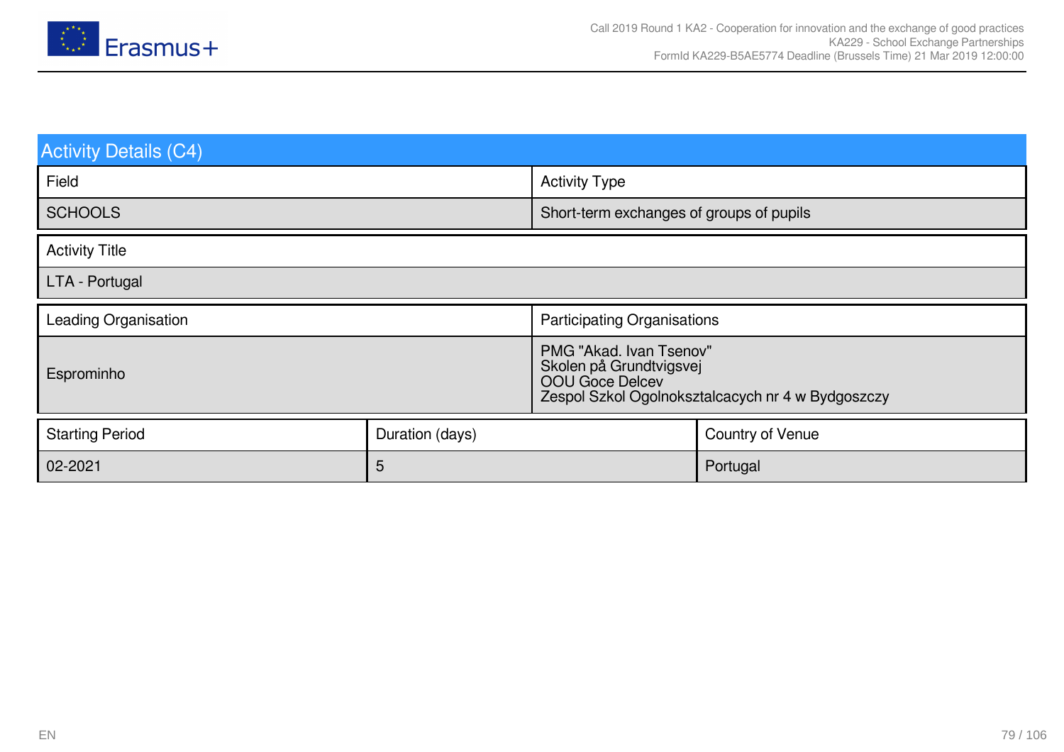## Activity Details (C4)

| Field | Activity Type |
|---|---|
| SCHOOLS | Short-term exchanges of groups of pupils |

| Activity Title |
|---|
| LTA - Portugal |

| Leading Organisation | Participating Organisations |
|---|---|
| Esprominho | PMG "Akad. Ivan Tsenov"<br>Skolen på Grundtvigsvej<br>OOU Goce Delcev<br>Zespol Szkol Ogolnoksztalcacych nr 4 w Bydgoszczy |

| Starting Period | Duration (days) | Country of Venue |
|---|---|---|
| 02-2021 | 5 | Portugal |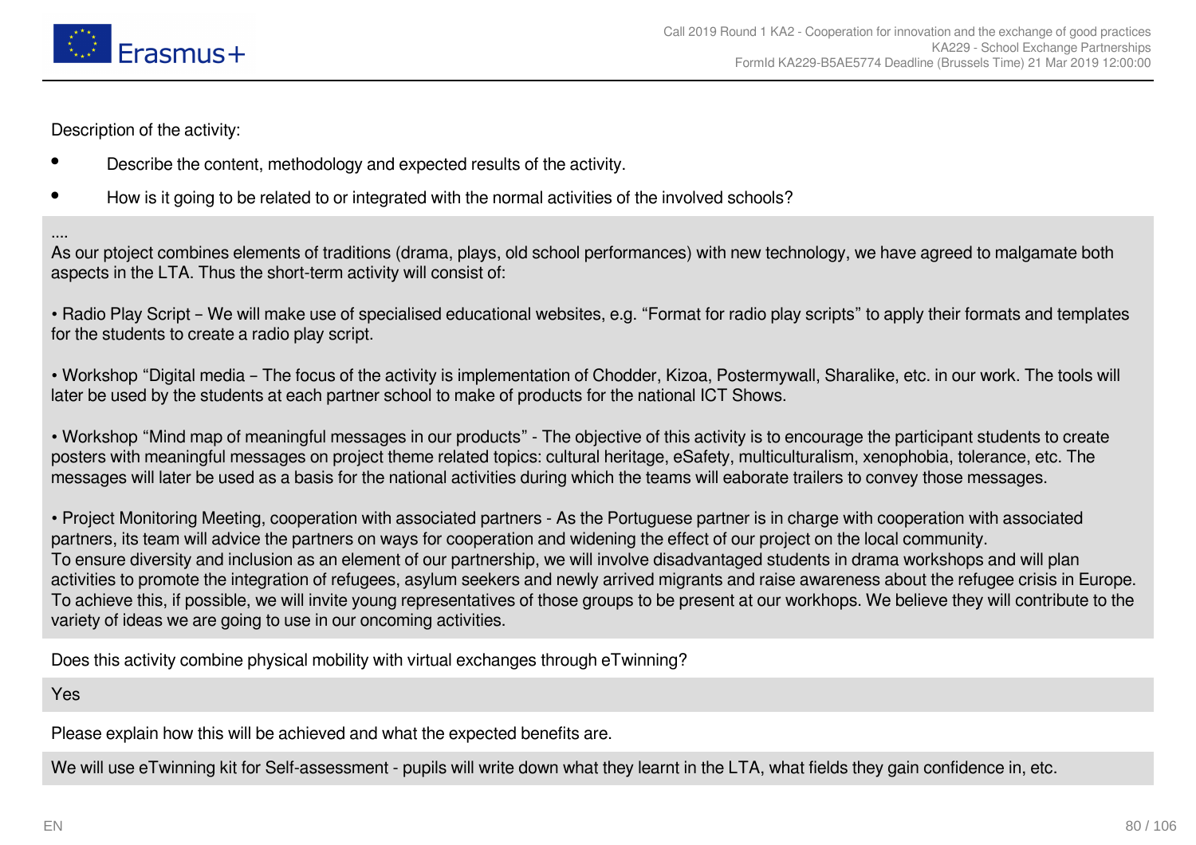Description of the activity:

- Describe the content, methodology and expected results of the activity.
- How is it going to be related to or integrated with the normal activities of the involved schools?

....
As our ptoject combines elements of traditions (drama, plays, old school performances) with new technology, we have agreed to malgamate both aspects in the LTA. Thus the short-term activity will consist of:

• Radio Play Script – We will make use of specialised educational websites, e.g. “Format for radio play scripts” to apply their formats and templates for the students to create a radio play script.

• Workshop “Digital media – The focus of the activity is implementation of Chodder, Kizoa, Postermywall, Sharalike, etc. in our work. The tools will later be used by the students at each partner school to make of products for the national ICT Shows.

• Workshop “Mind map of meaningful messages in our products” - The objective of this activity is to encourage the participant students to create posters with meaningful messages on project theme related topics: cultural heritage, eSafety, multiculturalism, xenophobia, tolerance, etc. The messages will later be used as a basis for the national activities during which the teams will eaborate trailers to convey those messages.

• Project Monitoring Meeting, cooperation with associated partners - As the Portuguese partner is in charge with cooperation with associated partners, its team will advice the partners on ways for cooperation and widening the effect of our project on the local community.
To ensure diversity and inclusion as an element of our partnership, we will involve disadvantaged students in drama workshops and will plan activities to promote the integration of refugees, asylum seekers and newly arrived migrants and raise awareness about the refugee crisis in Europe. To achieve this, if possible, we will invite young representatives of those groups to be present at our workhops. We believe they will contribute to the variety of ideas we are going to use in our oncoming activities.

Does this activity combine physical mobility with virtual exchanges through eTwinning?

Yes

Please explain how this will be achieved and what the expected benefits are.

We will use eTwinning kit for Self-assessment - pupils will write down what they learnt in the LTA, what fields they gain confidence in, etc.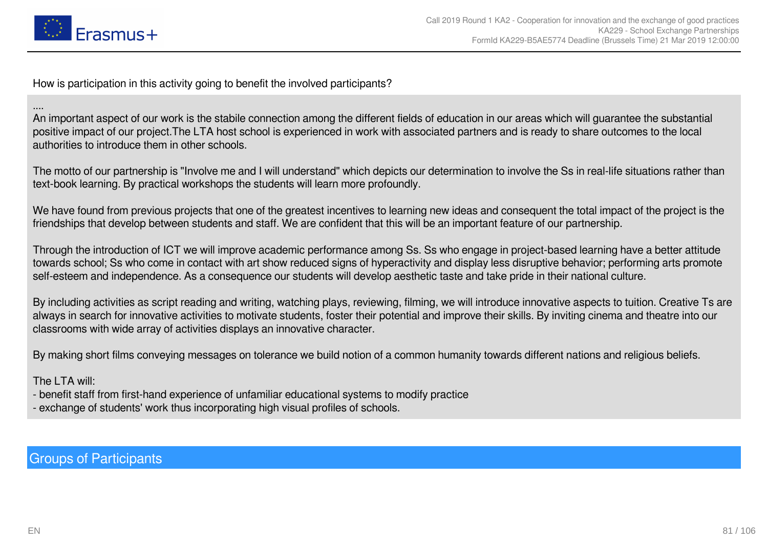How is participation in this activity going to benefit the involved participants?

....
An important aspect of our work is the stabile connection among the different fields of education in our areas which will guarantee the substantial positive impact of our project.The LTA host school is experienced in work with associated partners and is ready to share outcomes to the local authorities to introduce them in other schools.

The motto of our partnership is "Involve me and I will understand" which depicts our determination to involve the Ss in real-life situations rather than text-book learning. By practical workshops the students will learn more profoundly.

We have found from previous projects that one of the greatest incentives to learning new ideas and consequent the total impact of the project is the friendships that develop between students and staff. We are confident that this will be an important feature of our partnership.

Through the introduction of ICT we will improve academic performance among Ss. Ss who engage in project-based learning have a better attitude towards school; Ss who come in contact with art show reduced signs of hyperactivity and display less disruptive behavior; performing arts promote self-esteem and independence. As a consequence our students will develop aesthetic taste and take pride in their national culture.

By including activities as script reading and writing, watching plays, reviewing, filming, we will introduce innovative aspects to tuition. Creative Ts are always in search for innovative activities to motivate students, foster their potential and improve their skills. By inviting cinema and theatre into our classrooms with wide array of activities displays an innovative character.

By making short films conveying messages on tolerance we build notion of a common humanity towards different nations and religious beliefs.

The LTA will:
- benefit staff from first-hand experience of unfamiliar educational systems to modify practice
- exchange of students' work thus incorporating high visual profiles of schools.

## Groups of Participants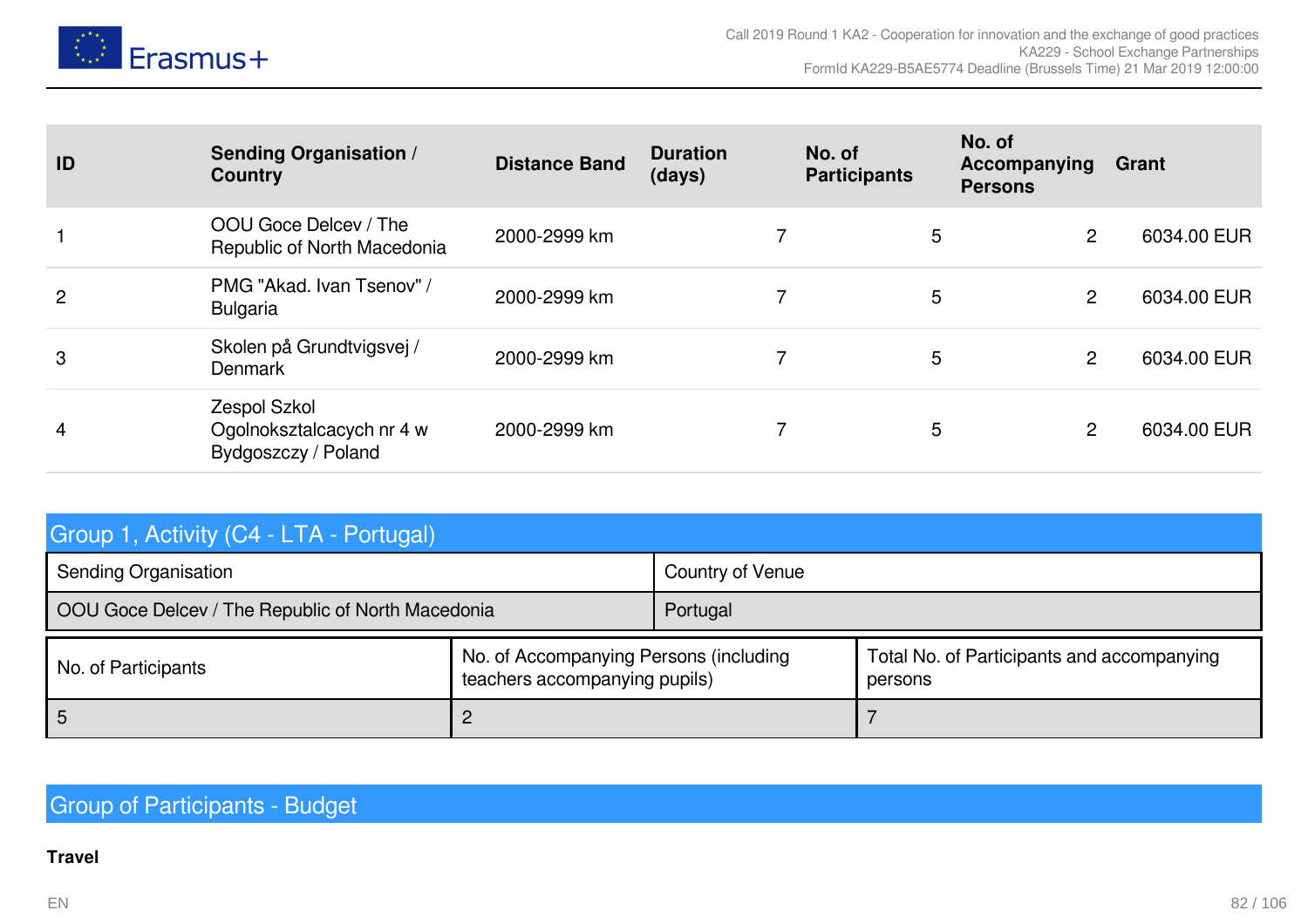| ID | Sending Organisation / Country | Distance Band | Duration (days) | No. of Participants | No. of Accompanying Persons | Grant |
|---|---|---|---|---|---|---|
| 1 | OOU Goce Delcev / The Republic of North Macedonia | 2000-2999 km | 7 | 5 | 2 | 6034.00 EUR |
| 2 | PMG "Akad. Ivan Tsenov" / Bulgaria | 2000-2999 km | 7 | 5 | 2 | 6034.00 EUR |
| 3 | Skolen på Grundtvigsvej / Denmark | 2000-2999 km | 7 | 5 | 2 | 6034.00 EUR |
| 4 | Zespol Szkol Ogolnoksztalcacych nr 4 w Bydgoszczy / Poland | 2000-2999 km | 7 | 5 | 2 | 6034.00 EUR |

## Group 1, Activity (C4 - LTA - Portugal)

| Sending Organisation | Country of Venue |
|---|---|
| OOU Goce Delcev / The Republic of North Macedonia | Portugal |

| No. of Participants | No. of Accompanying Persons (including teachers accompanying pupils) | Total No. of Participants and accompanying persons |
|---|---|---|
| 5 | 2 | 7 |

## Group of Participants - Budget

**Travel**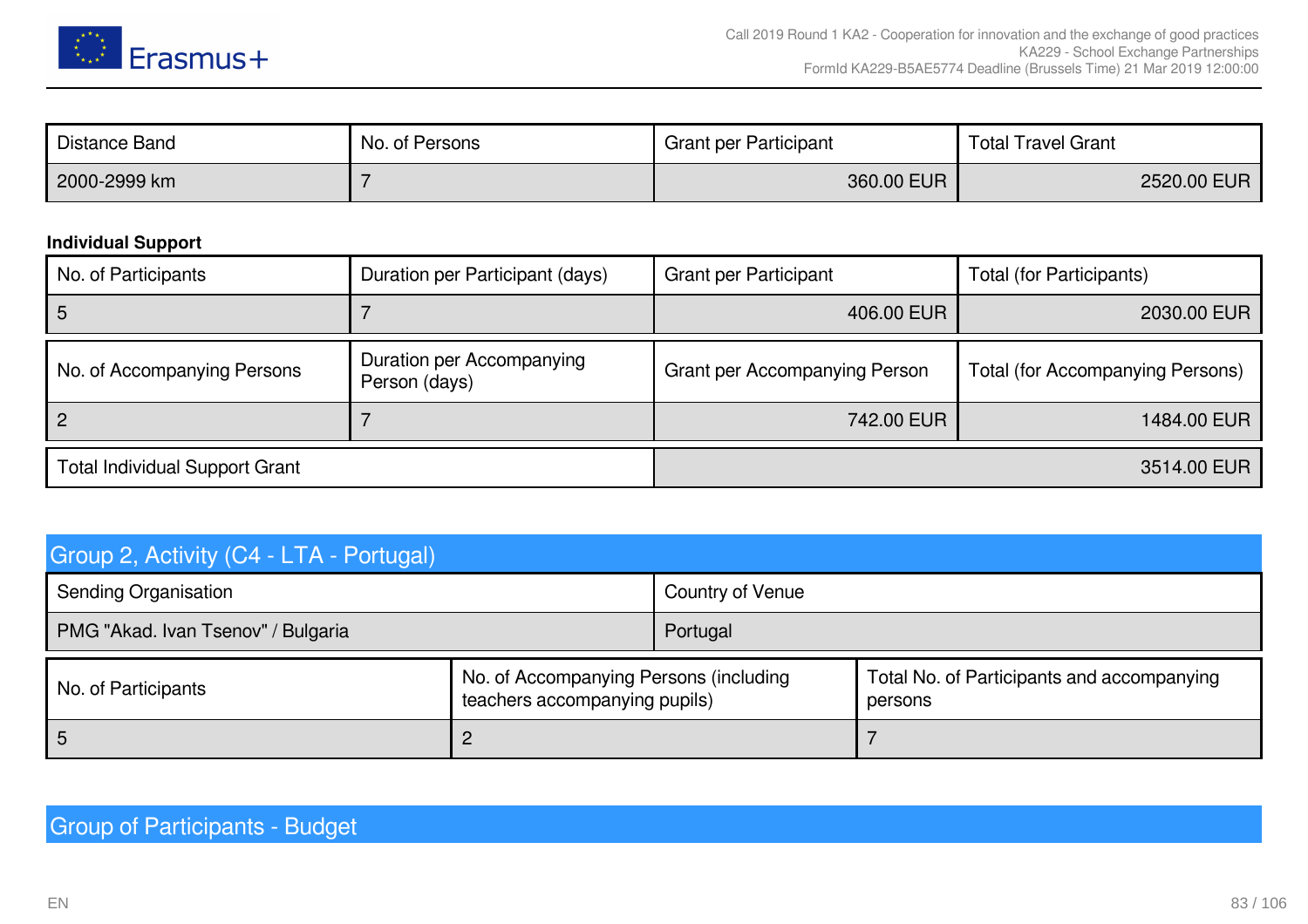| Distance Band | No. of Persons | Grant per Participant | Total Travel Grant |
| --- | --- | --- | --- |
| 2000-2999 km | 7 | 360.00 EUR | 2520.00 EUR |

**Individual Support**

| No. of Participants | Duration per Participant (days) | Grant per Participant | Total (for Participants) |
| --- | --- | --- | --- |
| 5 | 7 | 406.00 EUR | 2030.00 EUR |

| No. of Accompanying Persons | Duration per Accompanying Person (days) | Grant per Accompanying Person | Total (for Accompanying Persons) |
| --- | --- | --- | --- |
| 2 | 7 | 742.00 EUR | 1484.00 EUR |

| Total Individual Support Grant | 3514.00 EUR |
| --- | --- |

## Group 2, Activity (C4 - LTA - Portugal)

| Sending Organisation | Country of Venue |
| --- | --- |
| PMG "Akad. Ivan Tsenov" / Bulgaria | Portugal |

| No. of Participants | No. of Accompanying Persons (including teachers accompanying pupils) | Total No. of Participants and accompanying persons |
| --- | --- | --- |
| 5 | 2 | 7 |

## Group of Participants - Budget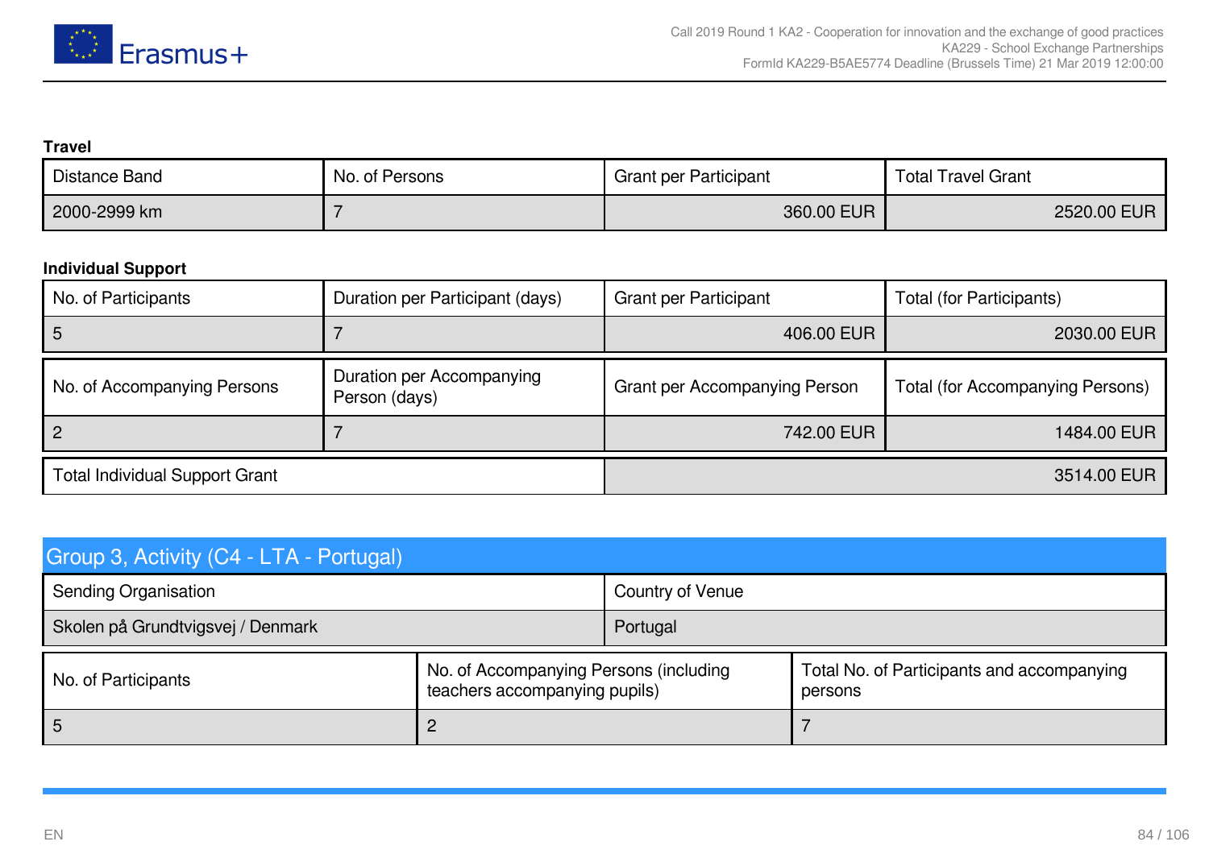**Travel**

| Distance Band | No. of Persons | Grant per Participant | Total Travel Grant |
|---|---|---|---|
| 2000-2999 km | 7 | 360.00 EUR | 2520.00 EUR |

**Individual Support**

| No. of Participants | Duration per Participant (days) | Grant per Participant | Total (for Participants) |
|---|---|---|---|
| 5 | 7 | 406.00 EUR | 2030.00 EUR |

| No. of Accompanying Persons | Duration per Accompanying Person (days) | Grant per Accompanying Person | Total (for Accompanying Persons) |
|---|---|---|---|
| 2 | 7 | 742.00 EUR | 1484.00 EUR |

| Total Individual Support Grant | 3514.00 EUR |
|---|---|

## Group 3, Activity (C4 - LTA - Portugal)

| Sending Organisation | Country of Venue |
|---|---|
| Skolen på Grundtvigsvej / Denmark | Portugal |

| No. of Participants | No. of Accompanying Persons (including teachers accompanying pupils) | Total No. of Participants and accompanying persons |
|---|---|---|
| 5 | 2 | 7 |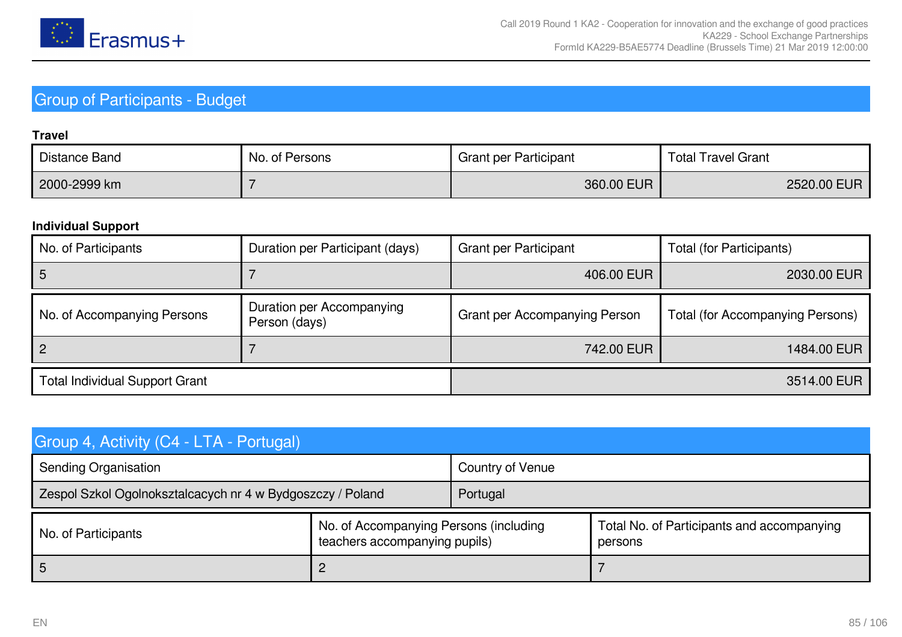## Group of Participants - Budget

**Travel**

| Distance Band | No. of Persons | Grant per Participant | Total Travel Grant |
|---|---|---|---|
| 2000-2999 km | 7 | 360.00 EUR | 2520.00 EUR |

**Individual Support**

| No. of Participants | Duration per Participant (days) | Grant per Participant | Total (for Participants) |
|---|---|---|---|
| 5 | 7 | 406.00 EUR | 2030.00 EUR |

| No. of Accompanying Persons | Duration per Accompanying Person (days) | Grant per Accompanying Person | Total (for Accompanying Persons) |
|---|---|---|---|
| 2 | 7 | 742.00 EUR | 1484.00 EUR |

| Total Individual Support Grant | |
|---|---|
| | 3514.00 EUR |

## Group 4, Activity (C4 - LTA - Portugal)

| Sending Organisation | Country of Venue |
|---|---|
| Zespol Szkol Ogolnokszta­lcacych nr 4 w Bydgoszczy / Poland | Portugal |

| No. of Participants | No. of Accompanying Persons (including teachers accompanying pupils) | Total No. of Participants and accompanying persons |
|---|---|---|
| 5 | 2 | 7 |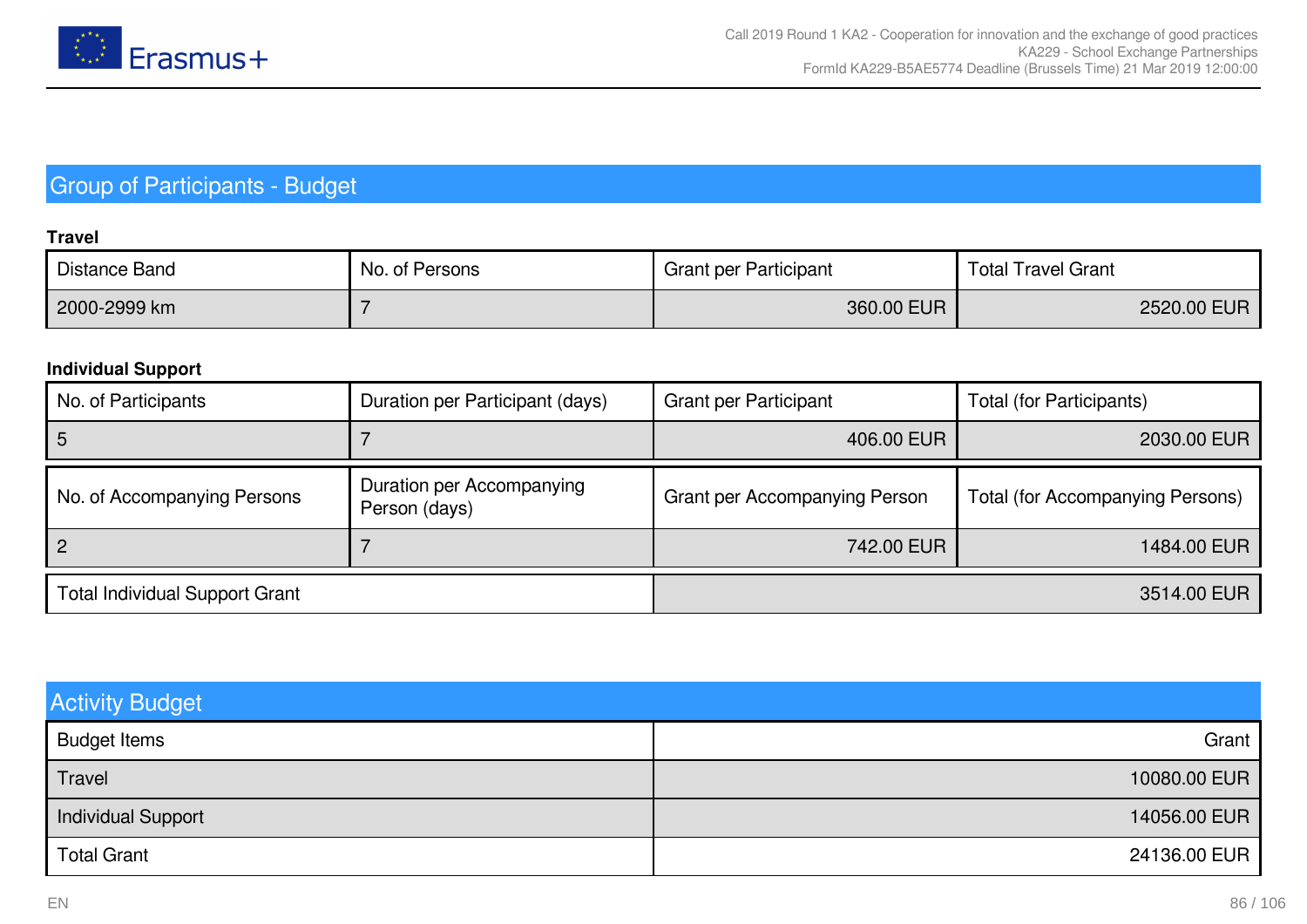## Group of Participants - Budget

**Travel**

| Distance Band | No. of Persons | Grant per Participant | Total Travel Grant |
|---|---|---|---|
| 2000-2999 km | 7 | 360.00 EUR | 2520.00 EUR |

**Individual Support**

| No. of Participants | Duration per Participant (days) | Grant per Participant | Total (for Participants) |
|---|---|---|---|
| 5 | 7 | 406.00 EUR | 2030.00 EUR |

| No. of Accompanying Persons | Duration per Accompanying Person (days) | Grant per Accompanying Person | Total (for Accompanying Persons) |
|---|---|---|---|
| 2 | 7 | 742.00 EUR | 1484.00 EUR |

| Total Individual Support Grant | 3514.00 EUR |
|---|---|

## Activity Budget

| Budget Items | Grant |
|---|---|
| Travel | 10080.00 EUR |
| Individual Support | 14056.00 EUR |
| Total Grant | 24136.00 EUR |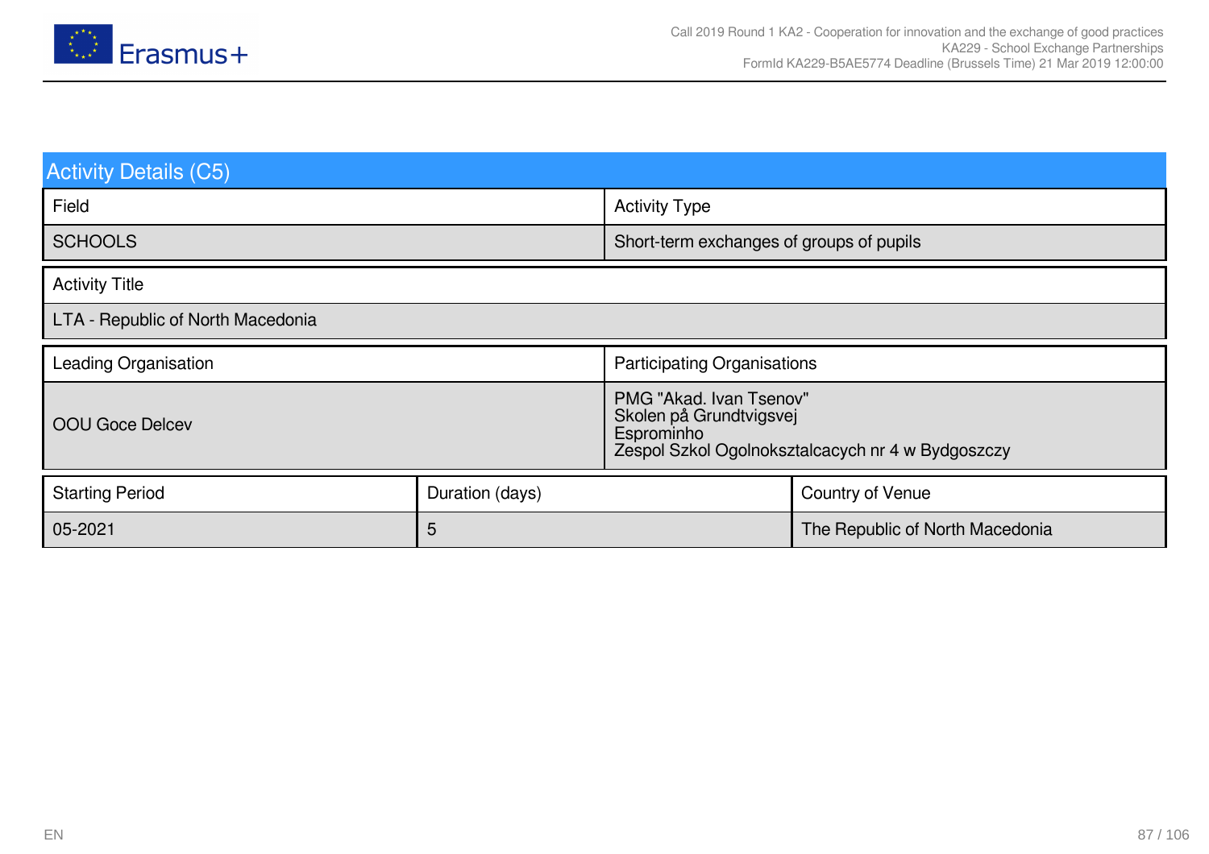## Activity Details (C5)

| Field | Activity Type |
|---|---|
| SCHOOLS | Short-term exchanges of groups of pupils |

| Activity Title |
|---|
| LTA - Republic of North Macedonia |

| Leading Organisation | Participating Organisations |
|---|---|
| OOU Goce Delcev | PMG "Akad. Ivan Tsenov"<br>Skolen på Grundtvigsvej<br>Esprominho<br>Zespol Szkol Ogolnoksztalcacych nr 4 w Bydgoszczy |

| Starting Period | Duration (days) | Country of Venue |
|---|---|---|
| 05-2021 | 5 | The Republic of North Macedonia |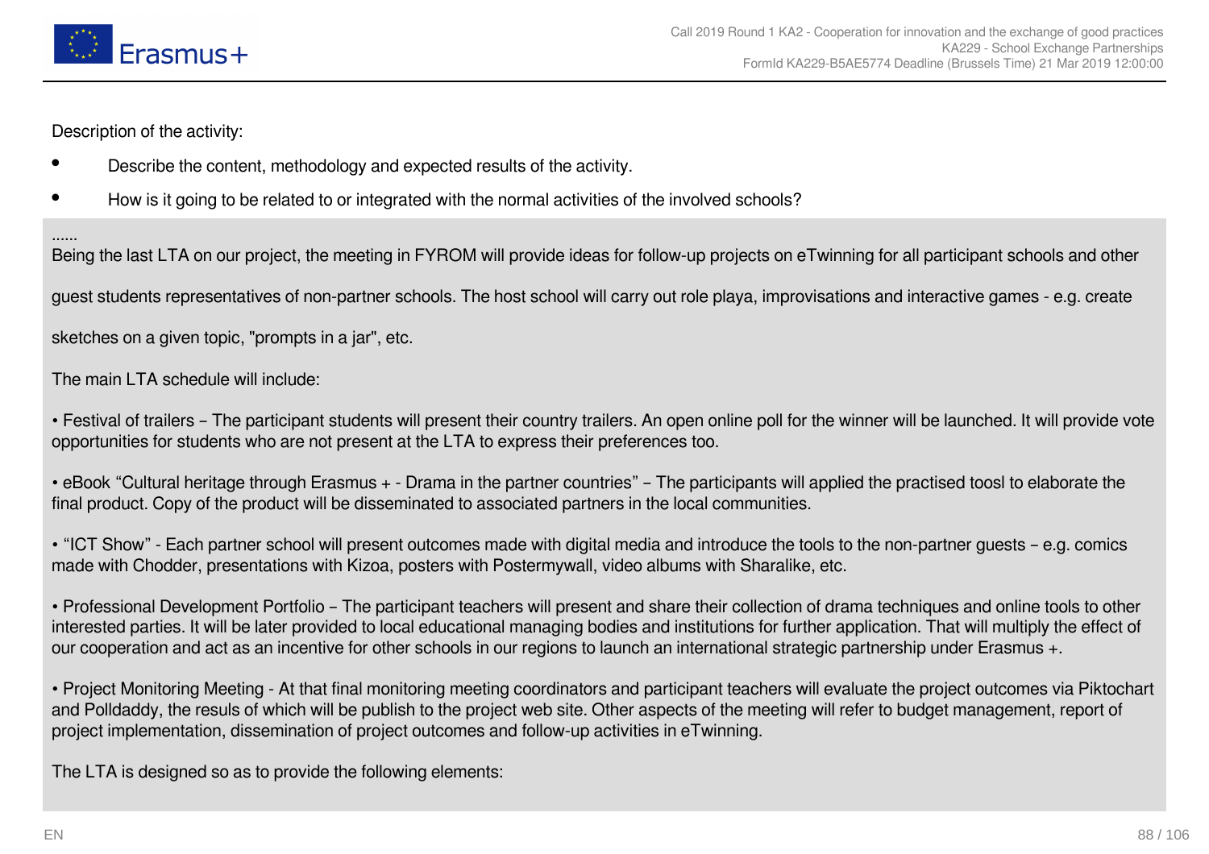Description of the activity:

- Describe the content, methodology and expected results of the activity.
- How is it going to be related to or integrated with the normal activities of the involved schools?

......

Being the last LTA on our project, the meeting in FYROM will provide ideas for follow-up projects on eTwinning for all participant schools and other guest students representatives of non-partner schools. The host school will carry out role playa, improvisations and interactive games - e.g. create sketches on a given topic, "prompts in a jar", etc.

The main LTA schedule will include:

• Festival of trailers – The participant students will present their country trailers. An open online poll for the winner will be launched. It will provide vote opportunities for students who are not present at the LTA to express their preferences too.

• eBook "Cultural heritage through Erasmus + - Drama in the partner countries" – The participants will applied the practised toosl to elaborate the final product. Copy of the product will be disseminated to associated partners in the local communities.

• "ICT Show" - Each partner school will present outcomes made with digital media and introduce the tools to the non-partner guests – e.g. comics made with Chodder, presentations with Kizoa, posters with Postermywall, video albums with Sharalike, etc.

• Professional Development Portfolio – The participant teachers will present and share their collection of drama techniques and online tools to other interested parties. It will be later provided to local educational managing bodies and institutions for further application. That will multiply the effect of our cooperation and act as an incentive for other schools in our regions to launch an international strategic partnership under Erasmus +.

• Project Monitoring Meeting - At that final monitoring meeting coordinators and participant teachers will evaluate the project outcomes via Piktochart and Polldaddy, the resuls of which will be publish to the project web site. Other aspects of the meeting will refer to budget management, report of project implementation, dissemination of project outcomes and follow-up activities in eTwinning.

The LTA is designed so as to provide the following elements: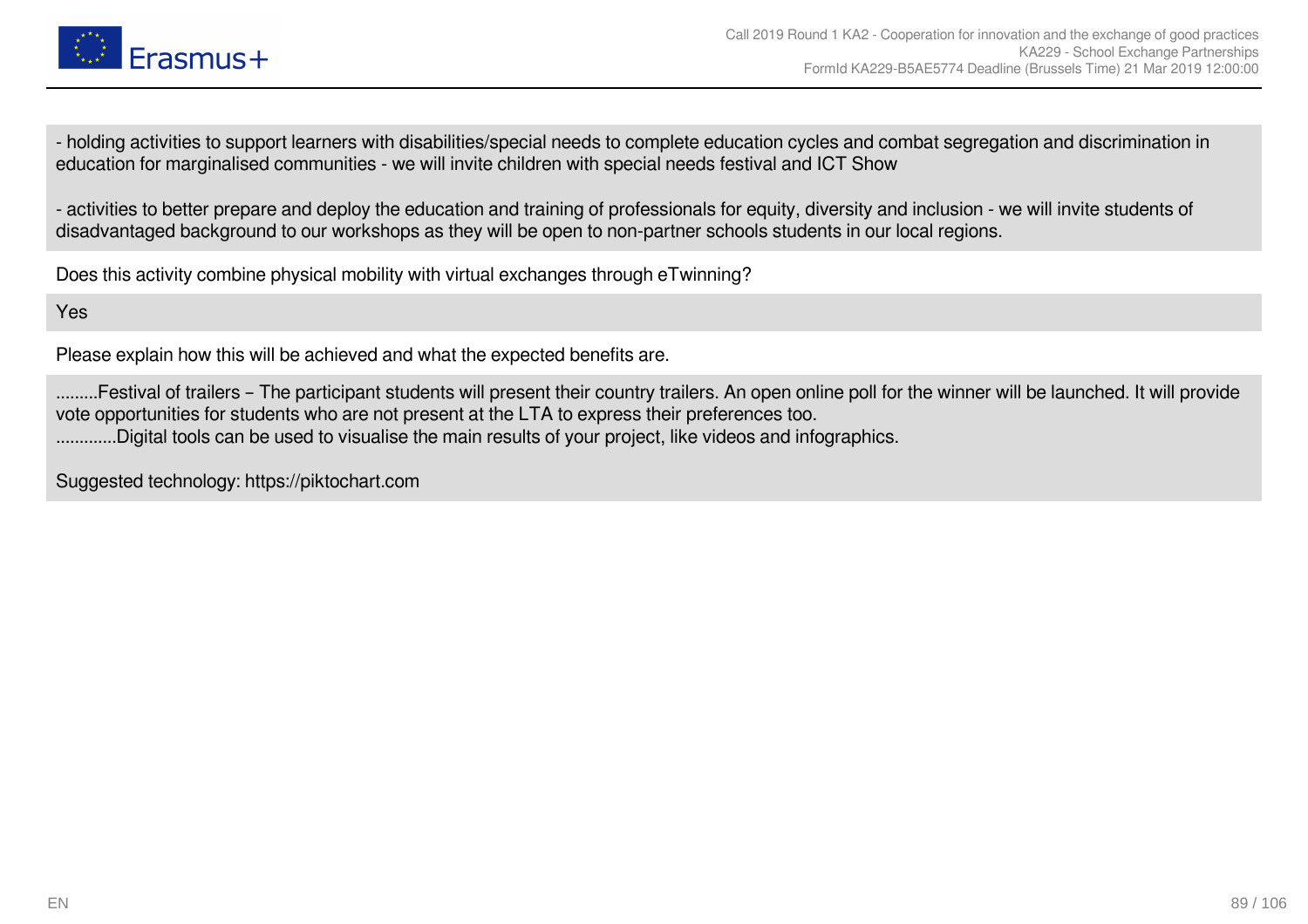- holding activities to support learners with disabilities/special needs to complete education cycles and combat segregation and discrimination in education for marginalised communities - we will invite children with special needs festival and ICT Show

- activities to better prepare and deploy the education and training of professionals for equity, diversity and inclusion - we will invite students of disadvantaged background to our workshops as they will be open to non-partner schools students in our local regions.

Does this activity combine physical mobility with virtual exchanges through eTwinning?

Yes

Please explain how this will be achieved and what the expected benefits are.

.........Festival of trailers – The participant students will present their country trailers. An open online poll for the winner will be launched. It will provide vote opportunities for students who are not present at the LTA to express their preferences too.
............Digital tools can be used to visualise the main results of your project, like videos and infographics.

Suggested technology: https://piktochart.com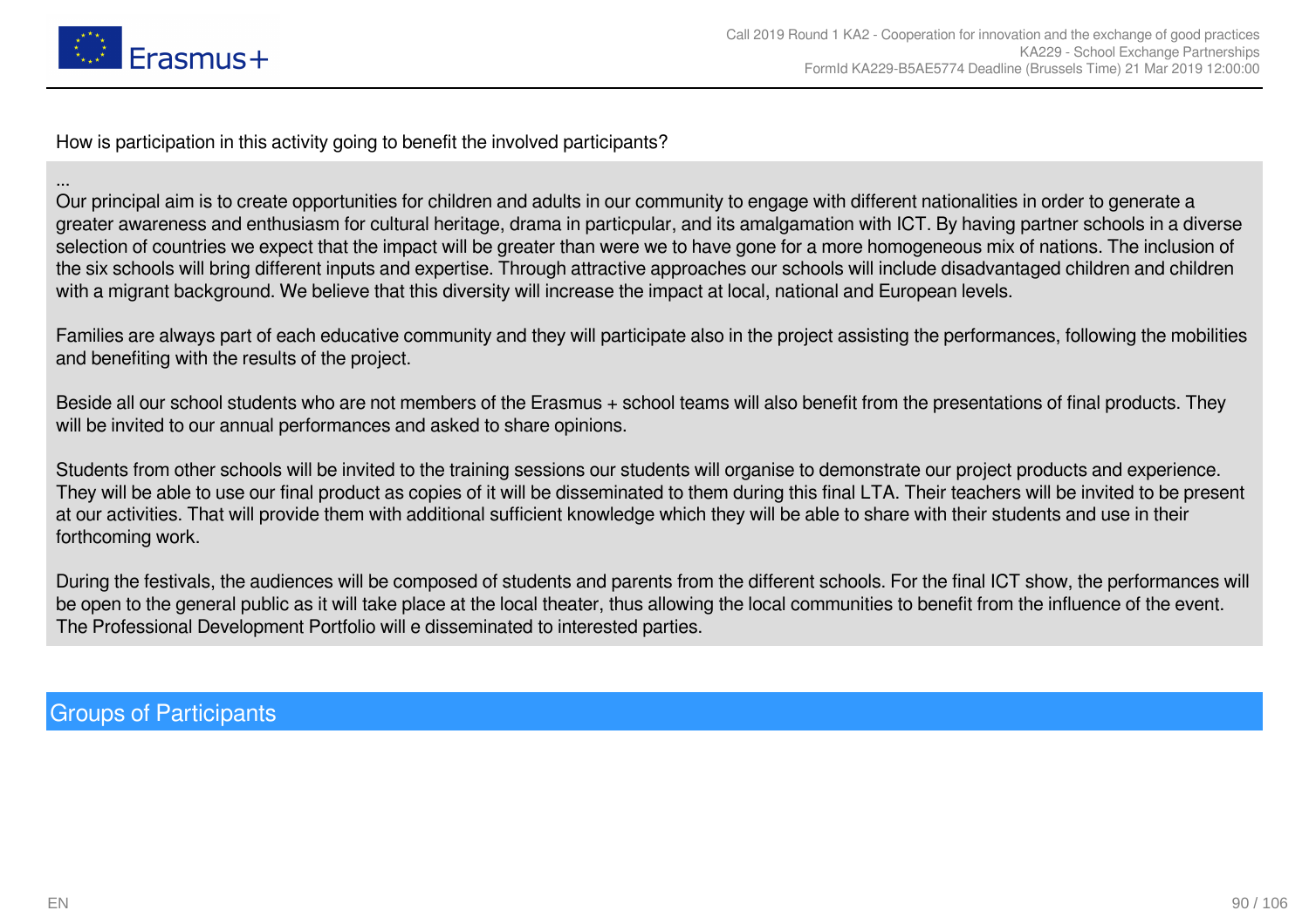How is participation in this activity going to benefit the involved participants?

...
Our principal aim is to create opportunities for children and adults in our community to engage with different nationalities in order to generate a greater awareness and enthusiasm for cultural heritage, drama in particpular, and its amalgamation with ICT. By having partner schools in a diverse selection of countries we expect that the impact will be greater than were we to have gone for a more homogeneous mix of nations. The inclusion of the six schools will bring different inputs and expertise. Through attractive approaches our schools will include disadvantaged children and children with a migrant background. We believe that this diversity will increase the impact at local, national and European levels.

Families are always part of each educative community and they will participate also in the project assisting the performances, following the mobilities and benefiting with the results of the project.

Beside all our school students who are not members of the Erasmus + school teams will also benefit from the presentations of final products. They will be invited to our annual performances and asked to share opinions.

Students from other schools will be invited to the training sessions our students will organise to demonstrate our project products and experience. They will be able to use our final product as copies of it will be disseminated to them during this final LTA. Their teachers will be invited to be present at our activities. That will provide them with additional sufficient knowledge which they will be able to share with their students and use in their forthcoming work.

During the festivals, the audiences will be composed of students and parents from the different schools. For the final ICT show, the performances will be open to the general public as it will take place at the local theater, thus allowing the local communities to benefit from the influence of the event. The Professional Development Portfolio will e disseminated to interested parties.

## Groups of Participants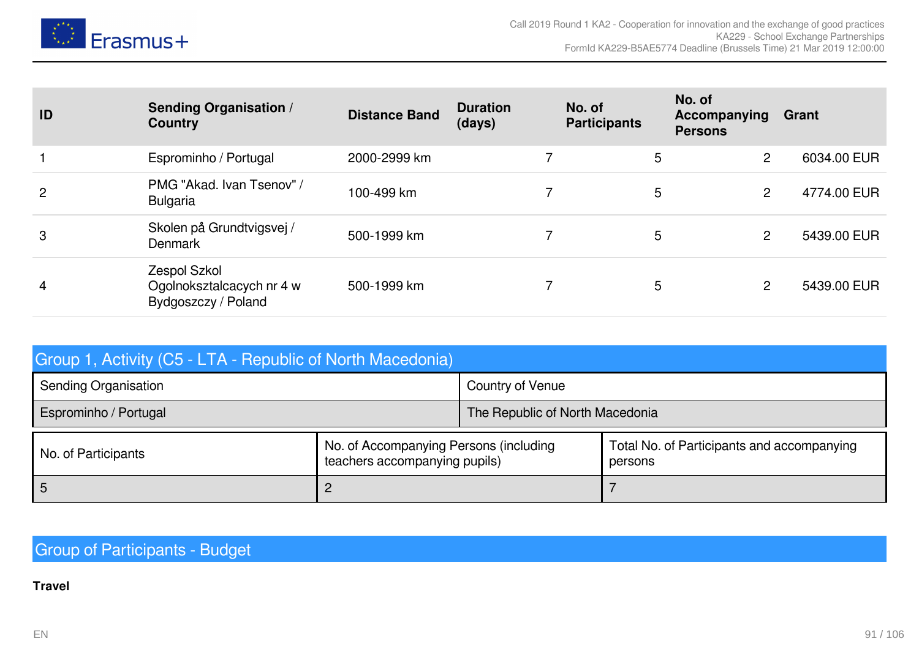| ID | Sending Organisation / Country | Distance Band | Duration (days) | No. of Participants | No. of Accompanying Persons | Grant |
|---|---|---|---|---|---|---|
| 1 | Esprominho / Portugal | 2000-2999 km | 7 | 5 | 2 | 6034.00 EUR |
| 2 | PMG "Akad. Ivan Tsenov" / Bulgaria | 100-499 km | 7 | 5 | 2 | 4774.00 EUR |
| 3 | Skolen på Grundtvigsvej / Denmark | 500-1999 km | 7 | 5 | 2 | 5439.00 EUR |
| 4 | Zespol Szkol Ogolnokształcacych nr 4 w Bydgoszczy / Poland | 500-1999 km | 7 | 5 | 2 | 5439.00 EUR |

## Group 1, Activity (C5 - LTA - Republic of North Macedonia)

| Sending Organisation | Country of Venue |
|---|---|
| Esprominho / Portugal | The Republic of North Macedonia |

| No. of Participants | No. of Accompanying Persons (including teachers accompanying pupils) | Total No. of Participants and accompanying persons |
|---|---|---|
| 5 | 2 | 7 |

## Group of Participants - Budget

**Travel**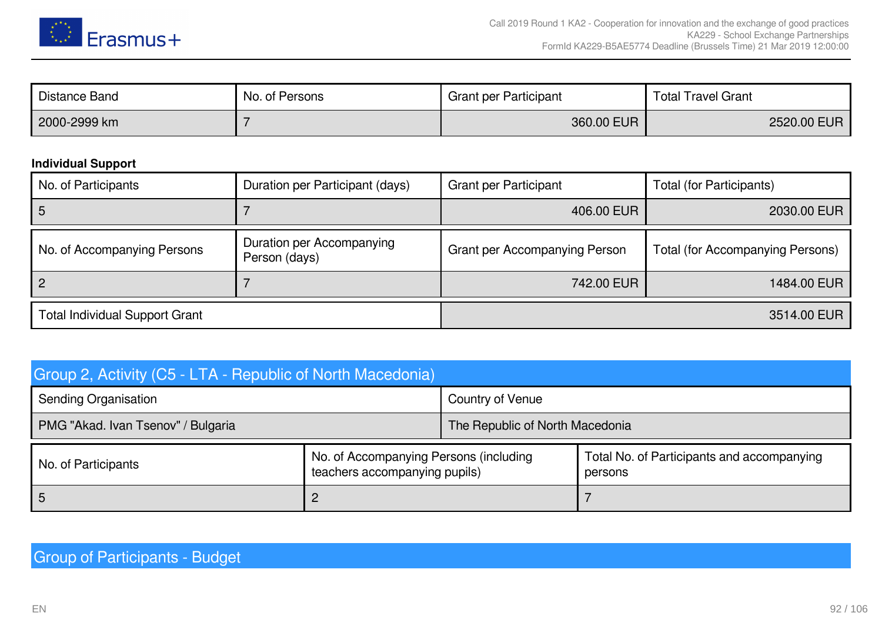| Distance Band | No. of Persons | Grant per Participant | Total Travel Grant |
|---|---|---|---|
| 2000-2999 km | 7 | 360.00 EUR | 2520.00 EUR |

**Individual Support**

| No. of Participants | Duration per Participant (days) | Grant per Participant | Total (for Participants) |
|---|---|---|---|
| 5 | 7 | 406.00 EUR | 2030.00 EUR |

| No. of Accompanying Persons | Duration per Accompanying Person (days) | Grant per Accompanying Person | Total (for Accompanying Persons) |
|---|---|---|---|
| 2 | 7 | 742.00 EUR | 1484.00 EUR |

| Total Individual Support Grant | 3514.00 EUR |
|---|---|

## Group 2, Activity (C5 - LTA - Republic of North Macedonia)

| Sending Organisation | Country of Venue |
|---|---|
| PMG "Akad. Ivan Tsenov" / Bulgaria | The Republic of North Macedonia |

| No. of Participants | No. of Accompanying Persons (including teachers accompanying pupils) | Total No. of Participants and accompanying persons |
|---|---|---|
| 5 | 2 | 7 |

## Group of Participants - Budget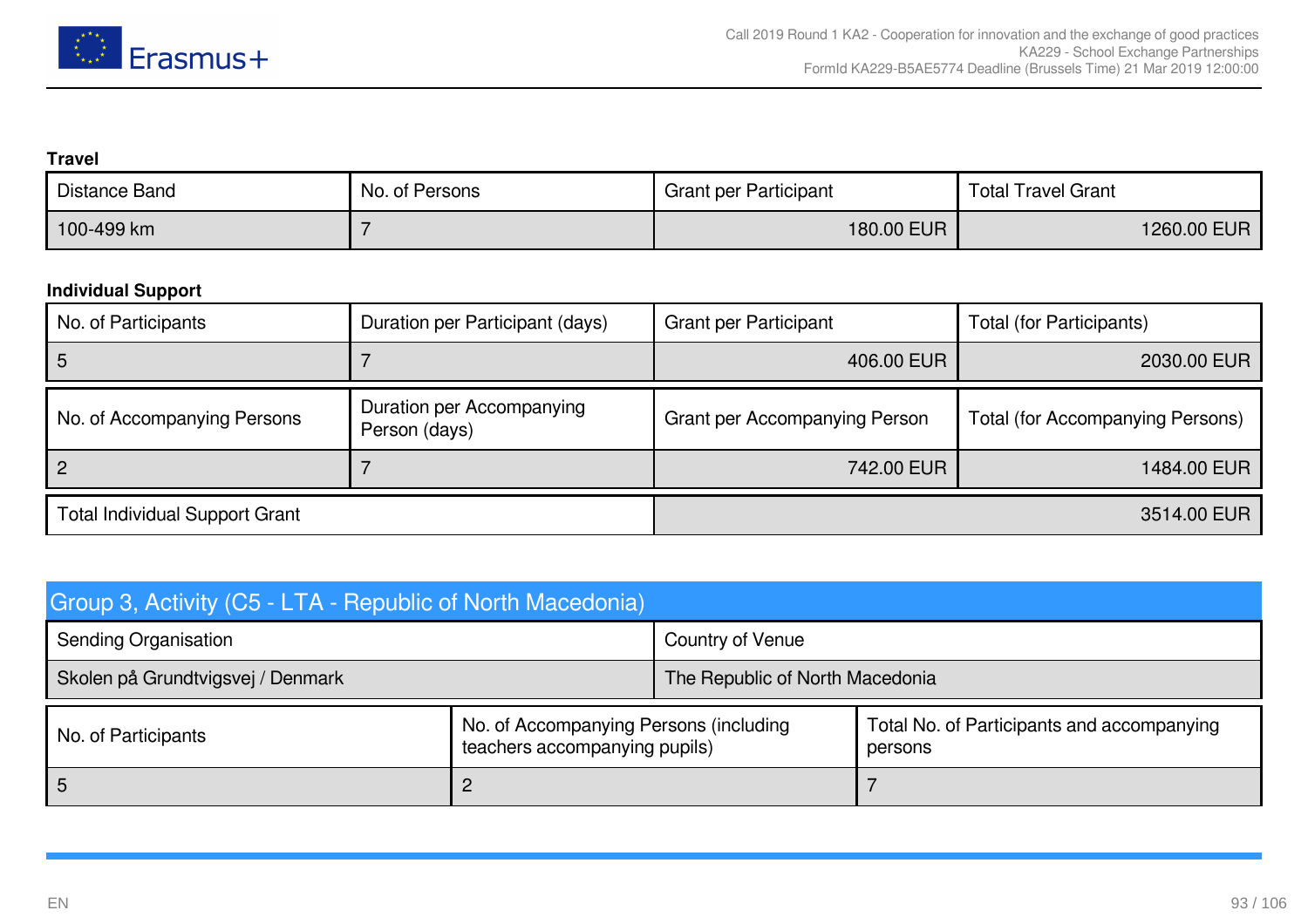**Travel**

| Distance Band | No. of Persons | Grant per Participant | Total Travel Grant |
| --- | --- | --- | --- |
| 100-499 km | 7 | 180.00 EUR | 1260.00 EUR |

**Individual Support**

| No. of Participants | Duration per Participant (days) | Grant per Participant | Total (for Participants) |
| --- | --- | --- | --- |
| 5 | 7 | 406.00 EUR | 2030.00 EUR |

| No. of Accompanying Persons | Duration per Accompanying Person (days) | Grant per Accompanying Person | Total (for Accompanying Persons) |
| --- | --- | --- | --- |
| 2 | 7 | 742.00 EUR | 1484.00 EUR |

| Total Individual Support Grant | 3514.00 EUR |
| --- | --- |

## Group 3, Activity (C5 - LTA - Republic of North Macedonia)

| Sending Organisation | Country of Venue |
| --- | --- |
| Skolen på Grundtvigsvej / Denmark | The Republic of North Macedonia |

| No. of Participants | No. of Accompanying Persons (including teachers accompanying pupils) | Total No. of Participants and accompanying persons |
| --- | --- | --- |
| 5 | 2 | 7 |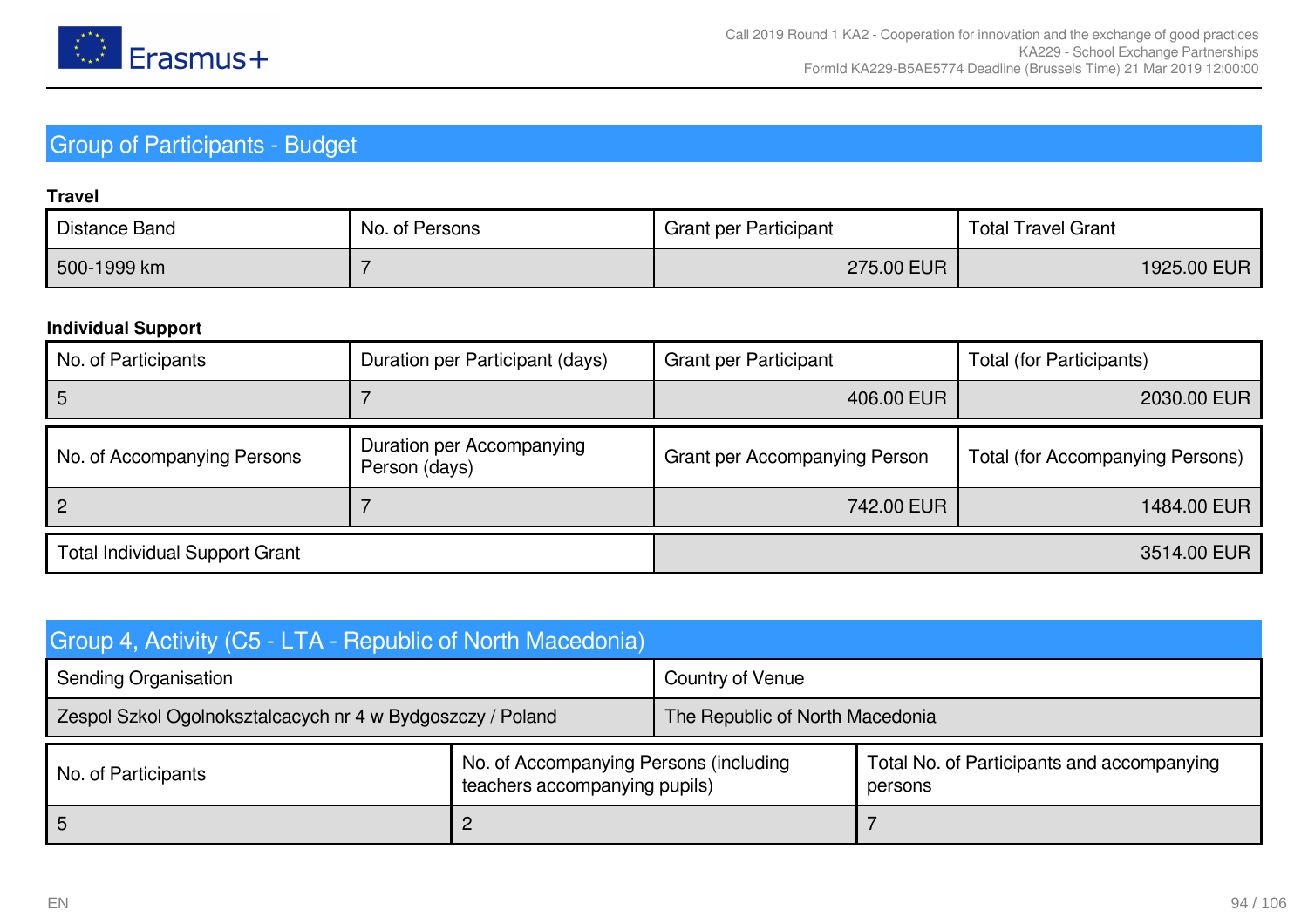## Group of Participants - Budget

**Travel**

| Distance Band | No. of Persons | Grant per Participant | Total Travel Grant |
|---|---|---|---|
| 500-1999 km | 7 | 275.00 EUR | 1925.00 EUR |

**Individual Support**

| No. of Participants | Duration per Participant (days) | Grant per Participant | Total (for Participants) |
|---|---|---|---|
| 5 | 7 | 406.00 EUR | 2030.00 EUR |

| No. of Accompanying Persons | Duration per Accompanying Person (days) | Grant per Accompanying Person | Total (for Accompanying Persons) |
|---|---|---|---|
| 2 | 7 | 742.00 EUR | 1484.00 EUR |

| Total Individual Support Grant | |
|---|---|
| | 3514.00 EUR |

## Group 4, Activity (C5 - LTA - Republic of North Macedonia)

| Sending Organisation | Country of Venue |
|---|---|
| Zespol Szkol Ogolnoksztalcacych nr 4 w Bydgoszczy / Poland | The Republic of North Macedonia |

| No. of Participants | No. of Accompanying Persons (including teachers accompanying pupils) | Total No. of Participants and accompanying persons |
|---|---|---|
| 5 | 2 | 7 |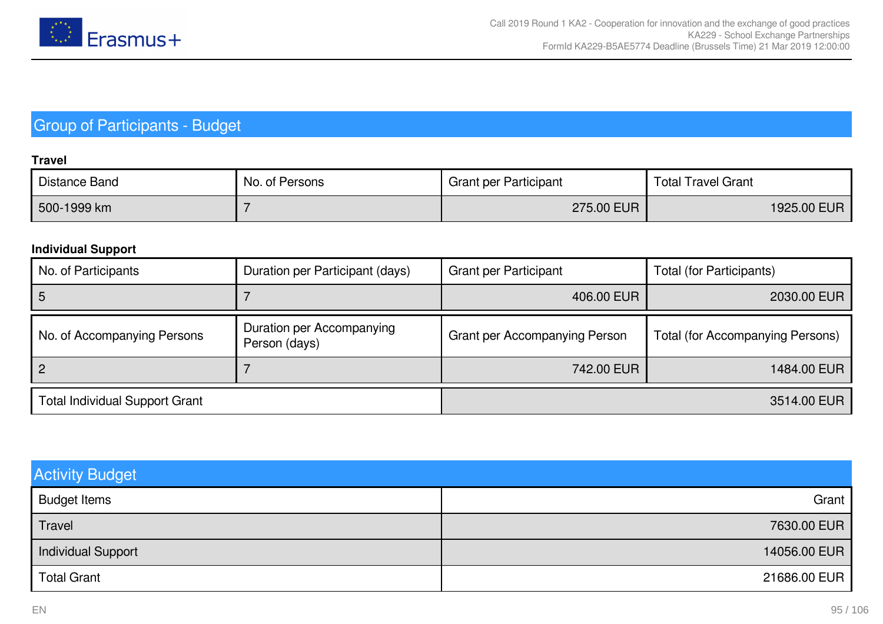## Group of Participants - Budget

**Travel**

| Distance Band | No. of Persons | Grant per Participant | Total Travel Grant |
| --- | --- | --- | --- |
| 500-1999 km | 7 | 275.00 EUR | 1925.00 EUR |

**Individual Support**

| No. of Participants | Duration per Participant (days) | Grant per Participant | Total (for Participants) |
| --- | --- | --- | --- |
| 5 | 7 | 406.00 EUR | 2030.00 EUR |

| No. of Accompanying Persons | Duration per Accompanying Person (days) | Grant per Accompanying Person | Total (for Accompanying Persons) |
| --- | --- | --- | --- |
| 2 | 7 | 742.00 EUR | 1484.00 EUR |

| Total Individual Support Grant | 3514.00 EUR |
| --- | --- |

## Activity Budget

| Budget Items | Grant |
| --- | --- |
| Travel | 7630.00 EUR |
| Individual Support | 14056.00 EUR |
| Total Grant | 21686.00 EUR |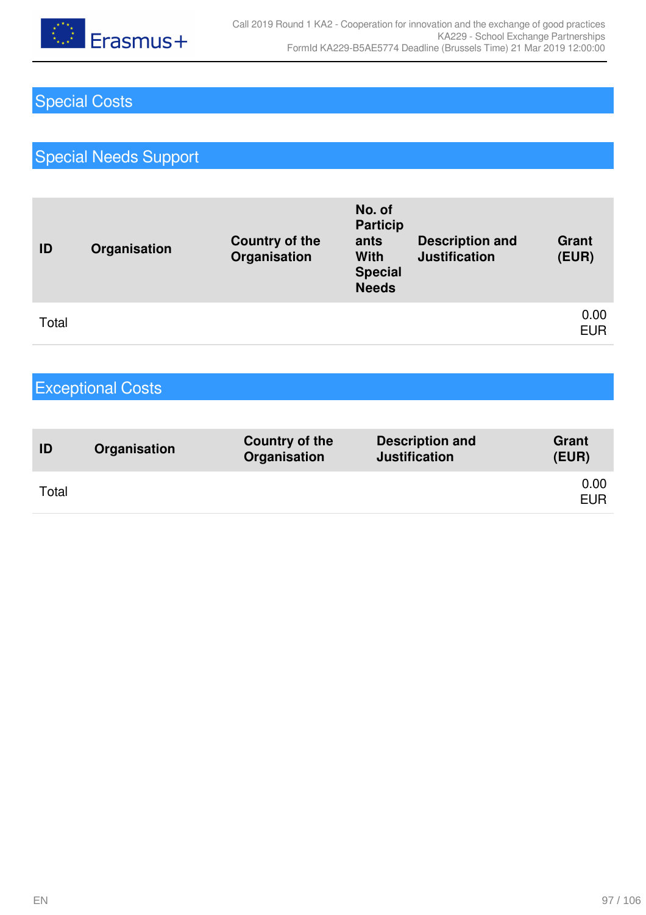# Special Costs

## Special Needs Support

| ID | Organisation | Country of the Organisation | No. of Participants With Special Needs | Description and Justification | Grant (EUR) |
|---|---|---|---|---|---|
| Total | | | | | 0.00 EUR |

## Exceptional Costs

| ID | Organisation | Country of the Organisation | Description and Justification | Grant (EUR) |
|---|---|---|---|---|
| Total | | | | 0.00 EUR |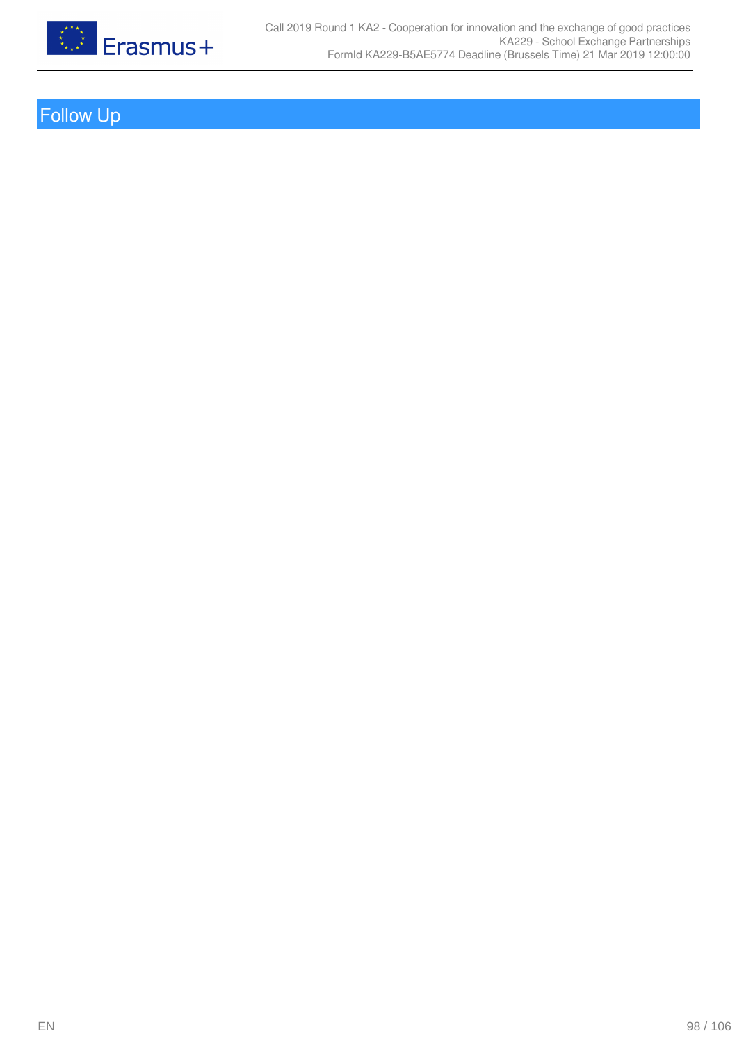# Follow Up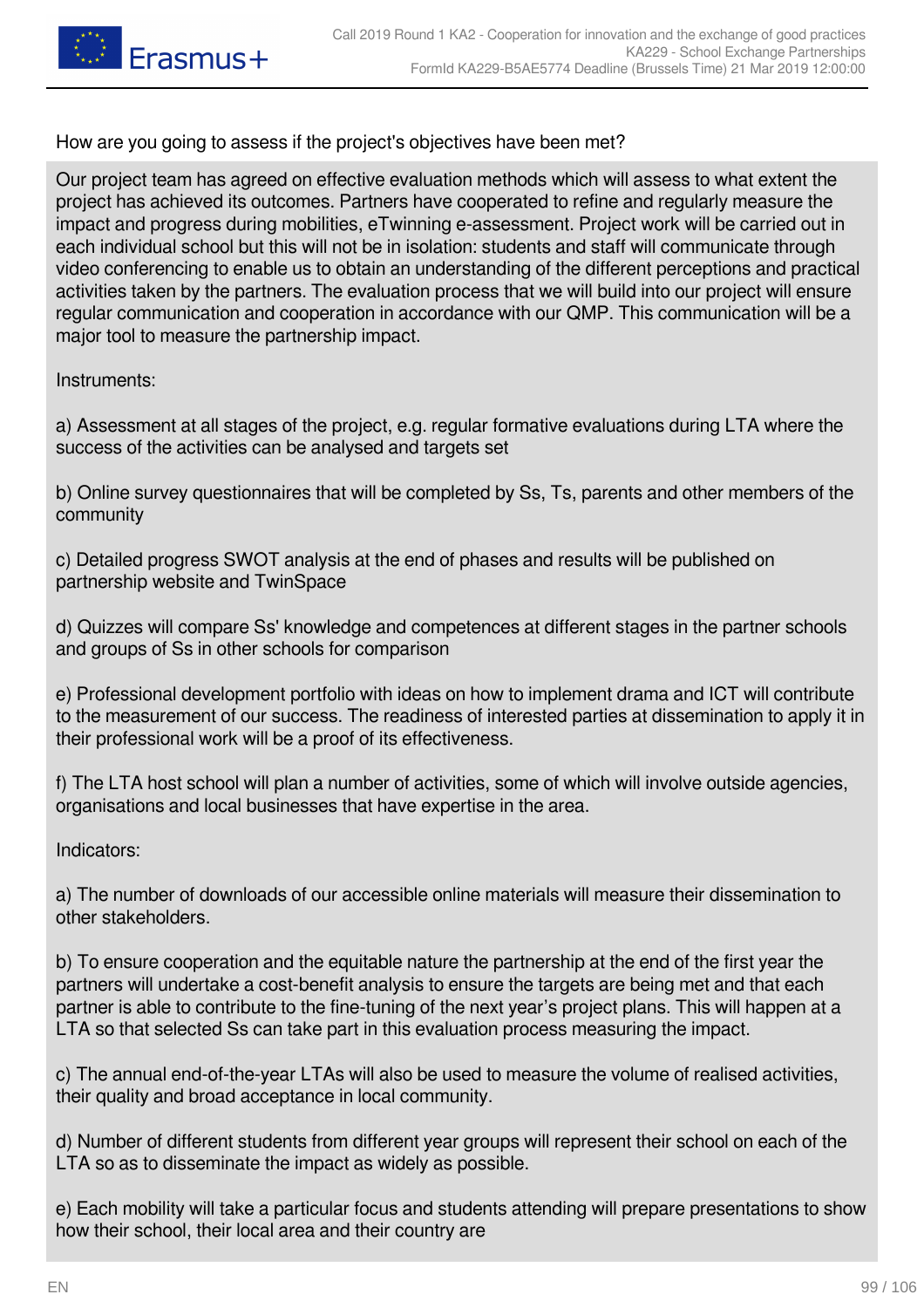How are you going to assess if the project's objectives have been met?

Our project team has agreed on effective evaluation methods which will assess to what extent the project has achieved its outcomes. Partners have cooperated to refine and regularly measure the impact and progress during mobilities, eTwinning e-assessment. Project work will be carried out in each individual school but this will not be in isolation: students and staff will communicate through video conferencing to enable us to obtain an understanding of the different perceptions and practical activities taken by the partners. The evaluation process that we will build into our project will ensure regular communication and cooperation in accordance with our QMP. This communication will be a major tool to measure the partnership impact.

Instruments:

a) Assessment at all stages of the project, e.g. regular formative evaluations during LTA where the success of the activities can be analysed and targets set

b) Online survey questionnaires that will be completed by Ss, Ts, parents and other members of the community

c) Detailed progress SWOT analysis at the end of phases and results will be published on partnership website and TwinSpace

d) Quizzes will compare Ss' knowledge and competences at different stages in the partner schools and groups of Ss in other schools for comparison

e) Professional development portfolio with ideas on how to implement drama and ICT will contribute to the measurement of our success. The readiness of interested parties at dissemination to apply it in their professional work will be a proof of its effectiveness.

f) The LTA host school will plan a number of activities, some of which will involve outside agencies, organisations and local businesses that have expertise in the area.

Indicators:

a) The number of downloads of our accessible online materials will measure their dissemination to other stakeholders.

b) To ensure cooperation and the equitable nature the partnership at the end of the first year the partners will undertake a cost-benefit analysis to ensure the targets are being met and that each partner is able to contribute to the fine-tuning of the next year's project plans. This will happen at a LTA so that selected Ss can take part in this evaluation process measuring the impact.

c) The annual end-of-the-year LTAs will also be used to measure the volume of realised activities, their quality and broad acceptance in local community.

d) Number of different students from different year groups will represent their school on each of the LTA so as to disseminate the impact as widely as possible.

e) Each mobility will take a particular focus and students attending will prepare presentations to show how their school, their local area and their country are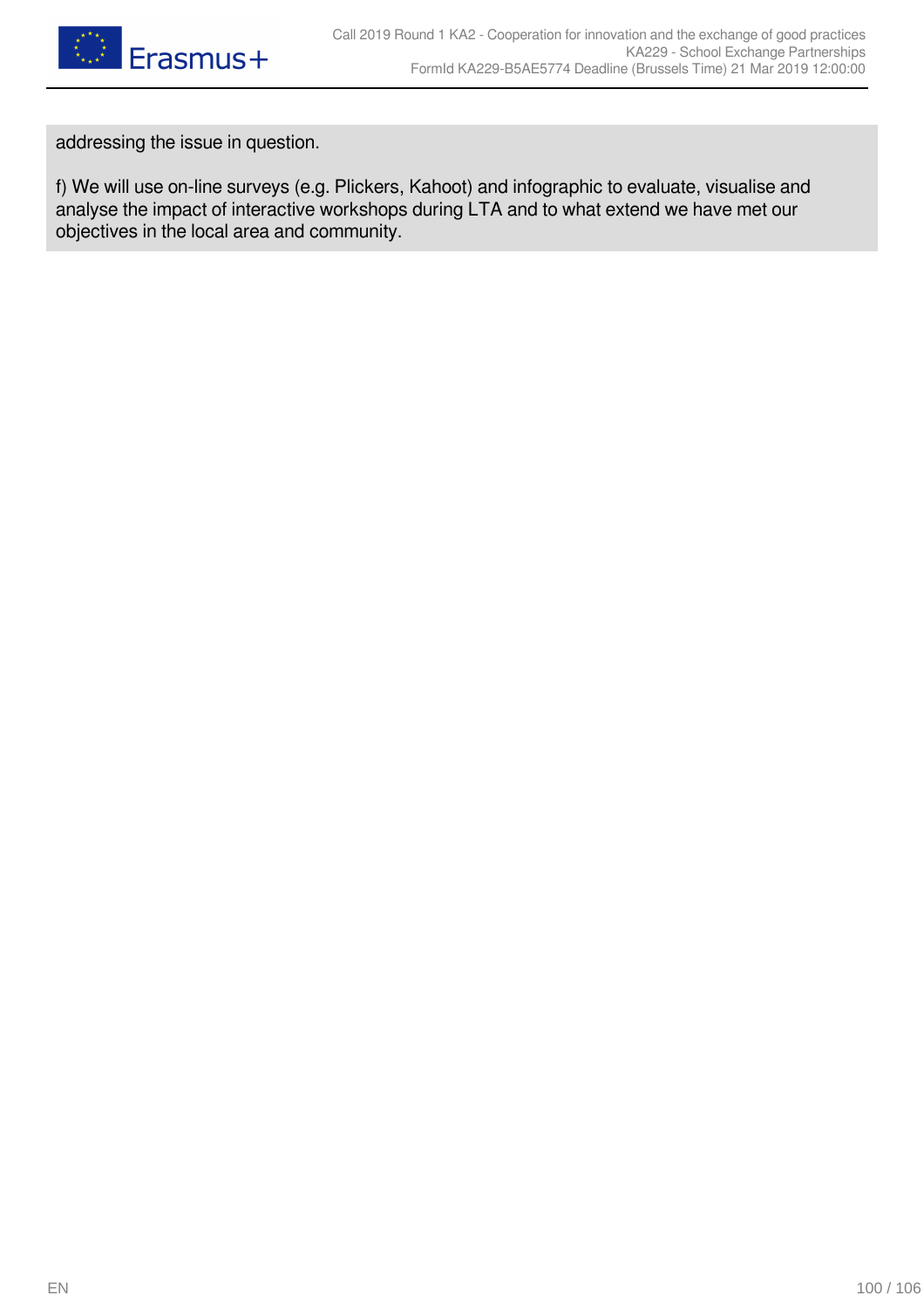addressing the issue in question.

f) We will use on-line surveys (e.g. Plickers, Kahoot) and infographic to evaluate, visualise and analyse the impact of interactive workshops during LTA and to what extend we have met our objectives in the local area and community.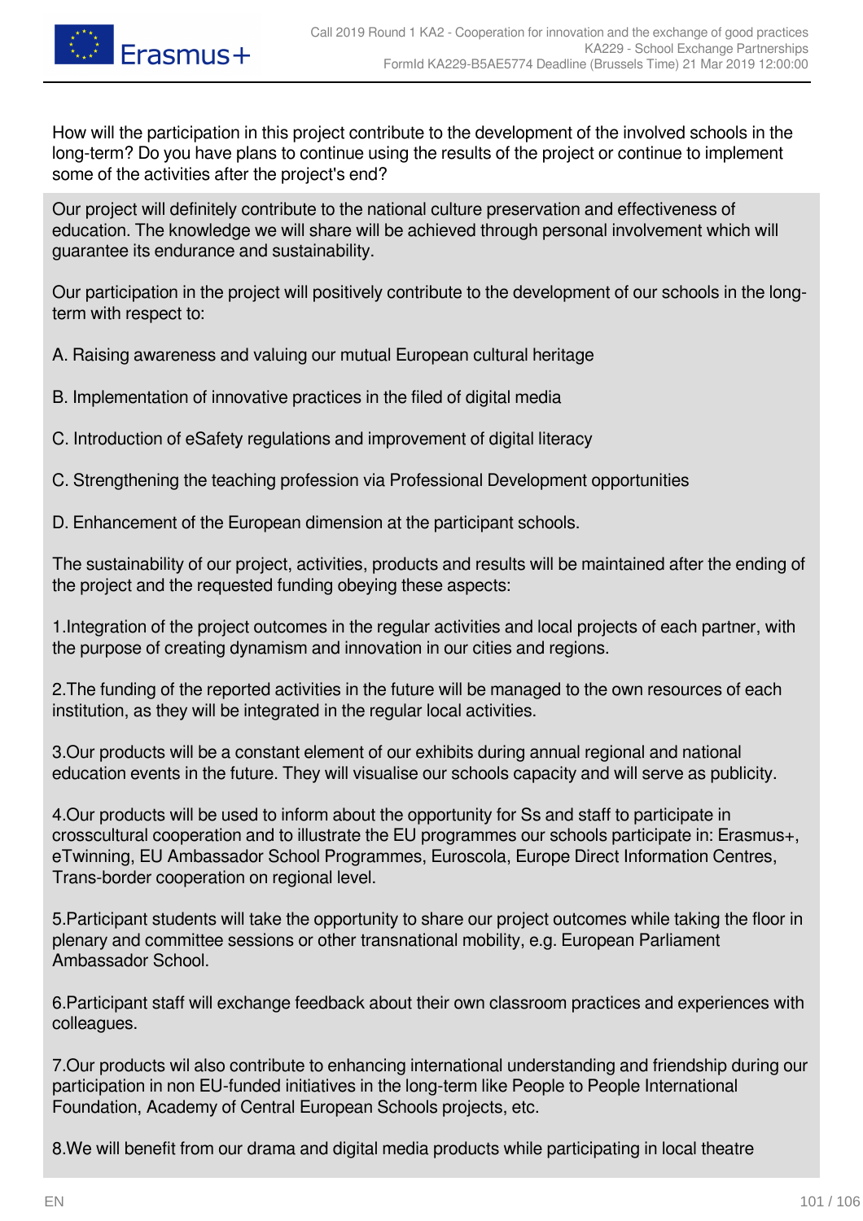How will the participation in this project contribute to the development of the involved schools in the long-term? Do you have plans to continue using the results of the project or continue to implement some of the activities after the project's end?

Our project will definitely contribute to the national culture preservation and effectiveness of education. The knowledge we will share will be achieved through personal involvement which will guarantee its endurance and sustainability.

Our participation in the project will positively contribute to the development of our schools in the long-term with respect to:

A. Raising awareness and valuing our mutual European cultural heritage

B. Implementation of innovative practices in the filed of digital media

C. Introduction of eSafety regulations and improvement of digital literacy

C. Strengthening the teaching profession via Professional Development opportunities

D. Enhancement of the European dimension at the participant schools.

The sustainability of our project, activities, products and results will be maintained after the ending of the project and the requested funding obeying these aspects:

1.Integration of the project outcomes in the regular activities and local projects of each partner, with the purpose of creating dynamism and innovation in our cities and regions.

2.The funding of the reported activities in the future will be managed to the own resources of each institution, as they will be integrated in the regular local activities.

3.Our products will be a constant element of our exhibits during annual regional and national education events in the future. They will visualise our schools capacity and will serve as publicity.

4.Our products will be used to inform about the opportunity for Ss and staff to participate in crosscultural cooperation and to illustrate the EU programmes our schools participate in: Erasmus+, eTwinning, EU Ambassador School Programmes, Euroscola, Europe Direct Information Centres, Trans-border cooperation on regional level.

5.Participant students will take the opportunity to share our project outcomes while taking the floor in plenary and committee sessions or other transnational mobility, e.g. European Parliament Ambassador School.

6.Participant staff will exchange feedback about their own classroom practices and experiences with colleagues.

7.Our products wil also contribute to enhancing international understanding and friendship during our participation in non EU-funded initiatives in the long-term like People to People International Foundation, Academy of Central European Schools projects, etc.

8.We will benefit from our drama and digital media products while participating in local theatre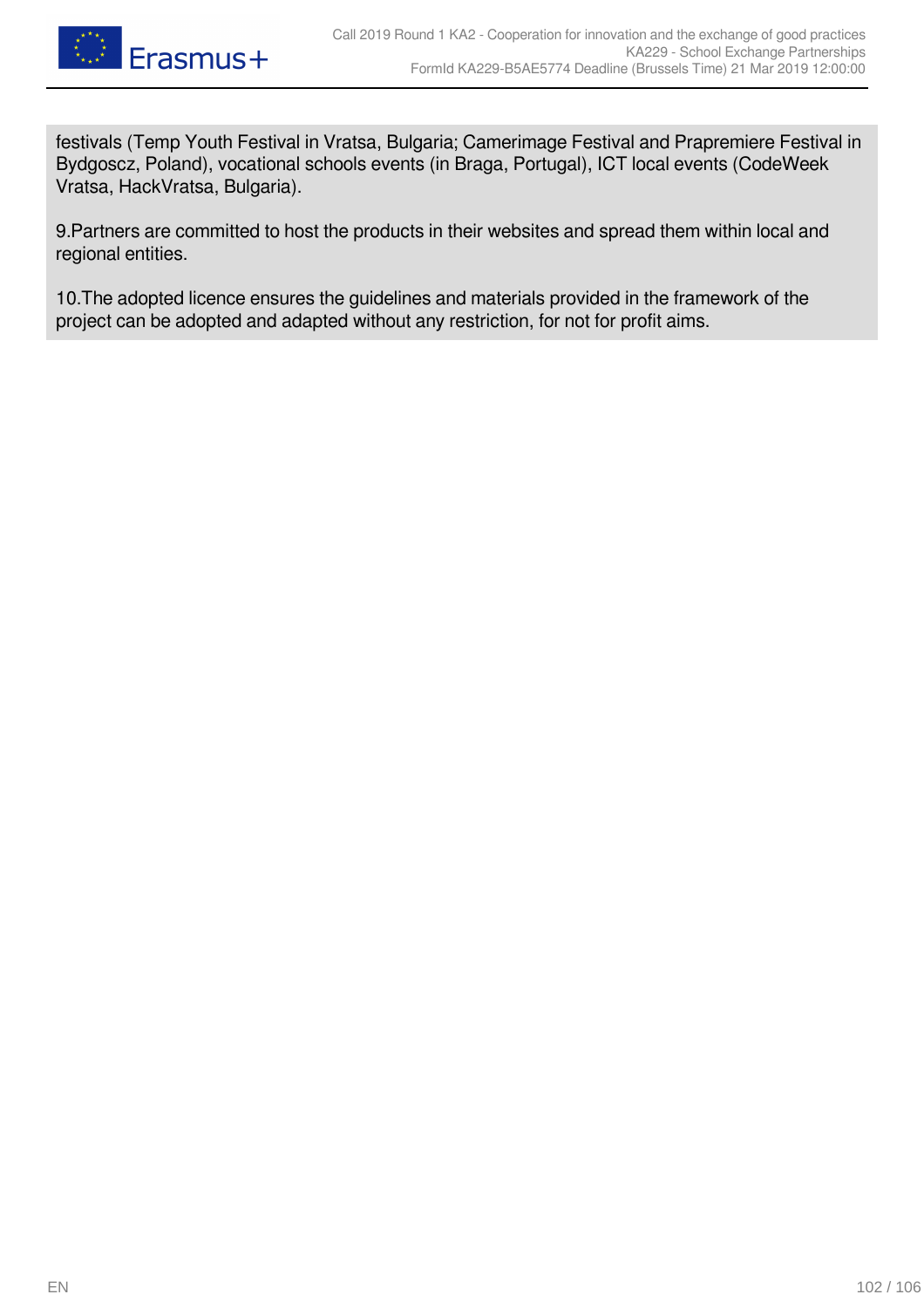festivals (Temp Youth Festival in Vratsa, Bulgaria; Camerimage Festival and Prapremiere Festival in Bydgoscz, Poland), vocational schools events (in Braga, Portugal), ICT local events (CodeWeek Vratsa, HackVratsa, Bulgaria).

9.Partners are committed to host the products in their websites and spread them within local and regional entities.

10.The adopted licence ensures the guidelines and materials provided in the framework of the project can be adopted and adapted without any restriction, for not for profit aims.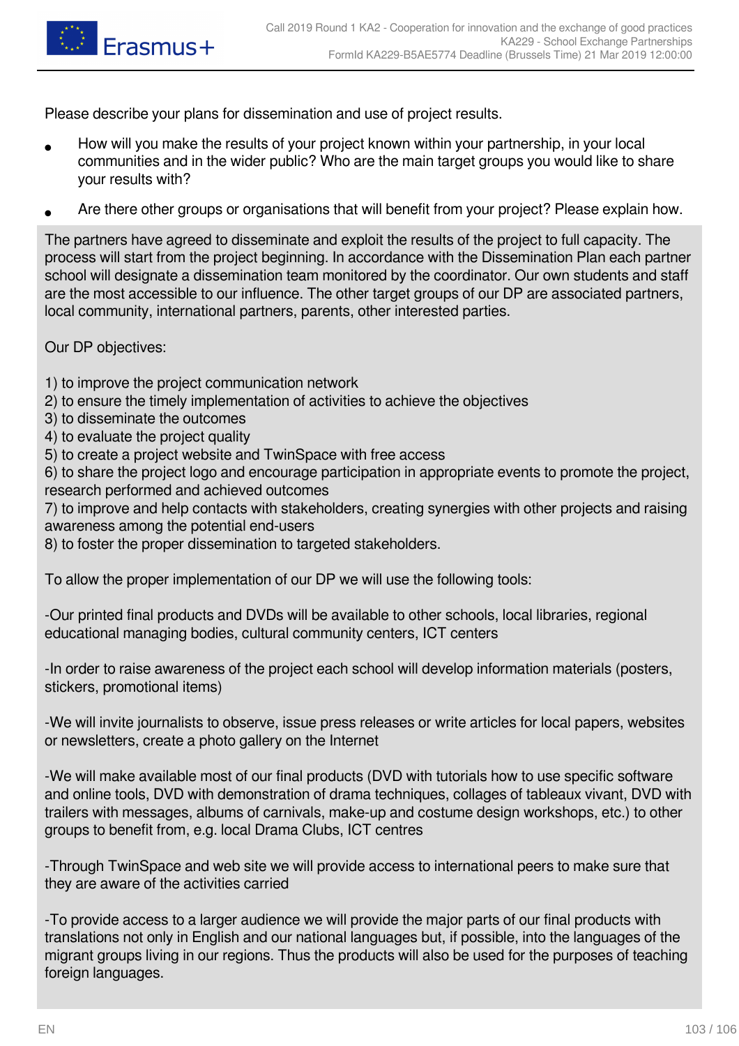Please describe your plans for dissemination and use of project results.

- How will you make the results of your project known within your partnership, in your local communities and in the wider public? Who are the main target groups you would like to share your results with?
- Are there other groups or organisations that will benefit from your project? Please explain how.

The partners have agreed to disseminate and exploit the results of the project to full capacity. The process will start from the project beginning. In accordance with the Dissemination Plan each partner school will designate a dissemination team monitored by the coordinator. Our own students and staff are the most accessible to our influence. The other target groups of our DP are associated partners, local community, international partners, parents, other interested parties.

Our DP objectives:

1) to improve the project communication network
2) to ensure the timely implementation of activities to achieve the objectives
3) to disseminate the outcomes
4) to evaluate the project quality
5) to create a project website and TwinSpace with free access
6) to share the project logo and encourage participation in appropriate events to promote the project, research performed and achieved outcomes
7) to improve and help contacts with stakeholders, creating synergies with other projects and raising awareness among the potential end-users
8) to foster the proper dissemination to targeted stakeholders.

To allow the proper implementation of our DP we will use the following tools:

-Our printed final products and DVDs will be available to other schools, local libraries, regional educational managing bodies, cultural community centers, ICT centers

-In order to raise awareness of the project each school will develop information materials (posters, stickers, promotional items)

-We will invite journalists to observe, issue press releases or write articles for local papers, websites or newsletters, create a photo gallery on the Internet

-We will make available most of our final products (DVD with tutorials how to use specific software and online tools, DVD with demonstration of drama techniques, collages of tableaux vivant, DVD with trailers with messages, albums of carnivals, make-up and costume design workshops, etc.) to other groups to benefit from, e.g. local Drama Clubs, ICT centres

-Through TwinSpace and web site we will provide access to international peers to make sure that they are aware of the activities carried

-To provide access to a larger audience we will provide the major parts of our final products with translations not only in English and our national languages but, if possible, into the languages of the migrant groups living in our regions. Thus the products will also be used for the purposes of teaching foreign languages.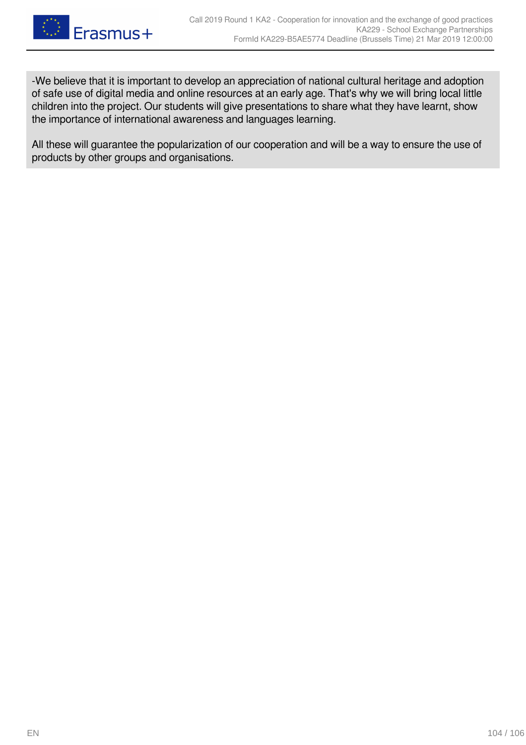-We believe that it is important to develop an appreciation of national cultural heritage and adoption of safe use of digital media and online resources at an early age. That's why we will bring local little children into the project. Our students will give presentations to share what they have learnt, show the importance of international awareness and languages learning.

All these will guarantee the popularization of our cooperation and will be a way to ensure the use of products by other groups and organisations.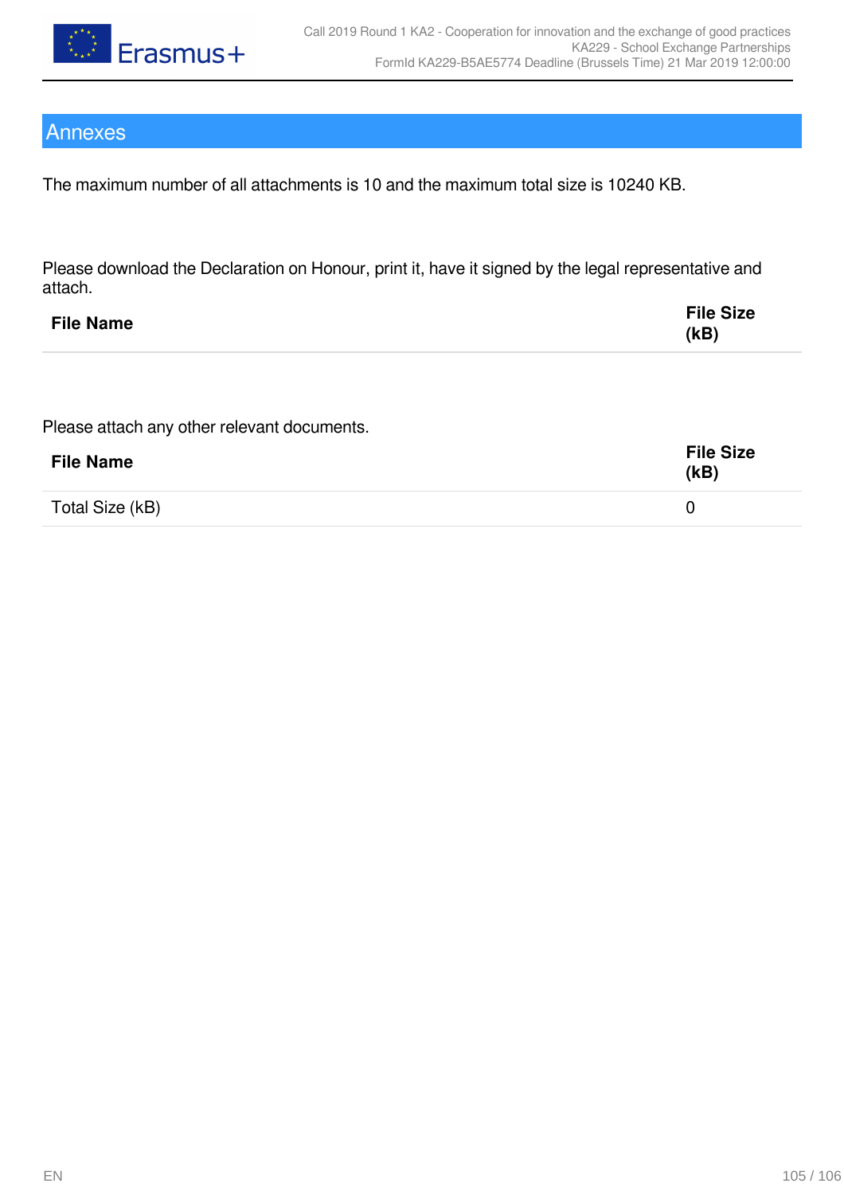## Annexes

The maximum number of all attachments is 10 and the maximum total size is 10240 KB.

Please download the Declaration on Honour, print it, have it signed by the legal representative and attach.

| File Name | File Size (kB) |
| --- | --- |

Please attach any other relevant documents.

| File Name | File Size (kB) |
| --- | --- |
| Total Size (kB) | 0 |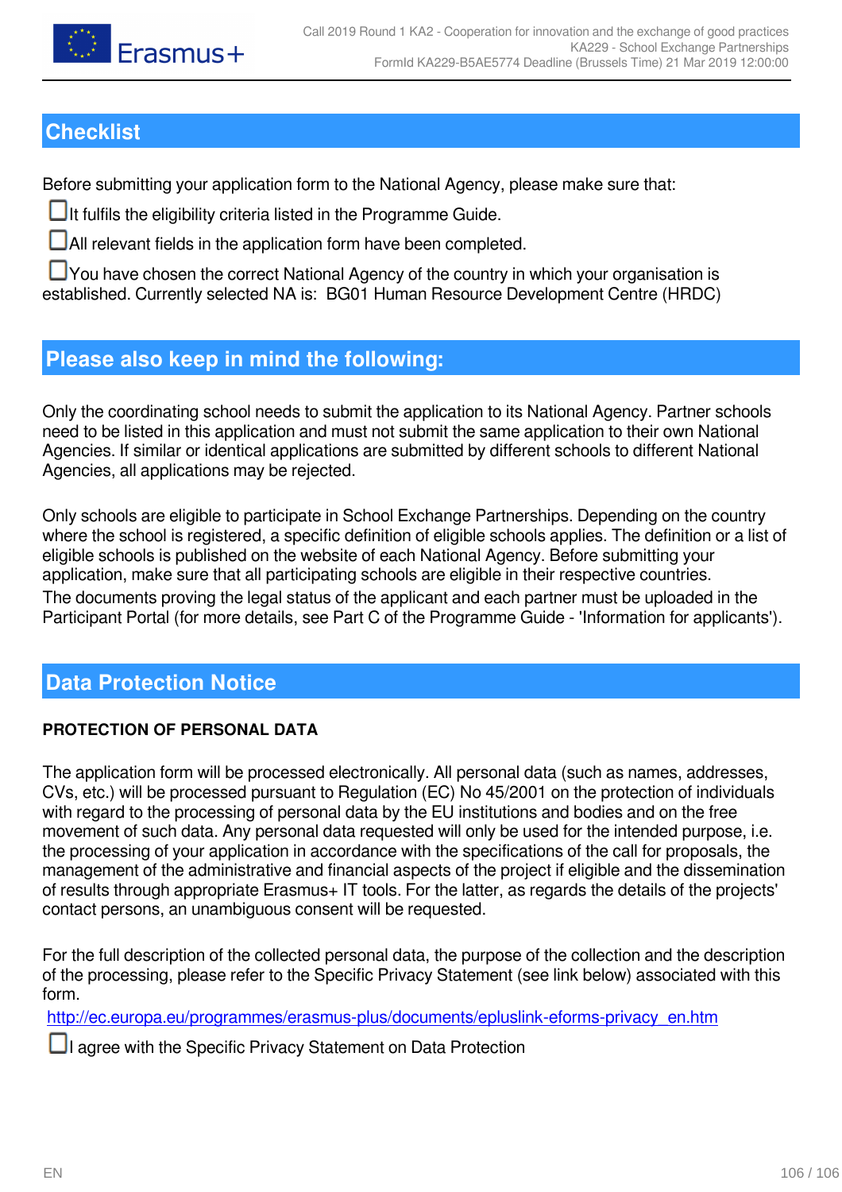## Checklist

Before submitting your application form to the National Agency, please make sure that:

☐ It fulfils the eligibility criteria listed in the Programme Guide.

☐ All relevant fields in the application form have been completed.

☐ You have chosen the correct National Agency of the country in which your organisation is established. Currently selected NA is: BG01 Human Resource Development Centre (HRDC)

## Please also keep in mind the following:

Only the coordinating school needs to submit the application to its National Agency. Partner schools need to be listed in this application and must not submit the same application to their own National Agencies. If similar or identical applications are submitted by different schools to different National Agencies, all applications may be rejected.

Only schools are eligible to participate in School Exchange Partnerships. Depending on the country where the school is registered, a specific definition of eligible schools applies. The definition or a list of eligible schools is published on the website of each National Agency. Before submitting your application, make sure that all participating schools are eligible in their respective countries.
The documents proving the legal status of the applicant and each partner must be uploaded in the Participant Portal (for more details, see Part C of the Programme Guide - 'Information for applicants').

## Data Protection Notice

**PROTECTION OF PERSONAL DATA**

The application form will be processed electronically. All personal data (such as names, addresses, CVs, etc.) will be processed pursuant to Regulation (EC) No 45/2001 on the protection of individuals with regard to the processing of personal data by the EU institutions and bodies and on the free movement of such data. Any personal data requested will only be used for the intended purpose, i.e. the processing of your application in accordance with the specifications of the call for proposals, the management of the administrative and financial aspects of the project if eligible and the dissemination of results through appropriate Erasmus+ IT tools. For the latter, as regards the details of the projects' contact persons, an unambiguous consent will be requested.

For the full description of the collected personal data, the purpose of the collection and the description of the processing, please refer to the Specific Privacy Statement (see link below) associated with this form.

http://ec.europa.eu/programmes/erasmus-plus/documents/epluslink-eforms-privacy_en.htm

☐ I agree with the Specific Privacy Statement on Data Protection